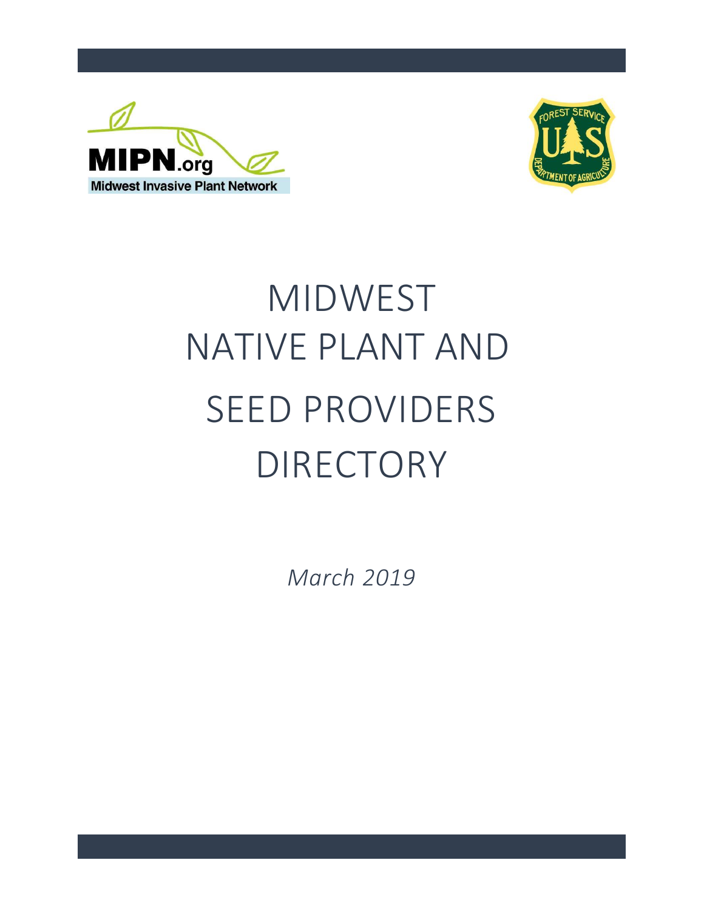MIPN.org

Midwest Invasive Plant Network

FOREST SERVICE

U S

DEPARTMENT OF AGRICULTURE

# MIDWEST NATIVE PLANT AND SEED PROVIDERS DIRECTORY

*March 2019*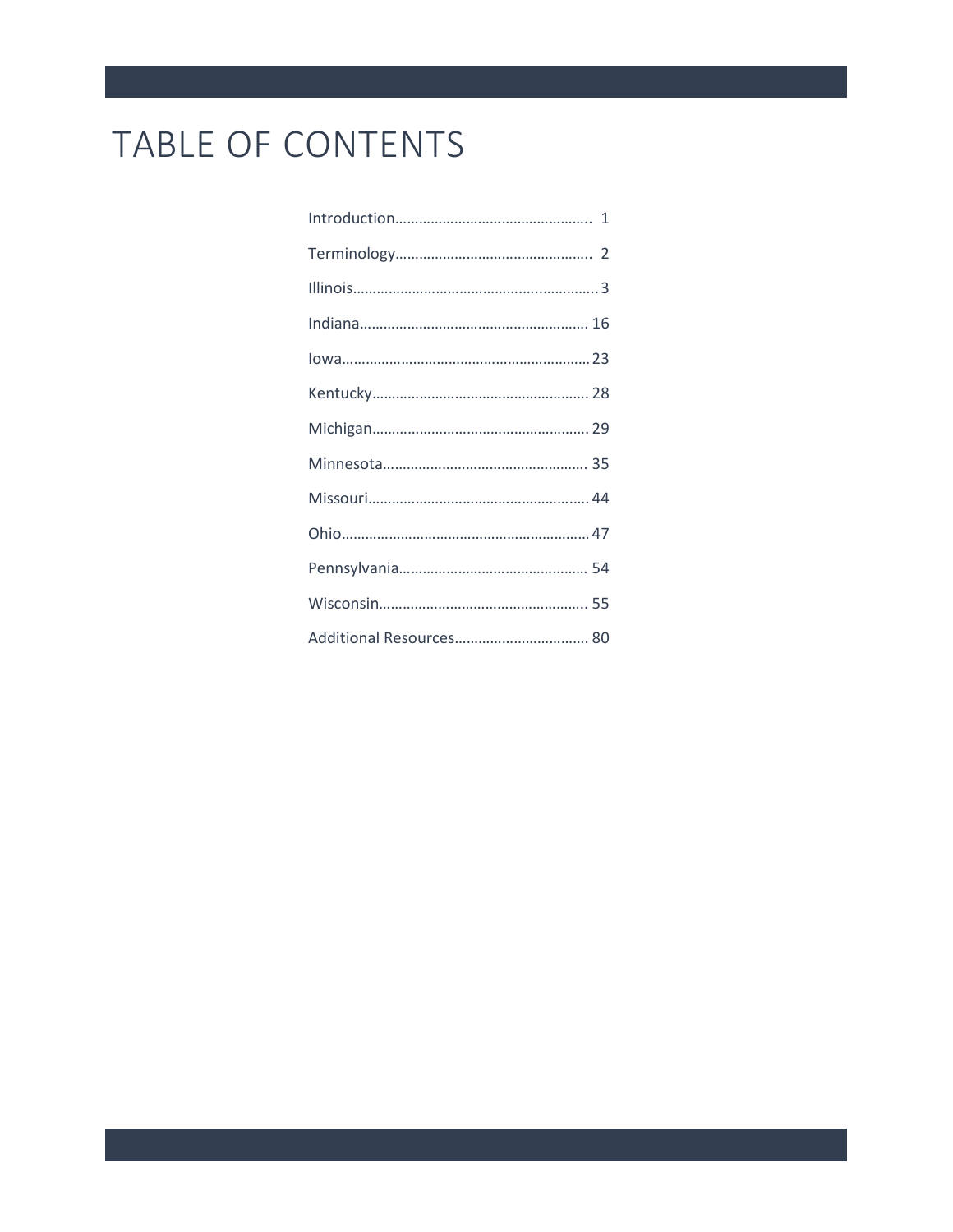# TABLE OF CONTENTS

Introduction………………………………………… 1

Terminology………………………………………… 2

Illinois……………………………………………… 3

Indiana……………………………………………… 16

Iowa………………………………………………… 23

Kentucky…………………………………………… 28

Michigan…………………………………………… 29

Minnesota…………………………………………… 35

Missouri…………………………………………… 44

Ohio………………………………………………… 47

Pennsylvania………………………………………… 54

Wisconsin…………………………………………… 55

Additional Resources……………………………… 80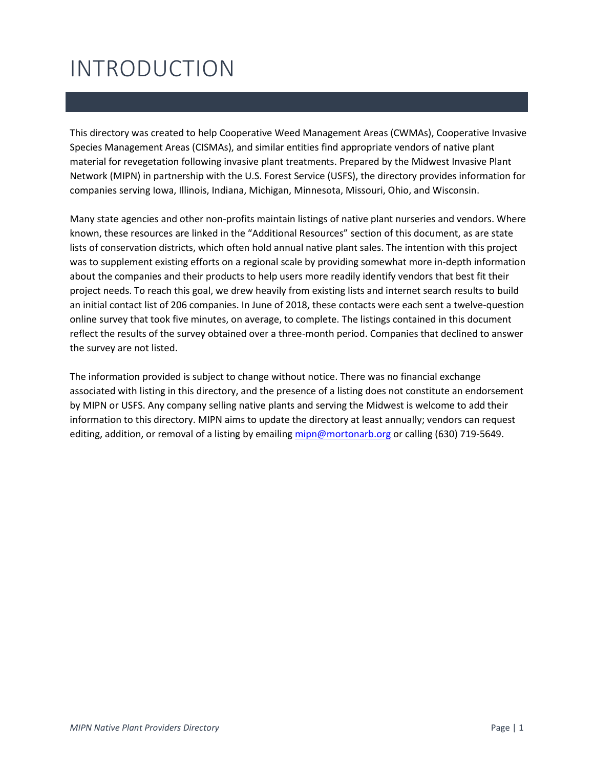# INTRODUCTION

This directory was created to help Cooperative Weed Management Areas (CWMAs), Cooperative Invasive Species Management Areas (CISMAs), and similar entities find appropriate vendors of native plant material for revegetation following invasive plant treatments. Prepared by the Midwest Invasive Plant Network (MIPN) in partnership with the U.S. Forest Service (USFS), the directory provides information for companies serving Iowa, Illinois, Indiana, Michigan, Minnesota, Missouri, Ohio, and Wisconsin.

Many state agencies and other non-profits maintain listings of native plant nurseries and vendors. Where known, these resources are linked in the "Additional Resources" section of this document, as are state lists of conservation districts, which often hold annual native plant sales. The intention with this project was to supplement existing efforts on a regional scale by providing somewhat more in-depth information about the companies and their products to help users more readily identify vendors that best fit their project needs. To reach this goal, we drew heavily from existing lists and internet search results to build an initial contact list of 206 companies. In June of 2018, these contacts were each sent a twelve-question online survey that took five minutes, on average, to complete. The listings contained in this document reflect the results of the survey obtained over a three-month period. Companies that declined to answer the survey are not listed.

The information provided is subject to change without notice. There was no financial exchange associated with listing in this directory, and the presence of a listing does not constitute an endorsement by MIPN or USFS. Any company selling native plants and serving the Midwest is welcome to add their information to this directory. MIPN aims to update the directory at least annually; vendors can request editing, addition, or removal of a listing by emailing mipn@mortonarb.org or calling (630) 719-5649.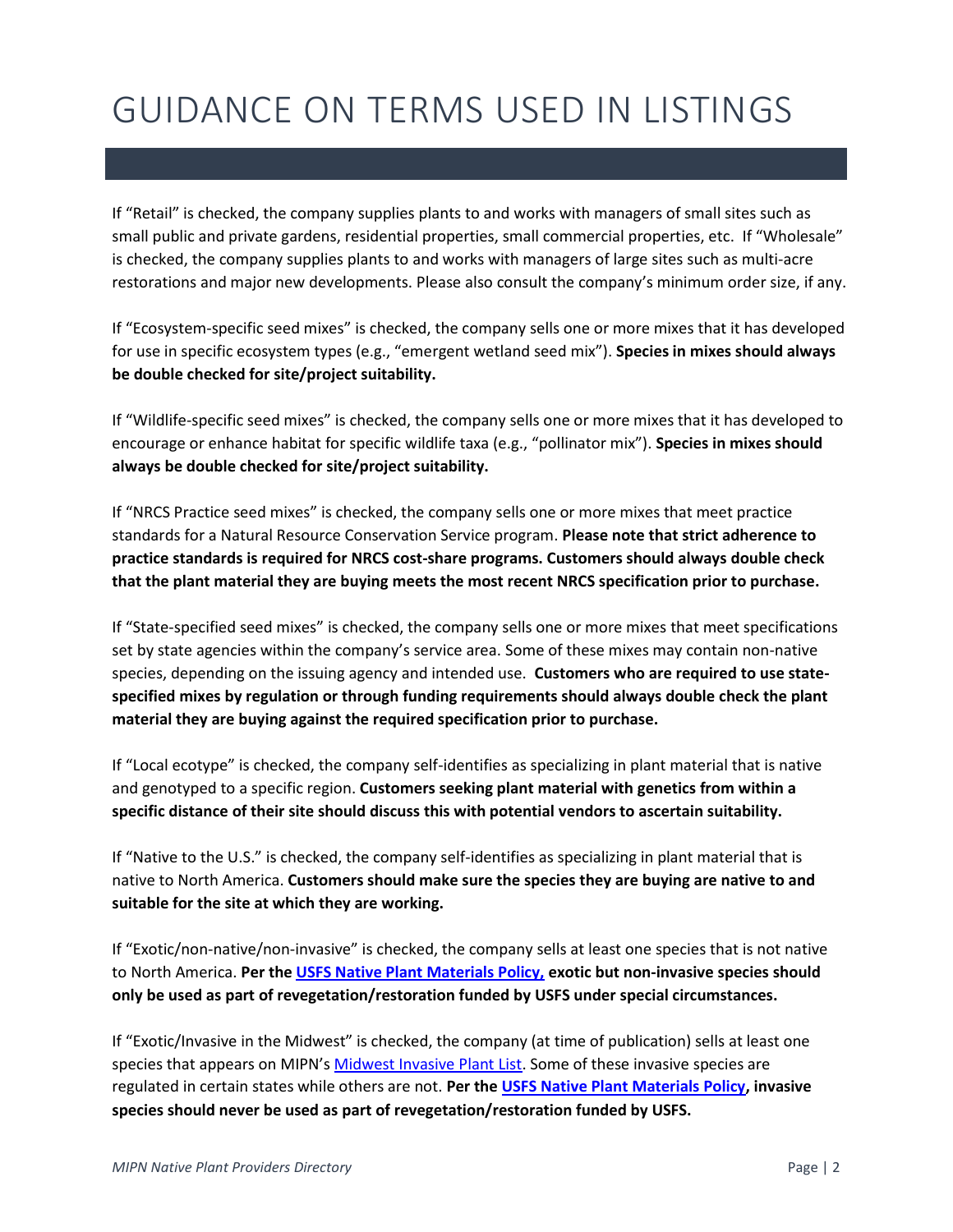# GUIDANCE ON TERMS USED IN LISTINGS

If “Retail” is checked, the company supplies plants to and works with managers of small sites such as small public and private gardens, residential properties, small commercial properties, etc. If “Wholesale” is checked, the company supplies plants to and works with managers of large sites such as multi-acre restorations and major new developments. Please also consult the company’s minimum order size, if any.

If “Ecosystem-specific seed mixes” is checked, the company sells one or more mixes that it has developed for use in specific ecosystem types (e.g., “emergent wetland seed mix”). **Species in mixes should always be double checked for site/project suitability.**

If “Wildlife-specific seed mixes” is checked, the company sells one or more mixes that it has developed to encourage or enhance habitat for specific wildlife taxa (e.g., “pollinator mix”). **Species in mixes should always be double checked for site/project suitability.**

If “NRCS Practice seed mixes” is checked, the company sells one or more mixes that meet practice standards for a Natural Resource Conservation Service program. **Please note that strict adherence to practice standards is required for NRCS cost-share programs. Customers should always double check that the plant material they are buying meets the most recent NRCS specification prior to purchase.**

If “State-specified seed mixes” is checked, the company sells one or more mixes that meet specifications set by state agencies within the company’s service area. Some of these mixes may contain non-native species, depending on the issuing agency and intended use. **Customers who are required to use state-specified mixes by regulation or through funding requirements should always double check the plant material they are buying against the required specification prior to purchase.**

If “Local ecotype” is checked, the company self-identifies as specializing in plant material that is native and genotyped to a specific region. **Customers seeking plant material with genetics from within a specific distance of their site should discuss this with potential vendors to ascertain suitability.**

If “Native to the U.S.” is checked, the company self-identifies as specializing in plant material that is native to North America. **Customers should make sure the species they are buying are native to and suitable for the site at which they are working.**

If “Exotic/non-native/non-invasive” is checked, the company sells at least one species that is not native to North America. **Per the USFS Native Plant Materials Policy, exotic but non-invasive species should only be used as part of revegetation/restoration funded by USFS under special circumstances.**

If “Exotic/Invasive in the Midwest” is checked, the company (at time of publication) sells at least one species that appears on MIPN’s Midwest Invasive Plant List. Some of these invasive species are regulated in certain states while others are not. **Per the USFS Native Plant Materials Policy, invasive species should never be used as part of revegetation/restoration funded by USFS.**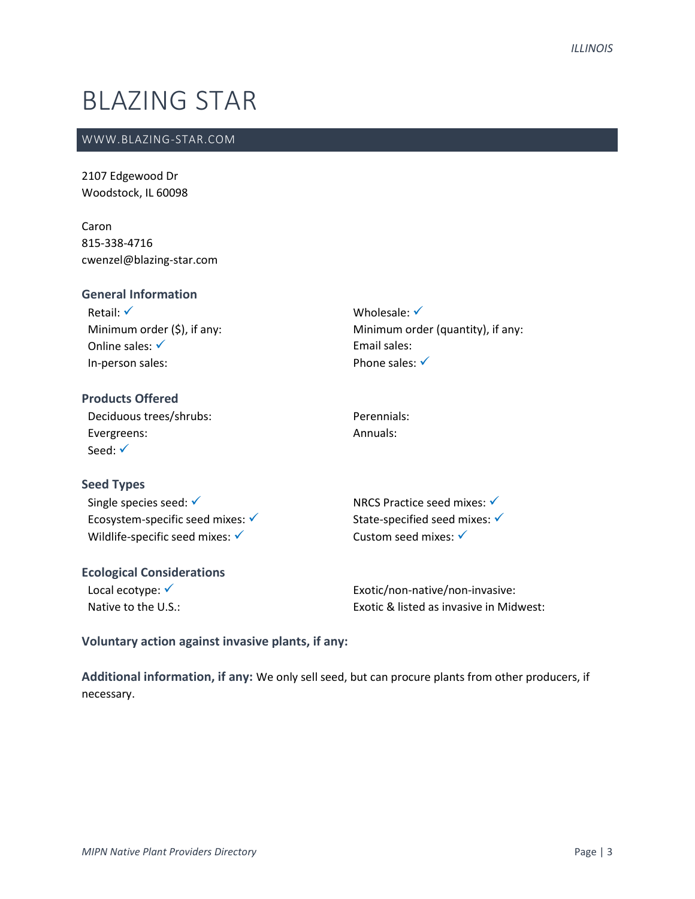// BLAZING STAR

## WWW.BLAZING-STAR.COM

2107 Edgewood Dr
Woodstock, IL 60098

Caron
815-338-4716
cwenzel@blazing-star.com

### General Information

Retail: ✓
Minimum order ($), if any:
Online sales: ✓
In-person sales:
Wholesale: ✓
Minimum order (quantity), if any:
Email sales:
Phone sales: ✓

### Products Offered

Deciduous trees/shrubs:
Evergreens:
Seed: ✓
Perennials:
Annuals:

### Seed Types

Single species seed: ✓
Ecosystem-specific seed mixes: ✓
Wildlife-specific seed mixes: ✓
NRCS Practice seed mixes: ✓
State-specified seed mixes: ✓
Custom seed mixes: ✓

### Ecological Considerations

Local ecotype: ✓
Native to the U.S.:
Exotic/non-native/non-invasive:
Exotic & listed as invasive in Midwest:

**Voluntary action against invasive plants, if any:**

**Additional information, if any:** We only sell seed, but can procure plants from other producers, if necessary.

# BLAZING STAR

## WWW.BLAZING-STAR.COM

2107 Edgewood Dr
Woodstock, IL 60098

Caron
815-338-4716
cwenzel@blazing-star.com

### General Information

Retail: ✓
Minimum order ($), if any:
Online sales: ✓
In-person sales:
Wholesale: ✓
Minimum order (quantity), if any:
Email sales:
Phone sales: ✓

### Products Offered

Deciduous trees/shrubs:
Evergreens:
Seed: ✓
Perennials:
Annuals:

### Seed Types

Single species seed: ✓
Ecosystem-specific seed mixes: ✓
Wildlife-specific seed mixes: ✓
NRCS Practice seed mixes: ✓
State-specified seed mixes: ✓
Custom seed mixes: ✓

### Ecological Considerations

Local ecotype: ✓
Native to the U.S.:
Exotic/non-native/non-invasive:
Exotic & listed as invasive in Midwest:

**Voluntary action against invasive plants, if any:**

**Additional information, if any:** We only sell seed, but can procure plants from other producers, if necessary.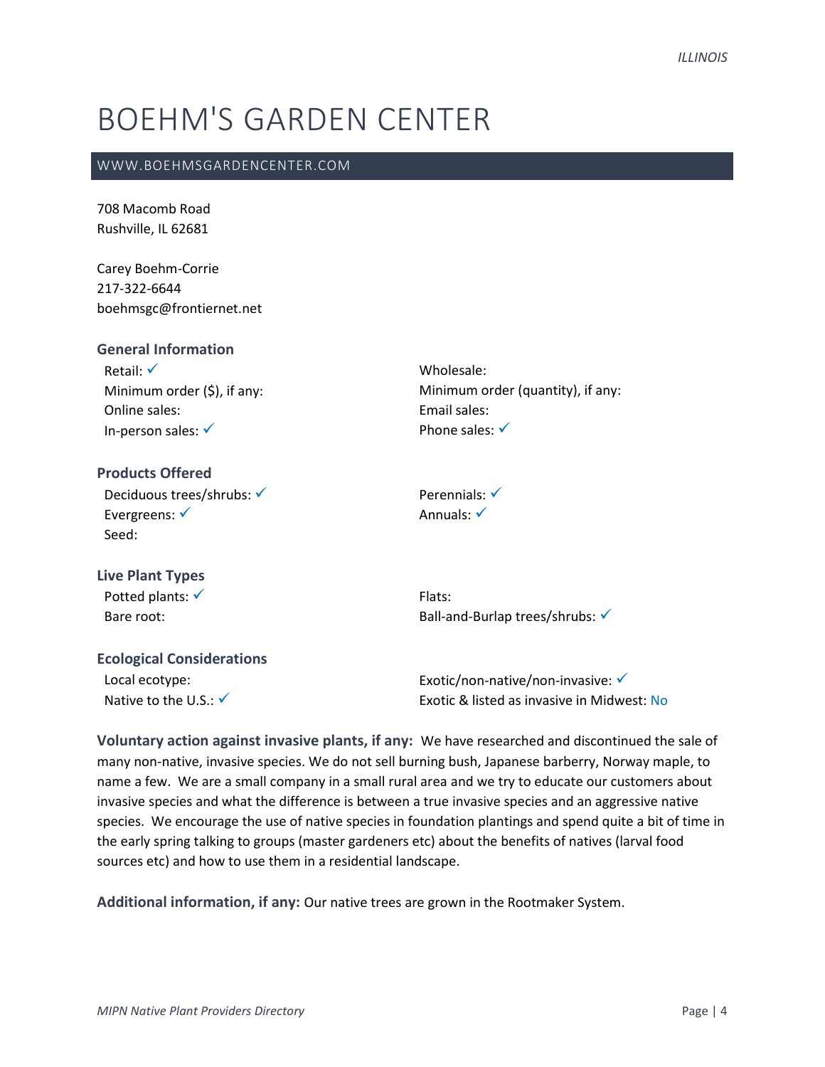# BOEHM'S GARDEN CENTER

WWW.BOEHMSGARDENCENTER.COM

708 Macomb Road
Rushville, IL 62681

Carey Boehm-Corrie
217-322-6644
boehmsgc@frontiernet.net

### General Information

Retail: ✓
Minimum order ($), if any:
Online sales:
In-person sales: ✓
Wholesale:
Minimum order (quantity), if any:
Email sales:
Phone sales: ✓

### Products Offered

Deciduous trees/shrubs: ✓
Evergreens: ✓
Seed:
Perennials: ✓
Annuals: ✓

### Live Plant Types

Potted plants: ✓
Bare root:
Flats:
Ball-and-Burlap trees/shrubs: ✓

### Ecological Considerations

Local ecotype:
Native to the U.S.: ✓
Exotic/non-native/non-invasive: ✓
Exotic & listed as invasive in Midwest: No

**Voluntary action against invasive plants, if any:** We have researched and discontinued the sale of many non-native, invasive species. We do not sell burning bush, Japanese barberry, Norway maple, to name a few. We are a small company in a small rural area and we try to educate our customers about invasive species and what the difference is between a true invasive species and an aggressive native species. We encourage the use of native species in foundation plantings and spend quite a bit of time in the early spring talking to groups (master gardeners etc) about the benefits of natives (larval food sources etc) and how to use them in a residential landscape.

**Additional information, if any:** Our native trees are grown in the Rootmaker System.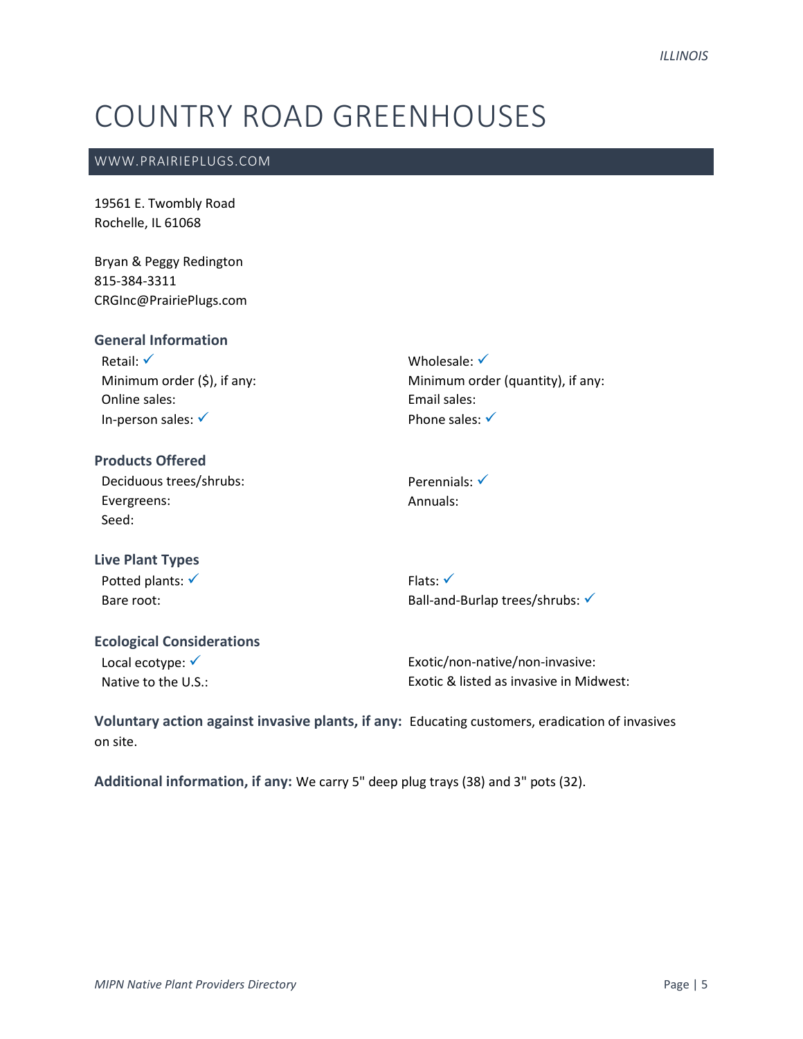# COUNTRY ROAD GREENHOUSES

## WWW.PRAIRIEPLUGS.COM

19561 E. Twombly Road
Rochelle, IL 61068

Bryan & Peggy Redington
815-384-3311
CRGInc@PrairiePlugs.com

### General Information

Retail: ✓
Minimum order ($), if any:
Online sales:
In-person sales: ✓
Wholesale: ✓
Minimum order (quantity), if any:
Email sales:
Phone sales: ✓

### Products Offered

Deciduous trees/shrubs:
Evergreens:
Seed:
Perennials: ✓
Annuals:

### Live Plant Types

Potted plants: ✓
Bare root:
Flats: ✓
Ball-and-Burlap trees/shrubs: ✓

### Ecological Considerations

Local ecotype: ✓
Native to the U.S.:
Exotic/non-native/non-invasive:
Exotic & listed as invasive in Midwest:

**Voluntary action against invasive plants, if any:** Educating customers, eradication of invasives on site.

**Additional information, if any:** We carry 5" deep plug trays (38) and 3" pots (32).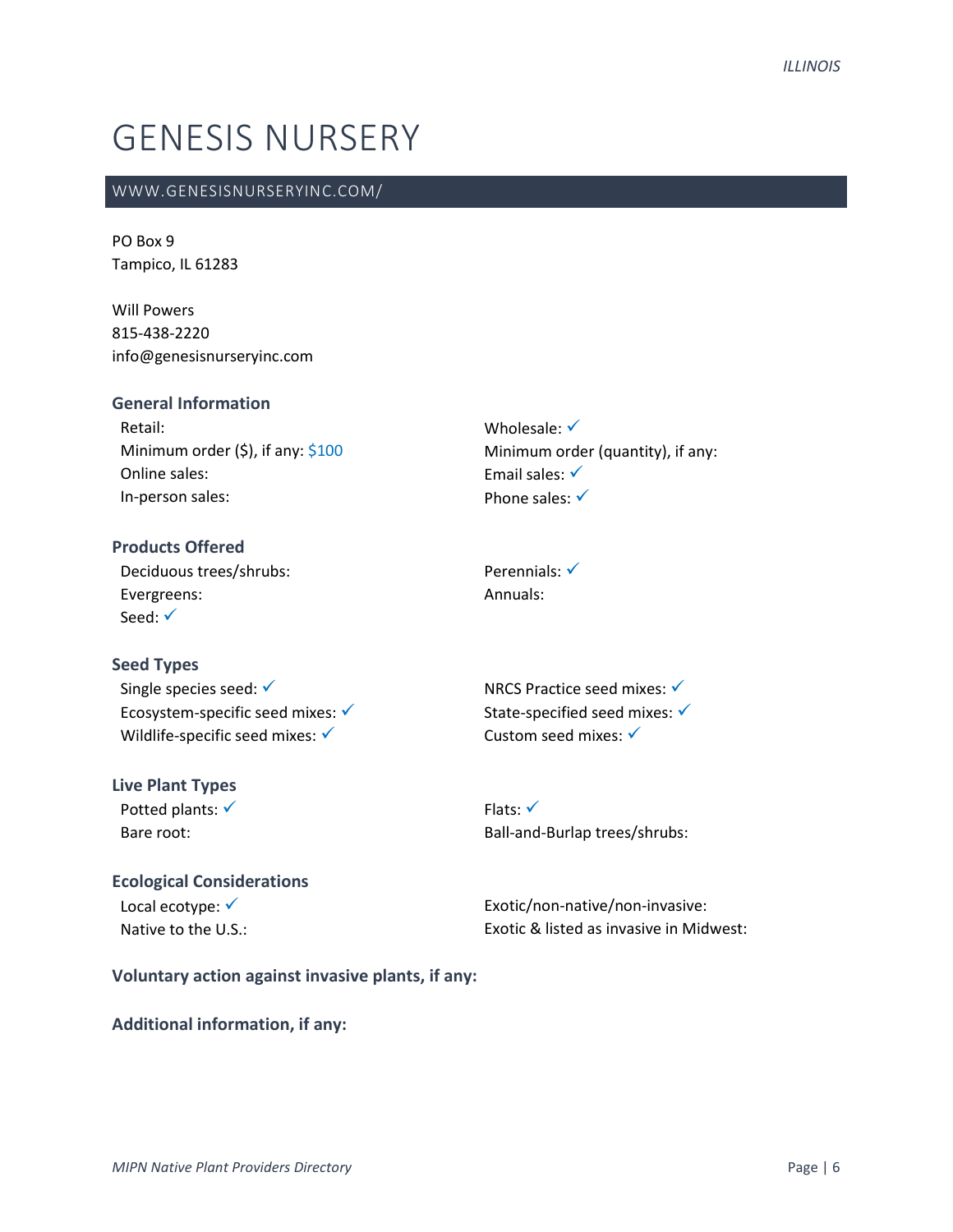# GENESIS NURSERY

WWW.GENESISNURSERYINC.COM/

PO Box 9
Tampico, IL 61283

Will Powers
815-438-2220
info@genesisnurseryinc.com

### General Information

Retail:
Minimum order ($), if any: $100
Online sales:
In-person sales:
Wholesale: ✓
Minimum order (quantity), if any:
Email sales: ✓
Phone sales: ✓

### Products Offered

Deciduous trees/shrubs:
Evergreens:
Seed: ✓
Perennials: ✓
Annuals:

### Seed Types

Single species seed: ✓
Ecosystem-specific seed mixes: ✓
Wildlife-specific seed mixes: ✓
NRCS Practice seed mixes: ✓
State-specified seed mixes: ✓
Custom seed mixes: ✓

### Live Plant Types

Potted plants: ✓
Bare root:
Flats: ✓
Ball-and-Burlap trees/shrubs:

### Ecological Considerations

Local ecotype: ✓
Native to the U.S.:
Exotic/non-native/non-invasive:
Exotic & listed as invasive in Midwest:

### Voluntary action against invasive plants, if any:

### Additional information, if any: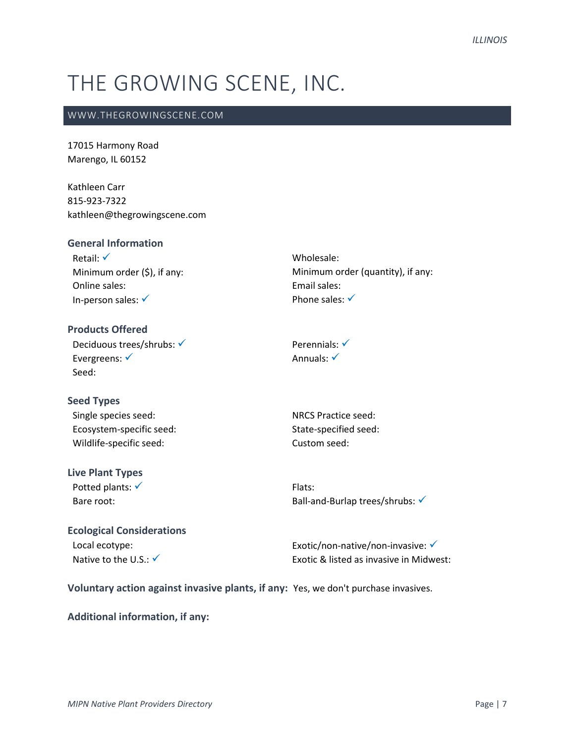# THE GROWING SCENE, INC.

WWW.THEGROWINGSCENE.COM

17015 Harmony Road
Marengo, IL 60152

Kathleen Carr
815-923-7322
kathleen@thegrowingscene.com

### General Information

Retail: ✓
Minimum order ($), if any:
Online sales:
In-person sales: ✓

Wholesale:
Minimum order (quantity), if any:
Email sales:
Phone sales: ✓

### Products Offered

Deciduous trees/shrubs: ✓
Evergreens: ✓
Seed:

Perennials: ✓
Annuals: ✓

### Seed Types

Single species seed:
Ecosystem-specific seed:
Wildlife-specific seed:

NRCS Practice seed:
State-specified seed:
Custom seed:

### Live Plant Types

Potted plants: ✓
Bare root:

Flats:
Ball-and-Burlap trees/shrubs: ✓

### Ecological Considerations

Local ecotype:
Native to the U.S.: ✓

Exotic/non-native/non-invasive: ✓
Exotic & listed as invasive in Midwest:

**Voluntary action against invasive plants, if any:** Yes, we don't purchase invasives.

**Additional information, if any:**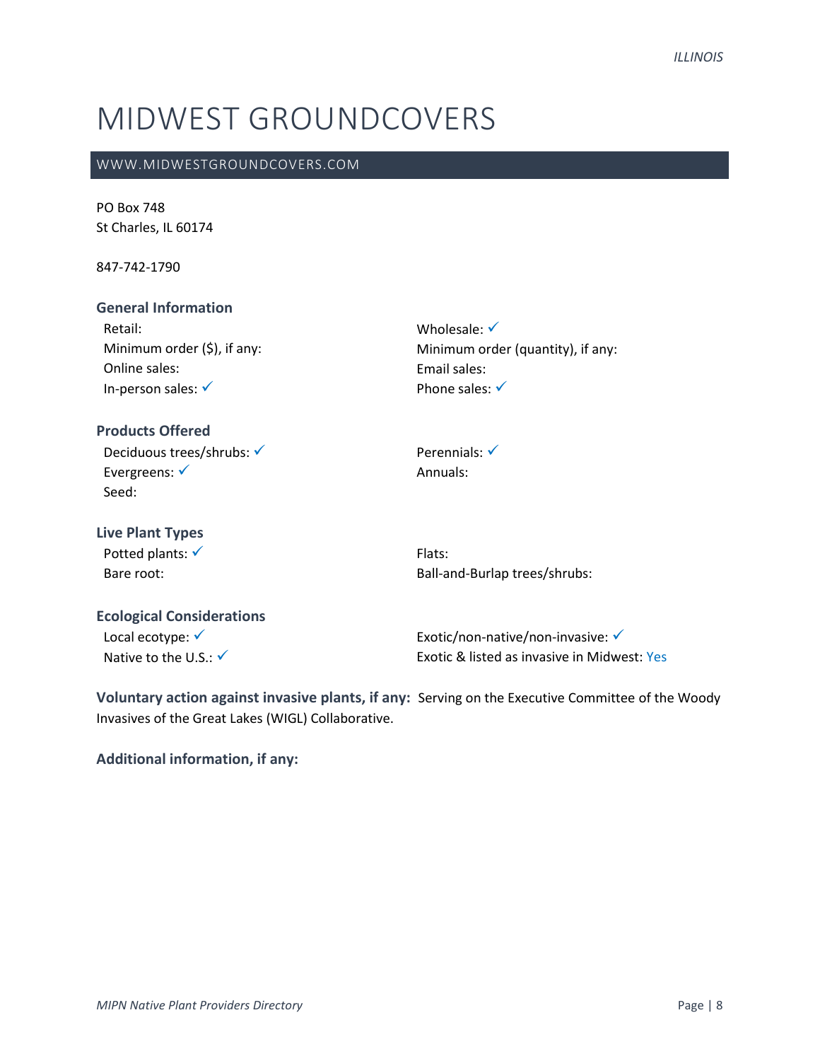# MIDWEST GROUNDCOVERS

WWW.MIDWESTGROUNDCOVERS.COM

PO Box 748
St Charles, IL 60174

847-742-1790

### General Information

Retail:
Minimum order ($), if any:
Online sales:
In-person sales: ✓

Wholesale: ✓
Minimum order (quantity), if any:
Email sales:
Phone sales: ✓

### Products Offered

Deciduous trees/shrubs: ✓
Evergreens: ✓
Seed:

Perennials: ✓
Annuals:

### Live Plant Types

Potted plants: ✓
Bare root:

Flats:
Ball-and-Burlap trees/shrubs:

### Ecological Considerations

Local ecotype: ✓
Native to the U.S.: ✓

Exotic/non-native/non-invasive: ✓
Exotic & listed as invasive in Midwest: Yes

**Voluntary action against invasive plants, if any:** Serving on the Executive Committee of the Woody Invasives of the Great Lakes (WIGL) Collaborative.

**Additional information, if any:**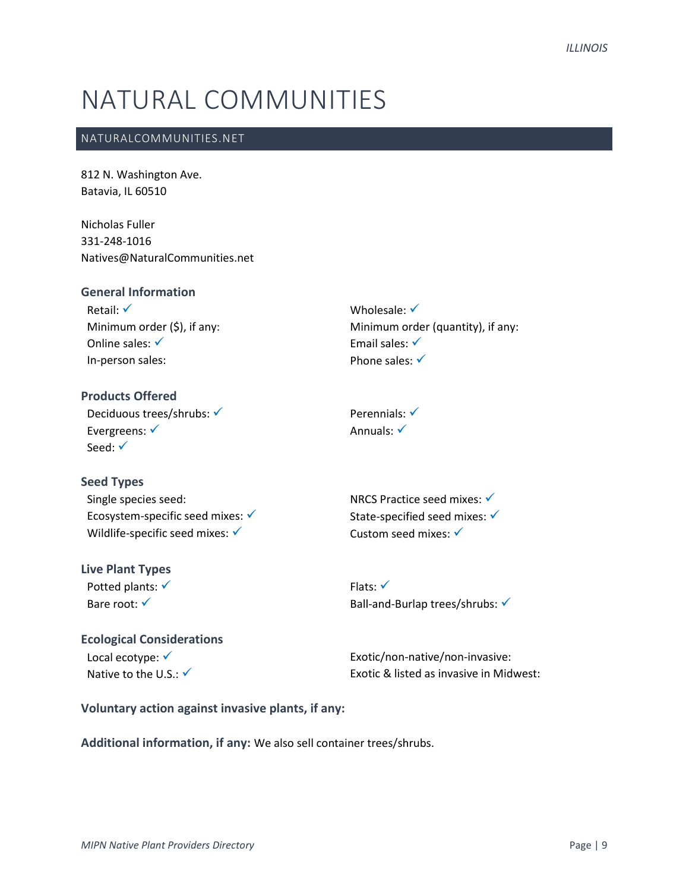# NATURAL COMMUNITIES

NATURALCOMMUNITIES.NET

812 N. Washington Ave.
Batavia, IL 60510

Nicholas Fuller
331-248-1016
Natives@NaturalCommunities.net

### General Information

Retail: ✓
Minimum order ($), if any:
Online sales: ✓
In-person sales:
Wholesale: ✓
Minimum order (quantity), if any:
Email sales: ✓
Phone sales: ✓

### Products Offered

Deciduous trees/shrubs: ✓
Evergreens: ✓
Seed: ✓
Perennials: ✓
Annuals: ✓

### Seed Types

Single species seed:
Ecosystem-specific seed mixes: ✓
Wildlife-specific seed mixes: ✓
NRCS Practice seed mixes: ✓
State-specified seed mixes: ✓
Custom seed mixes: ✓

### Live Plant Types

Potted plants: ✓
Bare root: ✓
Flats: ✓
Ball-and-Burlap trees/shrubs: ✓

### Ecological Considerations

Local ecotype: ✓
Native to the U.S.: ✓
Exotic/non-native/non-invasive:
Exotic & listed as invasive in Midwest:

**Voluntary action against invasive plants, if any:**

**Additional information, if any:** We also sell container trees/shrubs.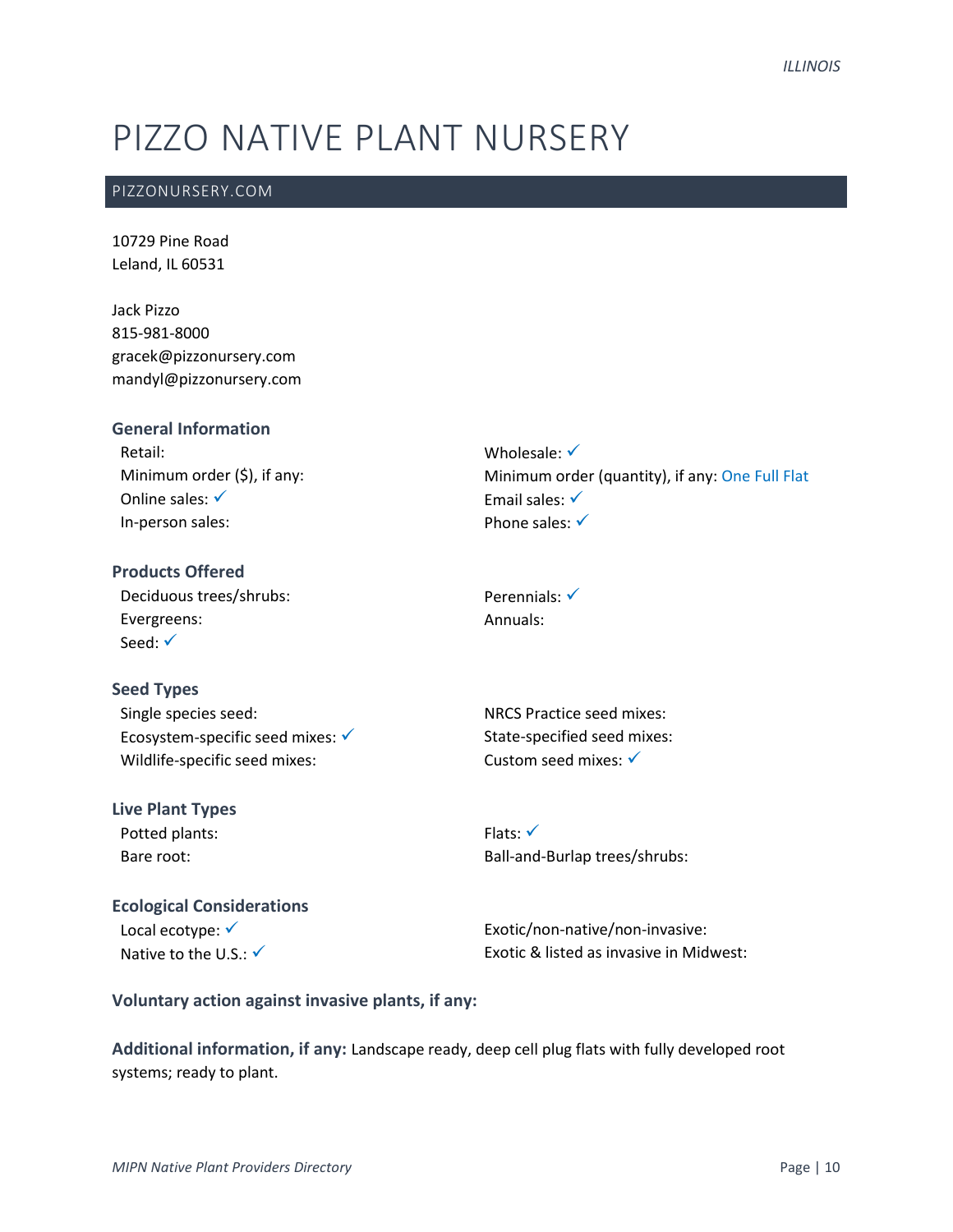# PIZZO NATIVE PLANT NURSERY

PIZZONURSERY.COM

10729 Pine Road
Leland, IL 60531

Jack Pizzo
815-981-8000
gracek@pizzonursery.com
mandyl@pizzonursery.com

### General Information

Retail:
Minimum order ($), if any:
Online sales: ✓
In-person sales:
Wholesale: ✓
Minimum order (quantity), if any: One Full Flat
Email sales: ✓
Phone sales: ✓

### Products Offered

Deciduous trees/shrubs:
Evergreens:
Seed: ✓
Perennials: ✓
Annuals:

### Seed Types

Single species seed:
Ecosystem-specific seed mixes: ✓
Wildlife-specific seed mixes:
NRCS Practice seed mixes:
State-specified seed mixes:
Custom seed mixes: ✓

### Live Plant Types

Potted plants:
Bare root:
Flats: ✓
Ball-and-Burlap trees/shrubs:

### Ecological Considerations

Local ecotype: ✓
Native to the U.S.: ✓
Exotic/non-native/non-invasive:
Exotic & listed as invasive in Midwest:

**Voluntary action against invasive plants, if any:**

**Additional information, if any:** Landscape ready, deep cell plug flats with fully developed root systems; ready to plant.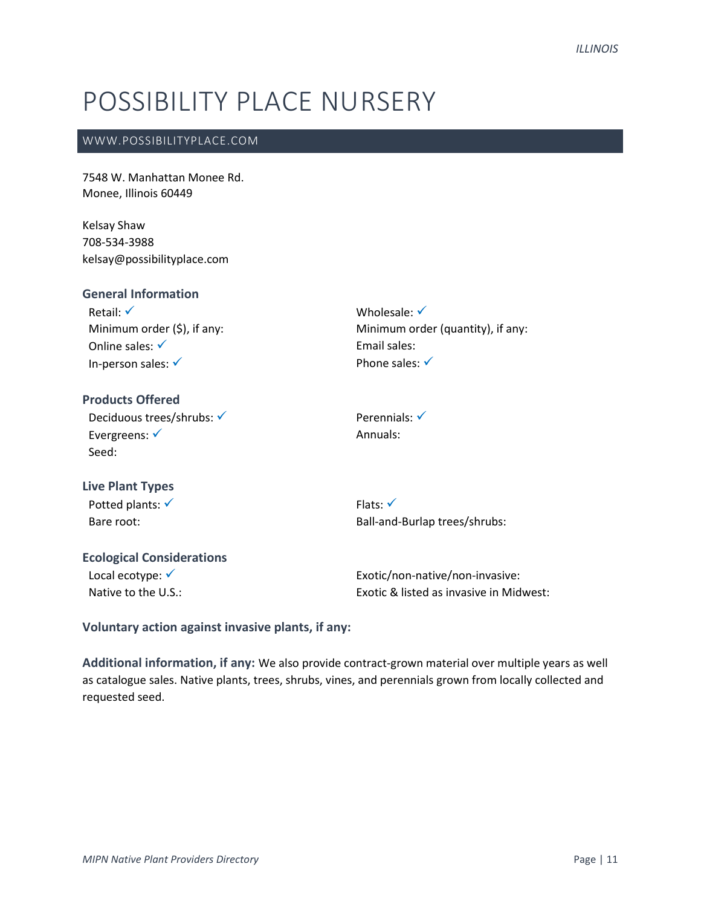# POSSIBILITY PLACE NURSERY

WWW.POSSIBILITYPLACE.COM

7548 W. Manhattan Monee Rd.
Monee, Illinois 60449

Kelsay Shaw
708-534-3988
kelsay@possibilityplace.com

### General Information

Retail: ✓
Minimum order ($), if any:
Online sales: ✓
In-person sales: ✓
Wholesale: ✓
Minimum order (quantity), if any:
Email sales:
Phone sales: ✓

### Products Offered

Deciduous trees/shrubs: ✓
Evergreens: ✓
Seed:
Perennials: ✓
Annuals:

### Live Plant Types

Potted plants: ✓
Bare root:
Flats: ✓
Ball-and-Burlap trees/shrubs:

### Ecological Considerations

Local ecotype: ✓
Native to the U.S.:
Exotic/non-native/non-invasive:
Exotic & listed as invasive in Midwest:

**Voluntary action against invasive plants, if any:**

**Additional information, if any:** We also provide contract-grown material over multiple years as well as catalogue sales. Native plants, trees, shrubs, vines, and perennials grown from locally collected and requested seed.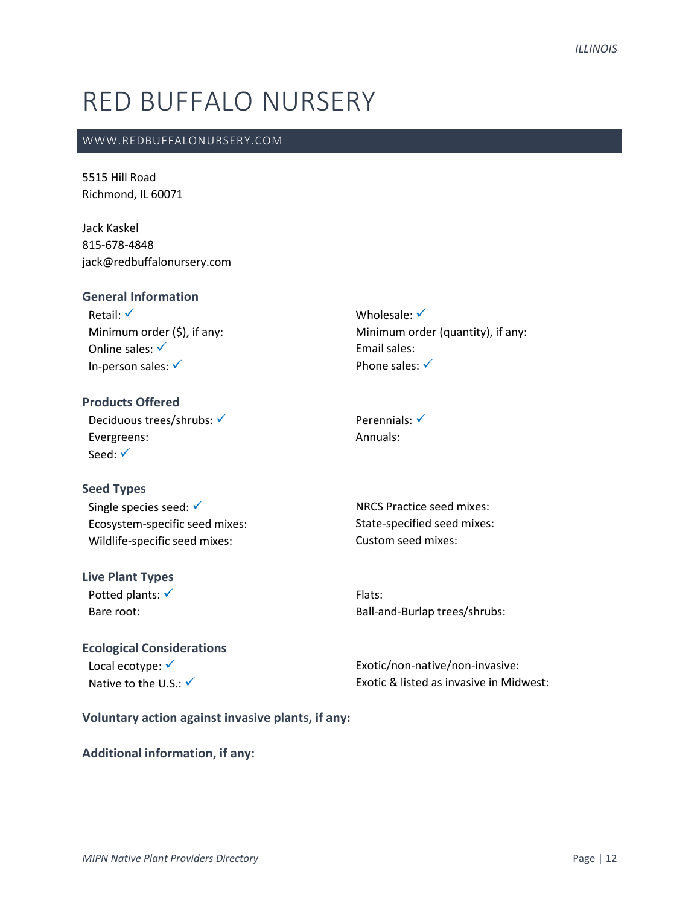# RED BUFFALO NURSERY

WWW.REDBUFFALONURSERY.COM

5515 Hill Road
Richmond, IL 60071

Jack Kaskel
815-678-4848
jack@redbuffalonursery.com

### General Information

Retail: ✓
Minimum order ($), if any:
Online sales: ✓
In-person sales: ✓
Wholesale: ✓
Minimum order (quantity), if any:
Email sales:
Phone sales: ✓

### Products Offered

Deciduous trees/shrubs: ✓
Evergreens:
Seed: ✓
Perennials: ✓
Annuals:

### Seed Types

Single species seed: ✓
Ecosystem-specific seed mixes:
Wildlife-specific seed mixes:
NRCS Practice seed mixes:
State-specified seed mixes:
Custom seed mixes:

### Live Plant Types

Potted plants: ✓
Bare root:
Flats:
Ball-and-Burlap trees/shrubs:

### Ecological Considerations

Local ecotype: ✓
Native to the U.S.: ✓
Exotic/non-native/non-invasive:
Exotic & listed as invasive in Midwest:

### Voluntary action against invasive plants, if any:

### Additional information, if any: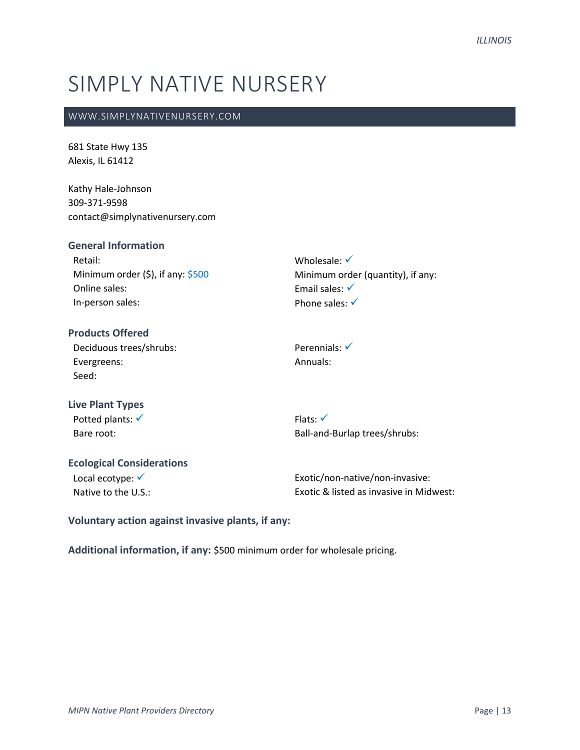# SIMPLY NATIVE NURSERY

WWW.SIMPLYNATIVENURSERY.COM

681 State Hwy 135
Alexis, IL 61412

Kathy Hale-Johnson
309-371-9598
contact@simplynativenursery.com

### General Information

Retail:
Minimum order ($), if any: $500
Online sales:
In-person sales:
Wholesale: ✓
Minimum order (quantity), if any:
Email sales: ✓
Phone sales: ✓

### Products Offered

Deciduous trees/shrubs:
Evergreens:
Seed:
Perennials: ✓
Annuals:

### Live Plant Types

Potted plants: ✓
Bare root:
Flats: ✓
Ball-and-Burlap trees/shrubs:

### Ecological Considerations

Local ecotype: ✓
Native to the U.S.:
Exotic/non-native/non-invasive:
Exotic & listed as invasive in Midwest:

**Voluntary action against invasive plants, if any:**

**Additional information, if any:** $500 minimum order for wholesale pricing.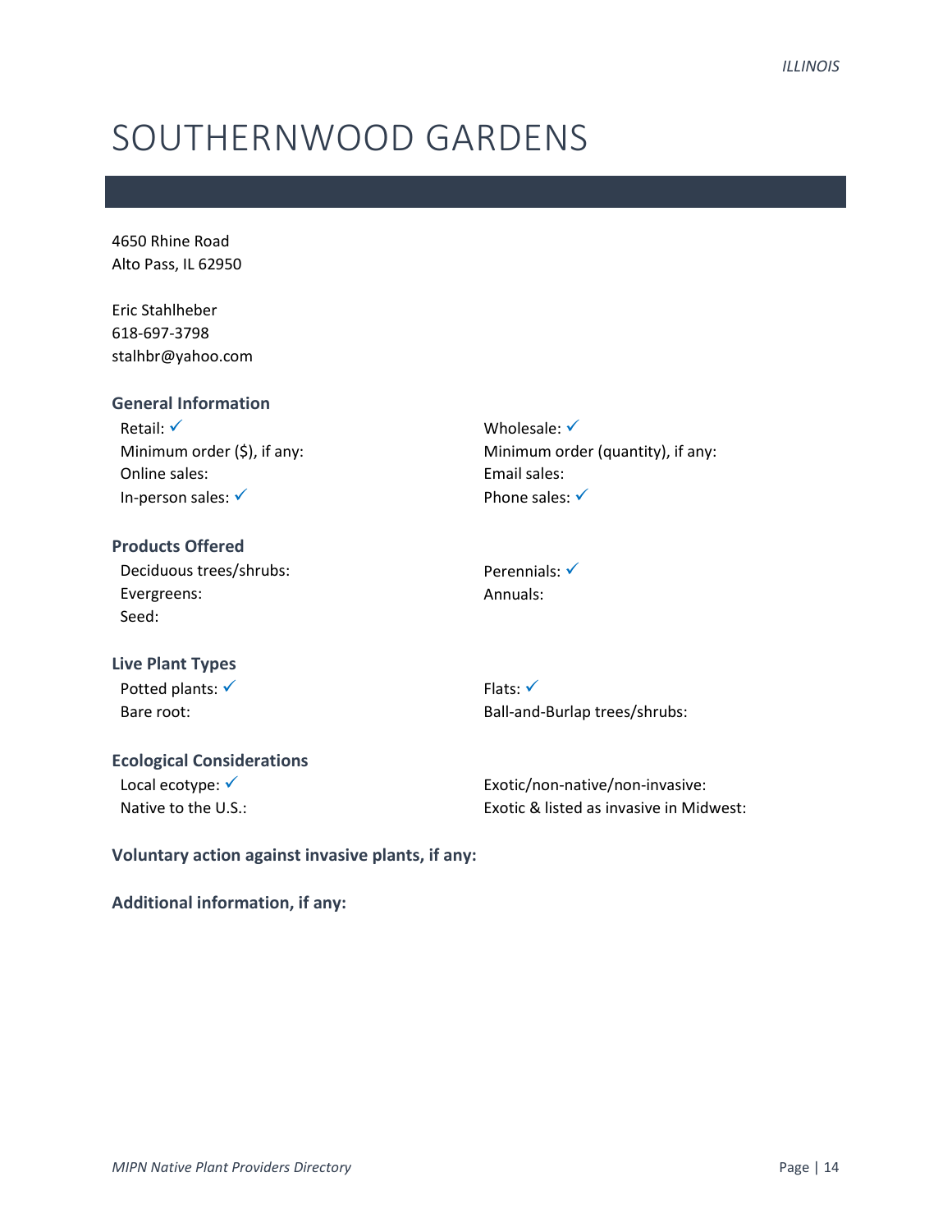# SOUTHERNWOOD GARDENS

4650 Rhine Road
Alto Pass, IL 62950

Eric Stahlheber
618-697-3798
stalhbr@yahoo.com

### General Information

Retail: ✓
Minimum order ($), if any:
Online sales:
In-person sales: ✓
Wholesale: ✓
Minimum order (quantity), if any:
Email sales:
Phone sales: ✓

### Products Offered

Deciduous trees/shrubs:
Evergreens:
Seed:
Perennials: ✓
Annuals:

### Live Plant Types

Potted plants: ✓
Bare root:
Flats: ✓
Ball-and-Burlap trees/shrubs:

### Ecological Considerations

Local ecotype: ✓
Native to the U.S.:
Exotic/non-native/non-invasive:
Exotic & listed as invasive in Midwest:

**Voluntary action against invasive plants, if any:**

**Additional information, if any:**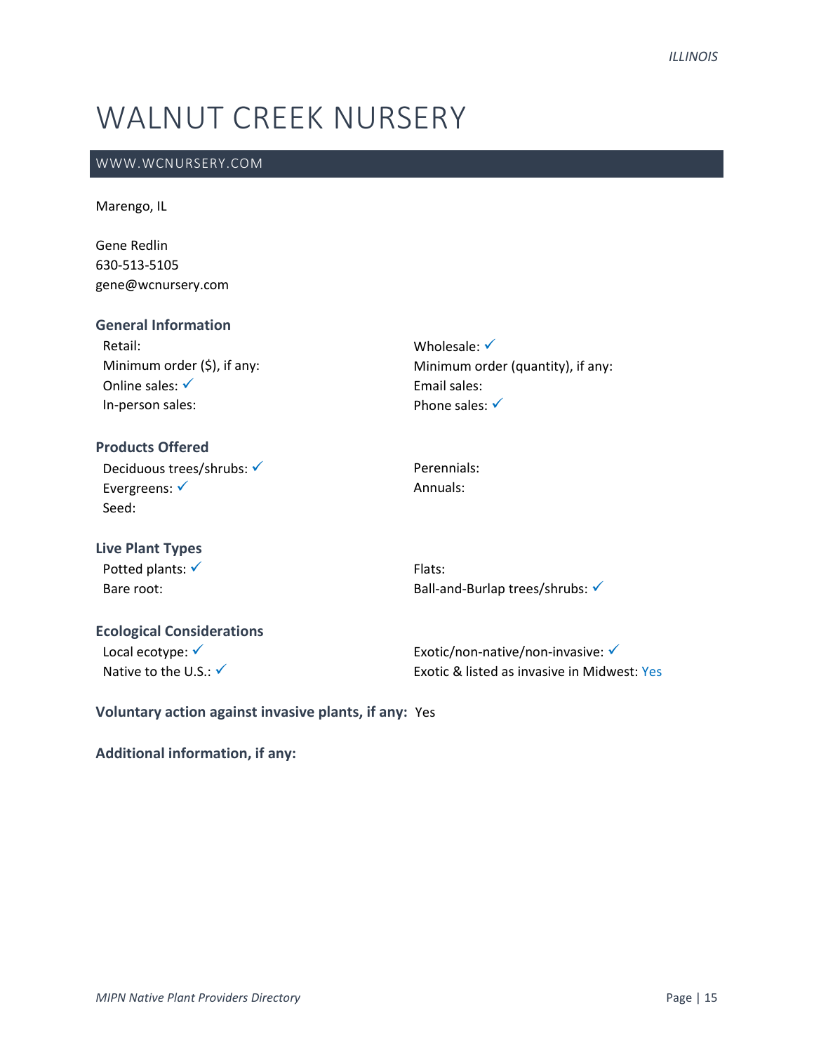# WALNUT CREEK NURSERY

WWW.WCNURSERY.COM

Marengo, IL

Gene Redlin
630-513-5105
gene@wcnursery.com

### General Information

Retail:
Minimum order ($), if any:
Online sales: ✓
In-person sales:

Wholesale: ✓
Minimum order (quantity), if any:
Email sales:
Phone sales: ✓

### Products Offered

Deciduous trees/shrubs: ✓
Evergreens: ✓
Seed:

Perennials:
Annuals:

### Live Plant Types

Potted plants: ✓
Bare root:

Flats:
Ball-and-Burlap trees/shrubs: ✓

### Ecological Considerations

Local ecotype: ✓
Native to the U.S.: ✓

Exotic/non-native/non-invasive: ✓
Exotic & listed as invasive in Midwest: Yes

**Voluntary action against invasive plants, if any:** Yes

**Additional information, if any:**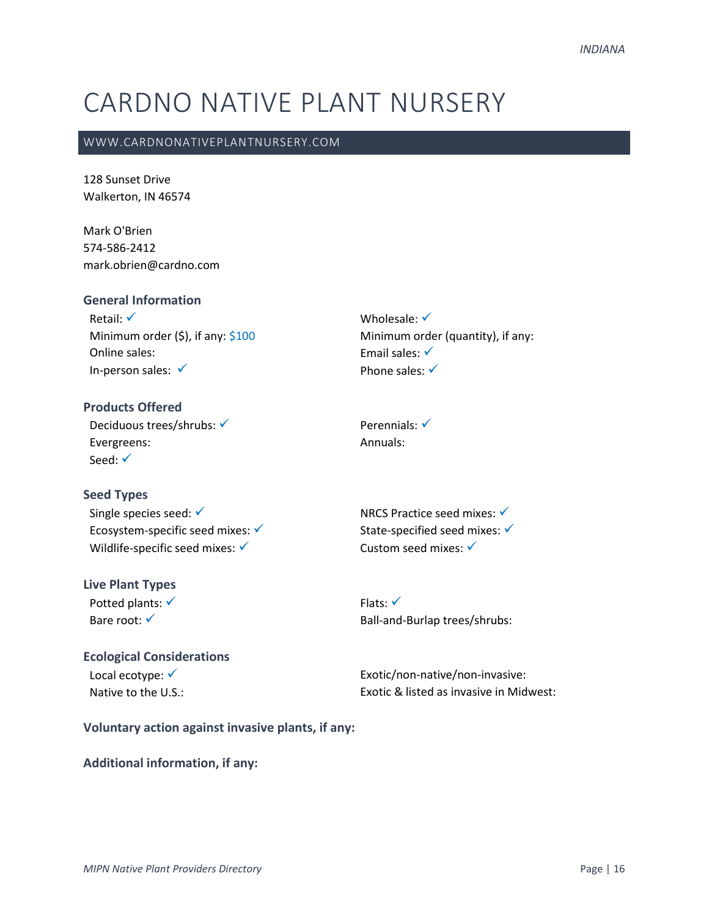# CARDNO NATIVE PLANT NURSERY

WWW.CARDNONATIVEPLANTNURSERY.COM

128 Sunset Drive
Walkerton, IN 46574

Mark O'Brien
574-586-2412
mark.obrien@cardno.com

### General Information

Retail: ✓
Minimum order ($), if any: $100
Online sales:
In-person sales: ✓
Wholesale: ✓
Minimum order (quantity), if any:
Email sales: ✓
Phone sales: ✓

### Products Offered

Deciduous trees/shrubs: ✓
Evergreens:
Seed: ✓
Perennials: ✓
Annuals:

### Seed Types

Single species seed: ✓
Ecosystem-specific seed mixes: ✓
Wildlife-specific seed mixes: ✓
NRCS Practice seed mixes: ✓
State-specified seed mixes: ✓
Custom seed mixes: ✓

### Live Plant Types

Potted plants: ✓
Bare root: ✓
Flats: ✓
Ball-and-Burlap trees/shrubs:

### Ecological Considerations

Local ecotype: ✓
Native to the U.S.:
Exotic/non-native/non-invasive:
Exotic & listed as invasive in Midwest:

### Voluntary action against invasive plants, if any:

### Additional information, if any: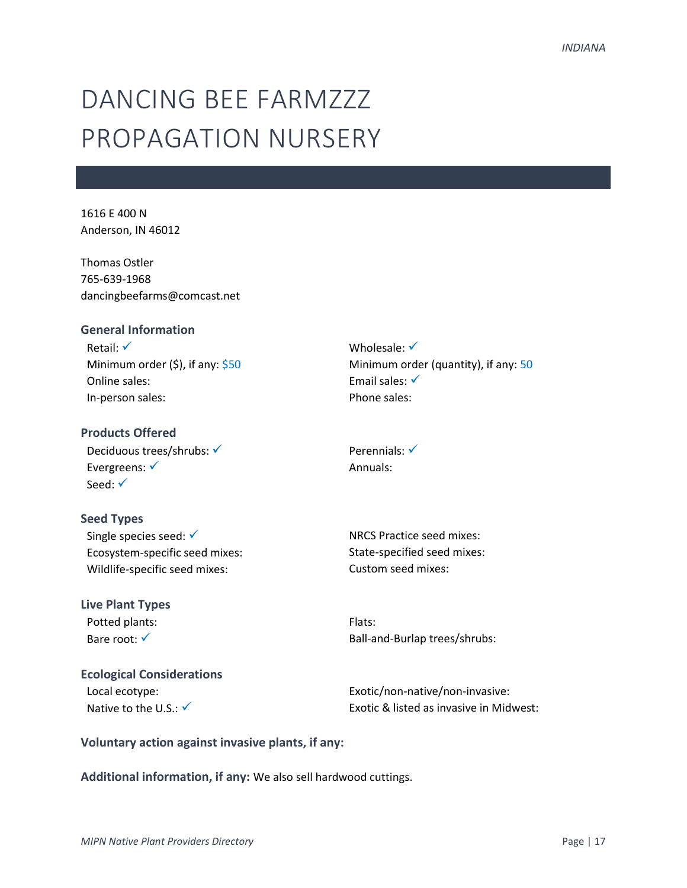# DANCING BEE FARMZZZ PROPAGATION NURSERY

1616 E 400 N
Anderson, IN 46012

Thomas Ostler
765-639-1968
dancingbeefarms@comcast.net

### General Information

Retail: ✓
Minimum order ($), if any: $50
Online sales:
In-person sales:
Wholesale: ✓
Minimum order (quantity), if any: 50
Email sales: ✓
Phone sales:

### Products Offered

Deciduous trees/shrubs: ✓
Evergreens: ✓
Seed: ✓
Perennials: ✓
Annuals:

### Seed Types

Single species seed: ✓
Ecosystem-specific seed mixes:
Wildlife-specific seed mixes:
NRCS Practice seed mixes:
State-specified seed mixes:
Custom seed mixes:

### Live Plant Types

Potted plants:
Bare root: ✓
Flats:
Ball-and-Burlap trees/shrubs:

### Ecological Considerations

Local ecotype:
Native to the U.S.: ✓
Exotic/non-native/non-invasive:
Exotic & listed as invasive in Midwest:

**Voluntary action against invasive plants, if any:**

**Additional information, if any:** We also sell hardwood cuttings.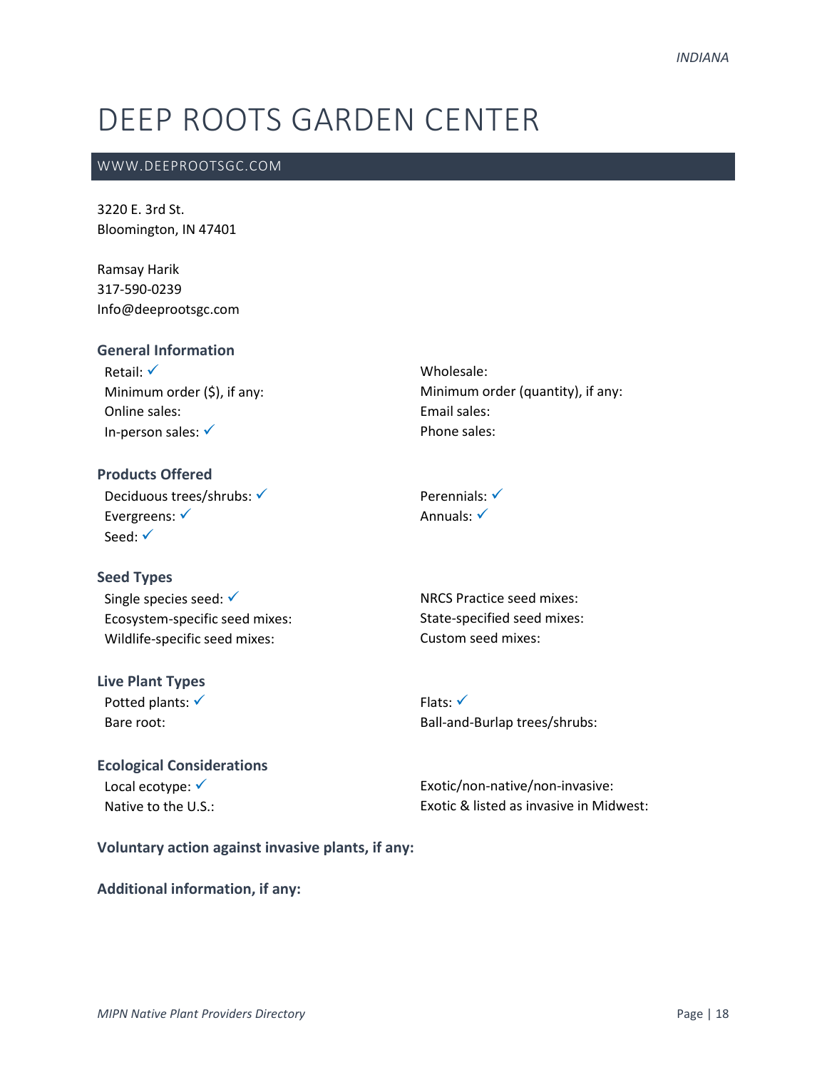# DEEP ROOTS GARDEN CENTER

WWW.DEEPROOTSGC.COM

3220 E. 3rd St.
Bloomington, IN 47401

Ramsay Harik
317-590-0239
Info@deeprootsgc.com

### General Information

- Retail: ✓
- Minimum order ($), if any:
- Online sales:
- In-person sales: ✓
- Wholesale:
- Minimum order (quantity), if any:
- Email sales:
- Phone sales:

### Products Offered

- Deciduous trees/shrubs: ✓
- Evergreens: ✓
- Seed: ✓
- Perennials: ✓
- Annuals: ✓

### Seed Types

- Single species seed: ✓
- Ecosystem-specific seed mixes:
- Wildlife-specific seed mixes:
- NRCS Practice seed mixes:
- State-specified seed mixes:
- Custom seed mixes:

### Live Plant Types

- Potted plants: ✓
- Bare root:
- Flats: ✓
- Ball-and-Burlap trees/shrubs:

### Ecological Considerations

- Local ecotype: ✓
- Native to the U.S.:
- Exotic/non-native/non-invasive:
- Exotic & listed as invasive in Midwest:

### Voluntary action against invasive plants, if any:

### Additional information, if any: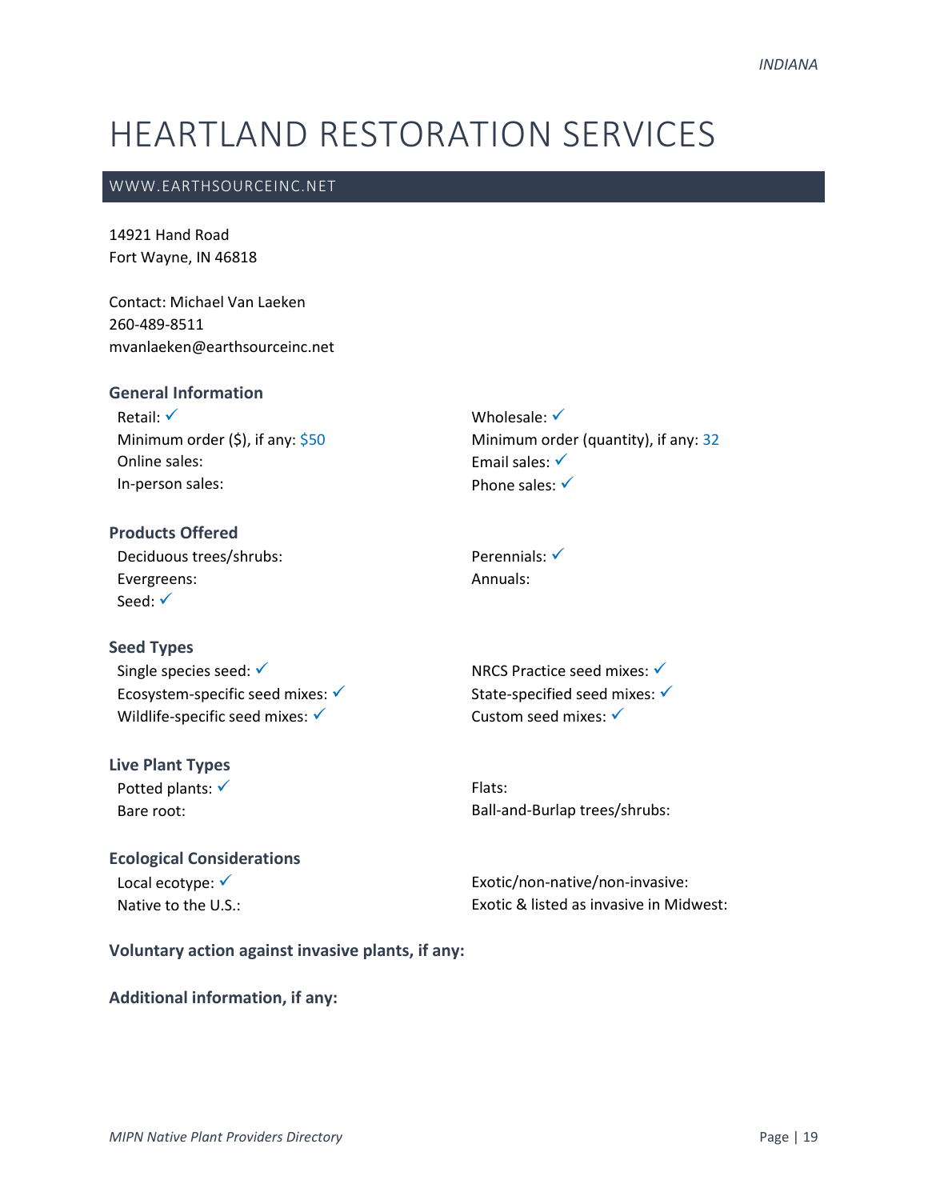# HEARTLAND RESTORATION SERVICES

## WWW.EARTHSOURCEINC.NET

14921 Hand Road
Fort Wayne, IN 46818

Contact: Michael Van Laeken
260-489-8511
mvanlaeken@earthsourceinc.net

### General Information

Retail: ✓
Minimum order ($), if any: $50
Online sales:
In-person sales:
Wholesale: ✓
Minimum order (quantity), if any: 32
Email sales: ✓
Phone sales: ✓

### Products Offered

Deciduous trees/shrubs:
Evergreens:
Seed: ✓
Perennials: ✓
Annuals:

### Seed Types

Single species seed: ✓
Ecosystem-specific seed mixes: ✓
Wildlife-specific seed mixes: ✓
NRCS Practice seed mixes: ✓
State-specified seed mixes: ✓
Custom seed mixes: ✓

### Live Plant Types

Potted plants: ✓
Bare root:
Flats:
Ball-and-Burlap trees/shrubs:

### Ecological Considerations

Local ecotype: ✓
Native to the U.S.:
Exotic/non-native/non-invasive:
Exotic & listed as invasive in Midwest:

### Voluntary action against invasive plants, if any:

### Additional information, if any: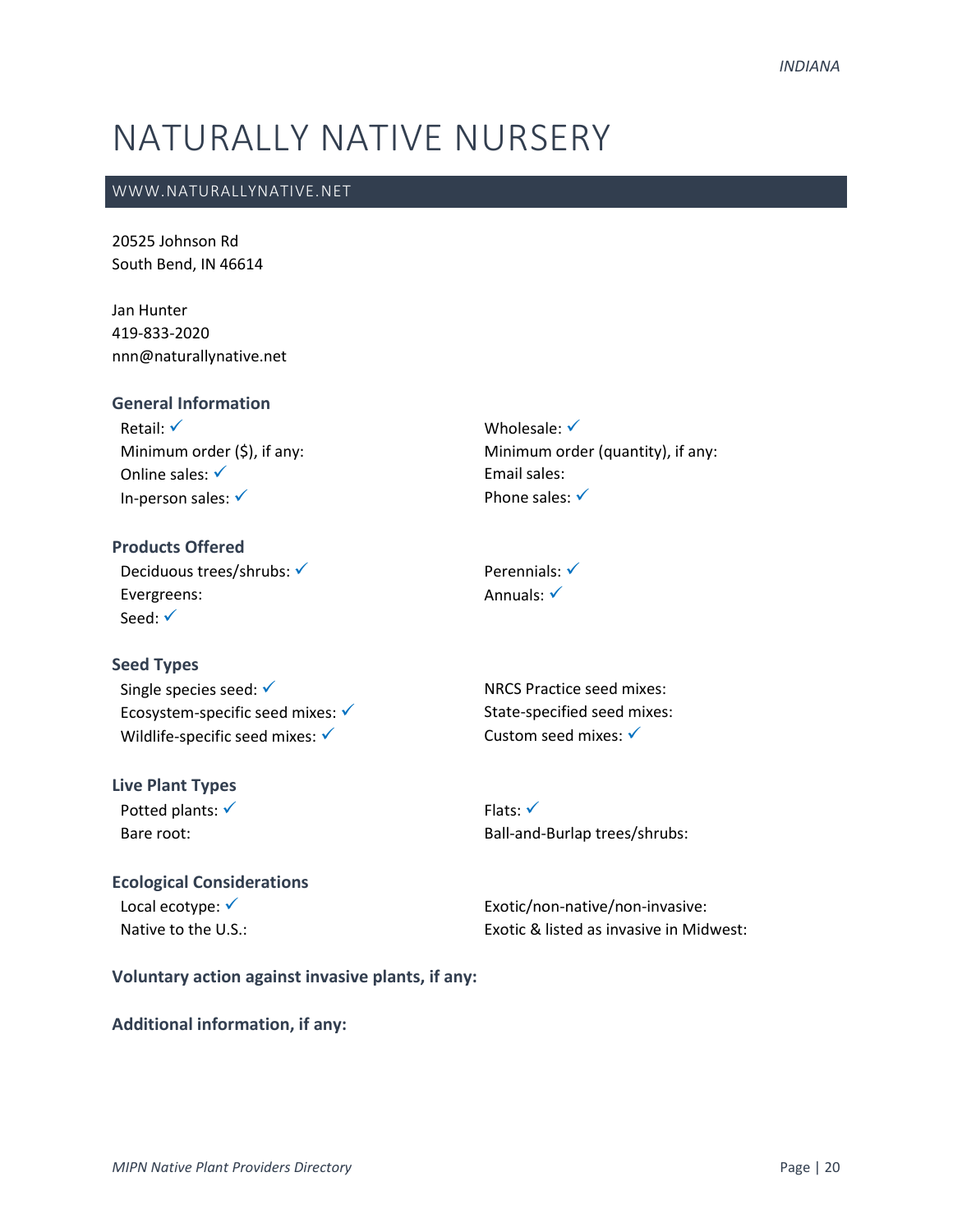// INDIANA header is running header; omit.

# NATURALLY NATIVE NURSERY

## WWW.NATURALLYNATIVE.NET

20525 Johnson Rd
South Bend, IN 46614

Jan Hunter
419-833-2020
nnn@naturallynative.net

### General Information

Retail: ✓
Minimum order ($), if any:
Online sales: ✓
In-person sales: ✓
Wholesale: ✓
Minimum order (quantity), if any:
Email sales:
Phone sales: ✓

### Products Offered

Deciduous trees/shrubs: ✓
Evergreens:
Seed: ✓
Perennials: ✓
Annuals: ✓

### Seed Types

Single species seed: ✓
Ecosystem-specific seed mixes: ✓
Wildlife-specific seed mixes: ✓
NRCS Practice seed mixes:
State-specified seed mixes:
Custom seed mixes: ✓

### Live Plant Types

Potted plants: ✓
Bare root:
Flats: ✓
Ball-and-Burlap trees/shrubs:

### Ecological Considerations

Local ecotype: ✓
Native to the U.S.:
Exotic/non-native/non-invasive:
Exotic & listed as invasive in Midwest:

### Voluntary action against invasive plants, if any:

### Additional information, if any: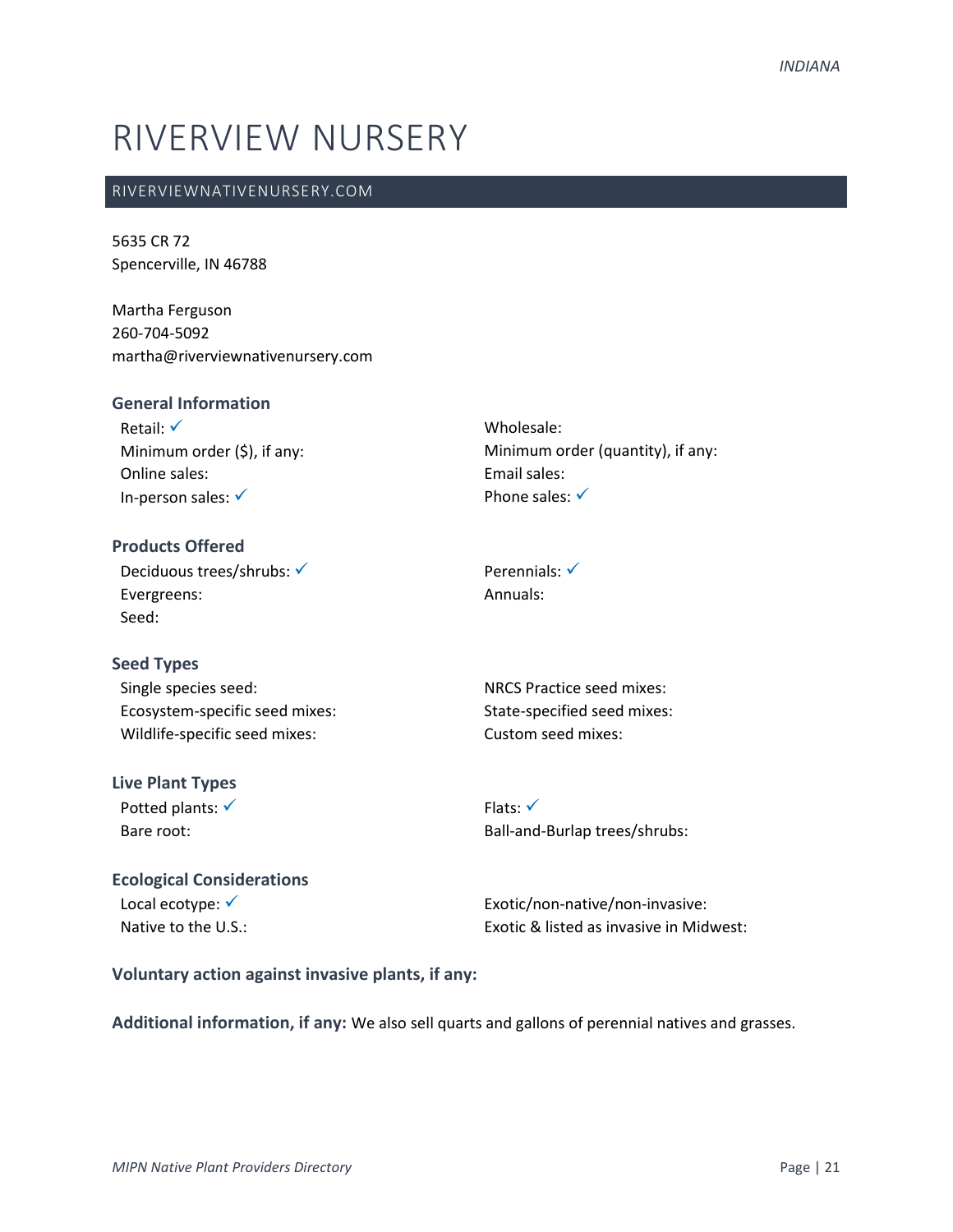# RIVERVIEW NURSERY

RIVERVIEWNATIVENURSERY.COM

5635 CR 72
Spencerville, IN 46788

Martha Ferguson
260-704-5092
martha@riverviewnativenursery.com

### General Information

Retail: ✓
Minimum order ($), if any:
Online sales:
In-person sales: ✓
Wholesale:
Minimum order (quantity), if any:
Email sales:
Phone sales: ✓

### Products Offered

Deciduous trees/shrubs: ✓
Evergreens:
Seed:
Perennials: ✓
Annuals:

### Seed Types

Single species seed:
Ecosystem-specific seed mixes:
Wildlife-specific seed mixes:
NRCS Practice seed mixes:
State-specified seed mixes:
Custom seed mixes:

### Live Plant Types

Potted plants: ✓
Bare root:
Flats: ✓
Ball-and-Burlap trees/shrubs:

### Ecological Considerations

Local ecotype: ✓
Native to the U.S.:
Exotic/non-native/non-invasive:
Exotic & listed as invasive in Midwest:

**Voluntary action against invasive plants, if any:**

**Additional information, if any:** We also sell quarts and gallons of perennial natives and grasses.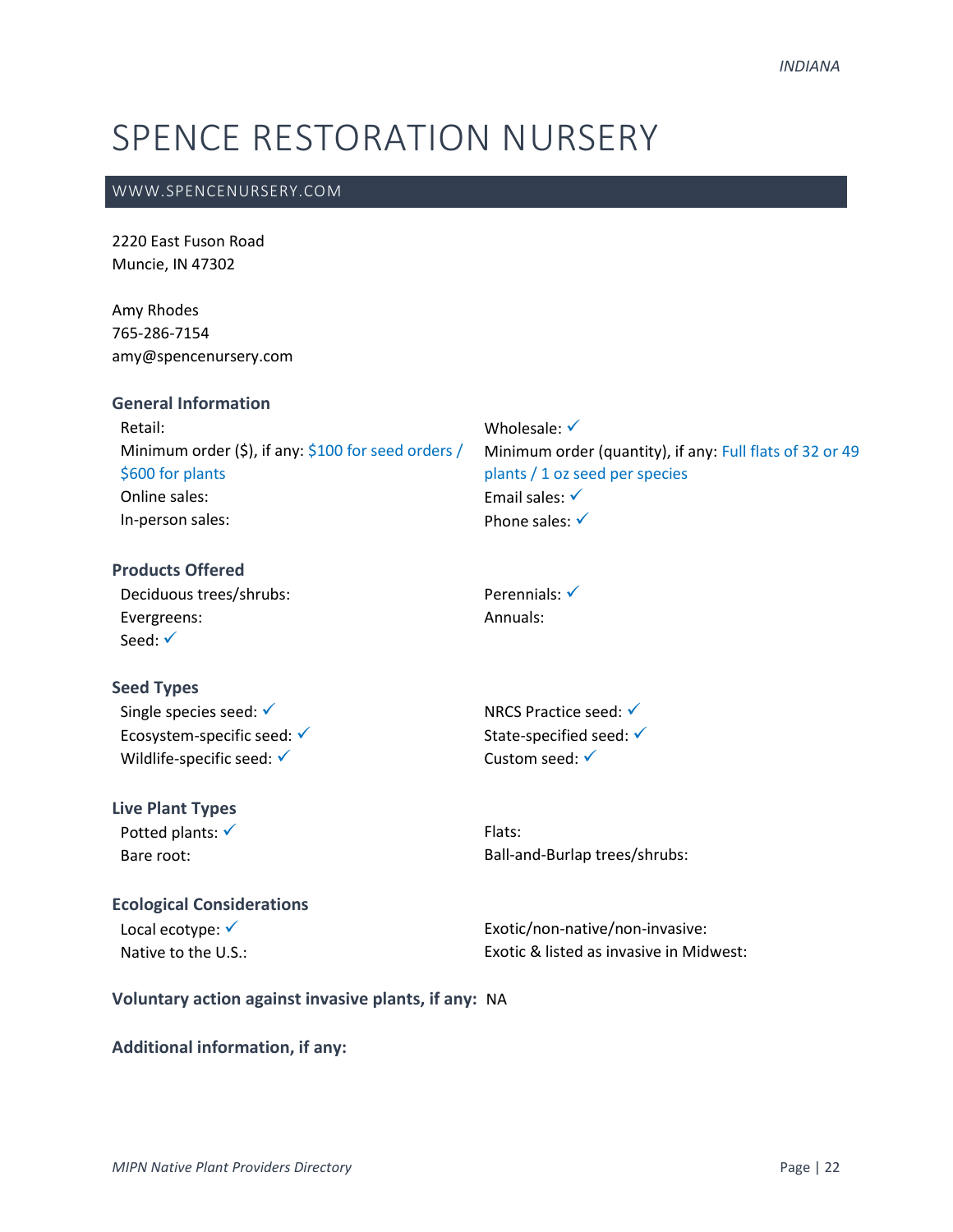# SPENCE RESTORATION NURSERY

## WWW.SPENCENURSERY.COM

2220 East Fuson Road
Muncie, IN 47302

Amy Rhodes
765-286-7154
amy@spencenursery.com

### General Information

Retail:
Wholesale: ✓
Minimum order ($), if any: $100 for seed orders / $600 for plants
Minimum order (quantity), if any: Full flats of 32 or 49 plants / 1 oz seed per species
Online sales:
Email sales: ✓
In-person sales:
Phone sales: ✓

### Products Offered

Deciduous trees/shrubs:
Perennials: ✓
Evergreens:
Annuals:
Seed: ✓

### Seed Types

Single species seed: ✓
NRCS Practice seed: ✓
Ecosystem-specific seed: ✓
State-specified seed: ✓
Wildlife-specific seed: ✓
Custom seed: ✓

### Live Plant Types

Potted plants: ✓
Flats:
Bare root:
Ball-and-Burlap trees/shrubs:

### Ecological Considerations

Local ecotype: ✓
Exotic/non-native/non-invasive:
Native to the U.S.:
Exotic & listed as invasive in Midwest:

**Voluntary action against invasive plants, if any:** NA

**Additional information, if any:**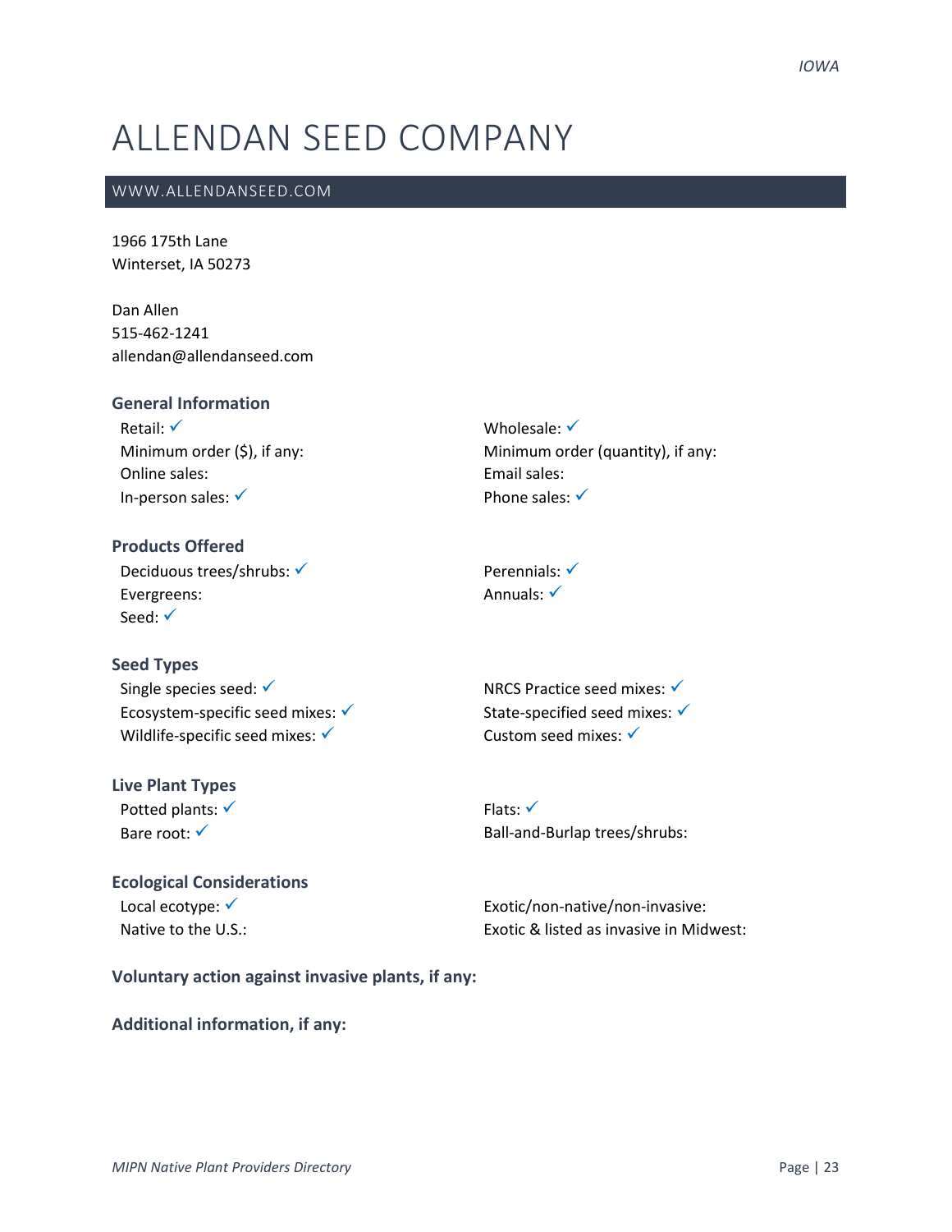# ALLENDAN SEED COMPANY

WWW.ALLENDANSEED.COM

1966 175th Lane
Winterset, IA 50273

Dan Allen
515-462-1241
allendan@allendanseed.com

### General Information

Retail: ✓
Minimum order ($), if any:
Online sales:
In-person sales: ✓

Wholesale: ✓
Minimum order (quantity), if any:
Email sales:
Phone sales: ✓

### Products Offered

Deciduous trees/shrubs: ✓
Evergreens:
Seed: ✓

Perennials: ✓
Annuals: ✓

### Seed Types

Single species seed: ✓
Ecosystem-specific seed mixes: ✓
Wildlife-specific seed mixes: ✓

NRCS Practice seed mixes: ✓
State-specified seed mixes: ✓
Custom seed mixes: ✓

### Live Plant Types

Potted plants: ✓
Bare root: ✓

Flats: ✓
Ball-and-Burlap trees/shrubs:

### Ecological Considerations

Local ecotype: ✓
Native to the U.S.:

Exotic/non-native/non-invasive:
Exotic & listed as invasive in Midwest:

### Voluntary action against invasive plants, if any:

### Additional information, if any: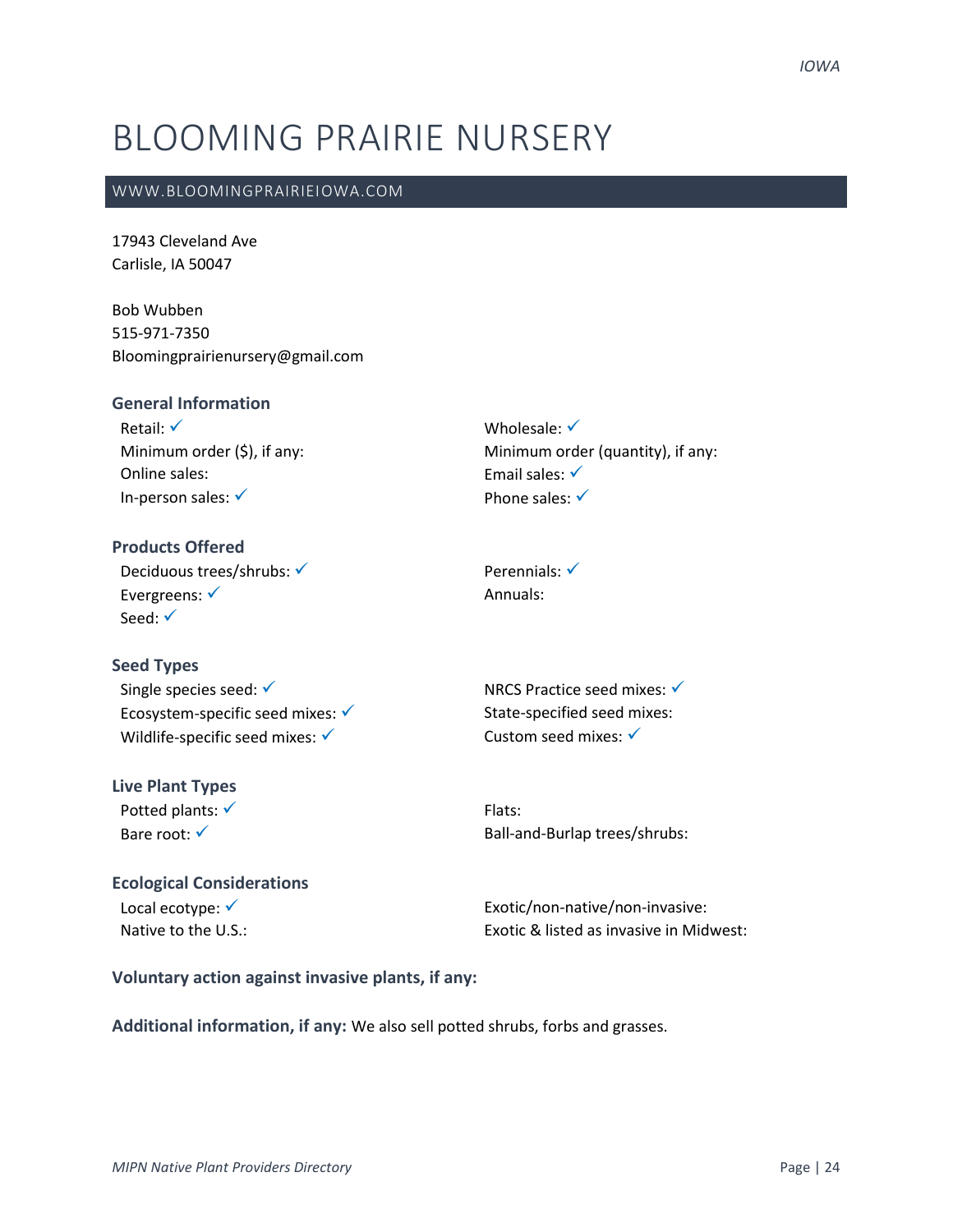# BLOOMING PRAIRIE NURSERY

WWW.BLOOMINGPRAIRIEIOWA.COM

17943 Cleveland Ave
Carlisle, IA 50047

Bob Wubben
515-971-7350
Bloomingprairienursery@gmail.com

### General Information

Retail: ✓
Minimum order ($), if any:
Online sales:
In-person sales: ✓

Wholesale: ✓
Minimum order (quantity), if any:
Email sales: ✓
Phone sales: ✓

### Products Offered

Deciduous trees/shrubs: ✓
Evergreens: ✓
Seed: ✓

Perennials: ✓
Annuals:

### Seed Types

Single species seed: ✓
Ecosystem-specific seed mixes: ✓
Wildlife-specific seed mixes: ✓

NRCS Practice seed mixes: ✓
State-specified seed mixes:
Custom seed mixes: ✓

### Live Plant Types

Potted plants: ✓
Bare root: ✓

Flats:
Ball-and-Burlap trees/shrubs:

### Ecological Considerations

Local ecotype: ✓
Native to the U.S.:

Exotic/non-native/non-invasive:
Exotic & listed as invasive in Midwest:

**Voluntary action against invasive plants, if any:**

**Additional information, if any:** We also sell potted shrubs, forbs and grasses.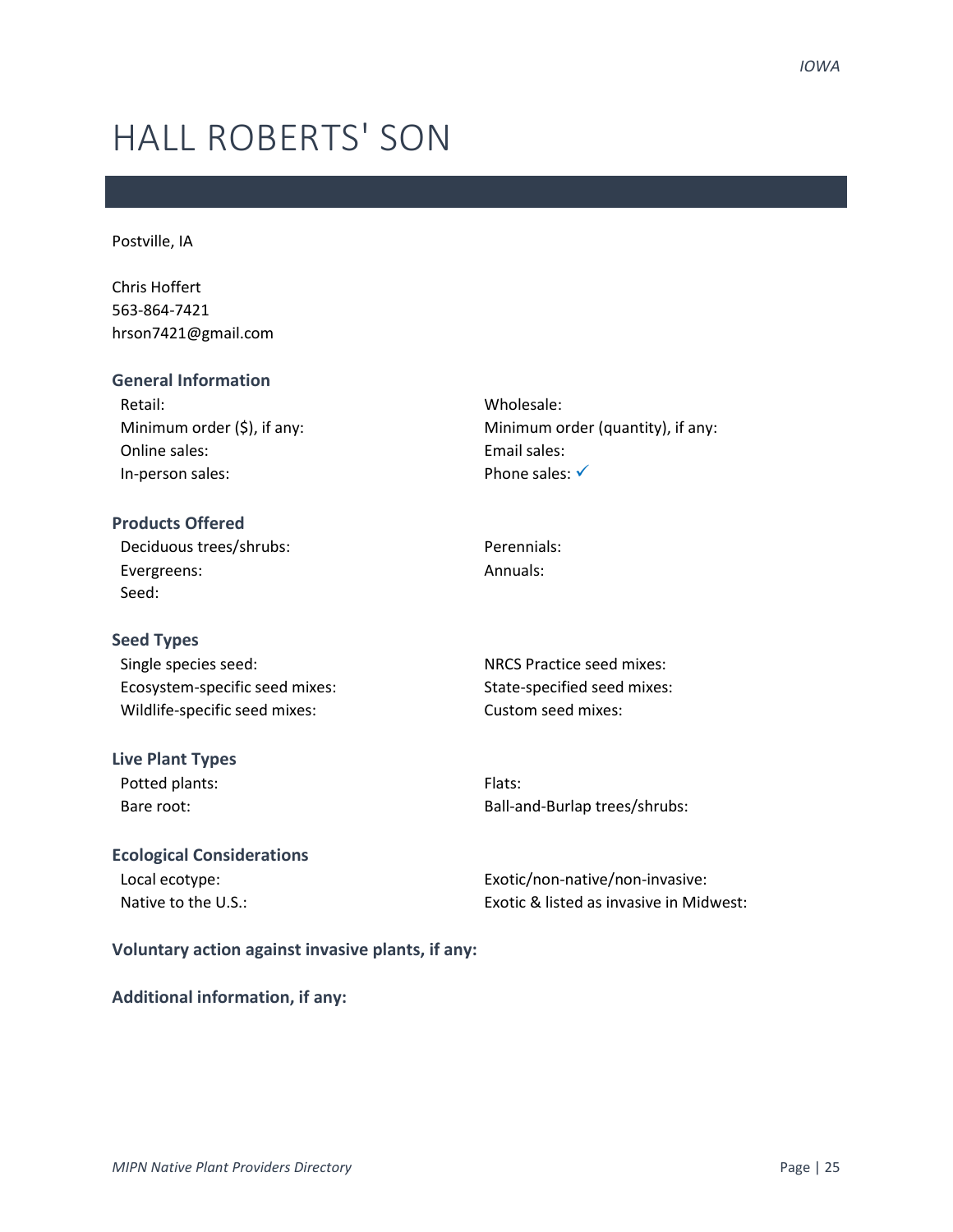# HALL ROBERTS' SON

Postville, IA

Chris Hoffert
563-864-7421
hrson7421@gmail.com

### General Information

Retail:
Minimum order ($), if any:
Online sales:
In-person sales:
Wholesale:
Minimum order (quantity), if any:
Email sales:
Phone sales: ✓

### Products Offered

Deciduous trees/shrubs:
Evergreens:
Seed:
Perennials:
Annuals:

### Seed Types

Single species seed:
Ecosystem-specific seed mixes:
Wildlife-specific seed mixes:
NRCS Practice seed mixes:
State-specified seed mixes:
Custom seed mixes:

### Live Plant Types

Potted plants:
Bare root:
Flats:
Ball-and-Burlap trees/shrubs:

### Ecological Considerations

Local ecotype:
Native to the U.S.:
Exotic/non-native/non-invasive:
Exotic & listed as invasive in Midwest:

**Voluntary action against invasive plants, if any:**

**Additional information, if any:**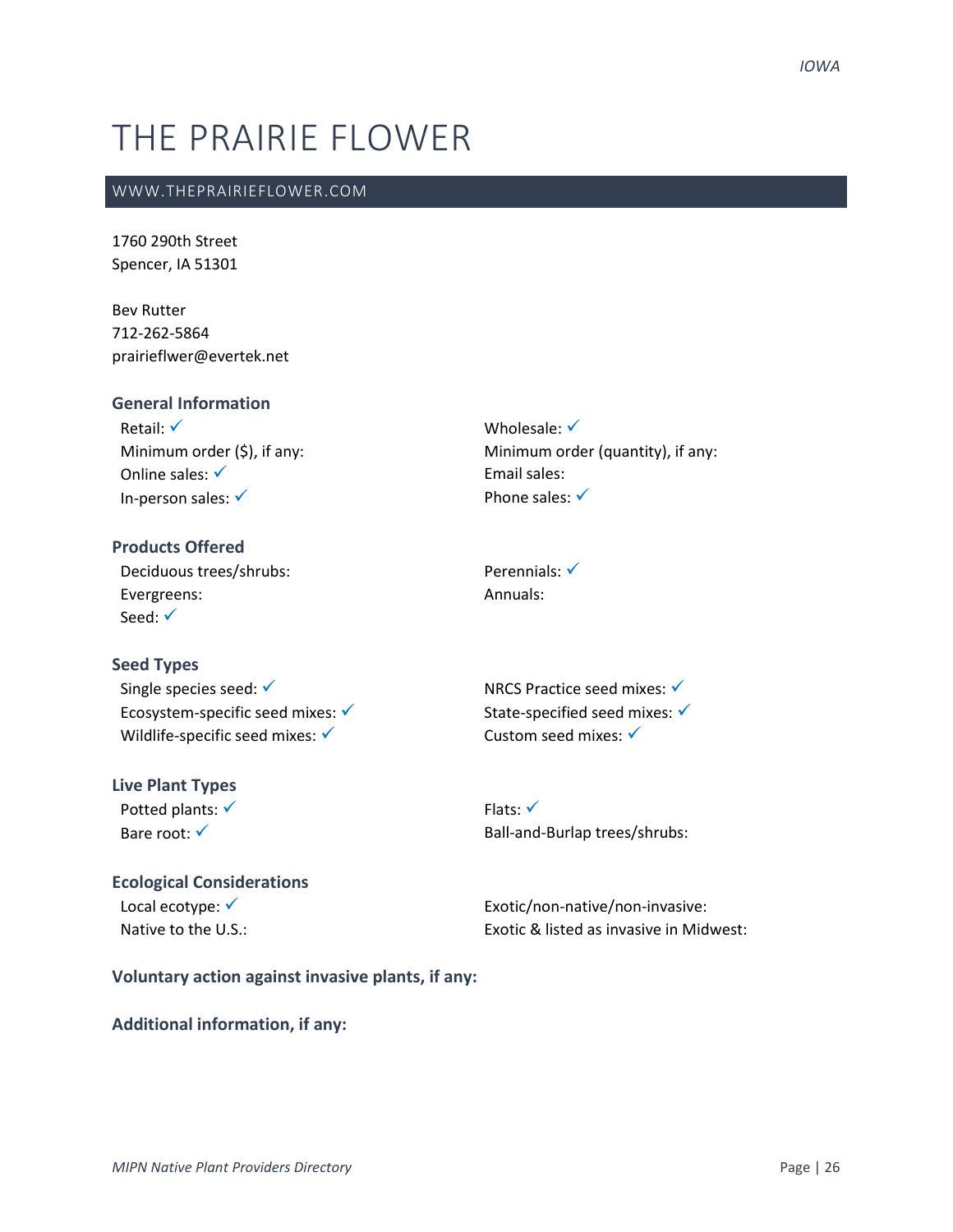# THE PRAIRIE FLOWER

WWW.THEPRAIRIEFLOWER.COM

1760 290th Street
Spencer, IA 51301

Bev Rutter
712-262-5864
prairieflwer@evertek.net

### General Information

Retail: ✓
Minimum order ($), if any:
Online sales: ✓
In-person sales: ✓
Wholesale: ✓
Minimum order (quantity), if any:
Email sales:
Phone sales: ✓

### Products Offered

Deciduous trees/shrubs:
Evergreens:
Seed: ✓
Perennials: ✓
Annuals:

### Seed Types

Single species seed: ✓
Ecosystem-specific seed mixes: ✓
Wildlife-specific seed mixes: ✓
NRCS Practice seed mixes: ✓
State-specified seed mixes: ✓
Custom seed mixes: ✓

### Live Plant Types

Potted plants: ✓
Bare root: ✓
Flats: ✓
Ball-and-Burlap trees/shrubs:

### Ecological Considerations

Local ecotype: ✓
Native to the U.S.:
Exotic/non-native/non-invasive:
Exotic & listed as invasive in Midwest:

**Voluntary action against invasive plants, if any:**

**Additional information, if any:**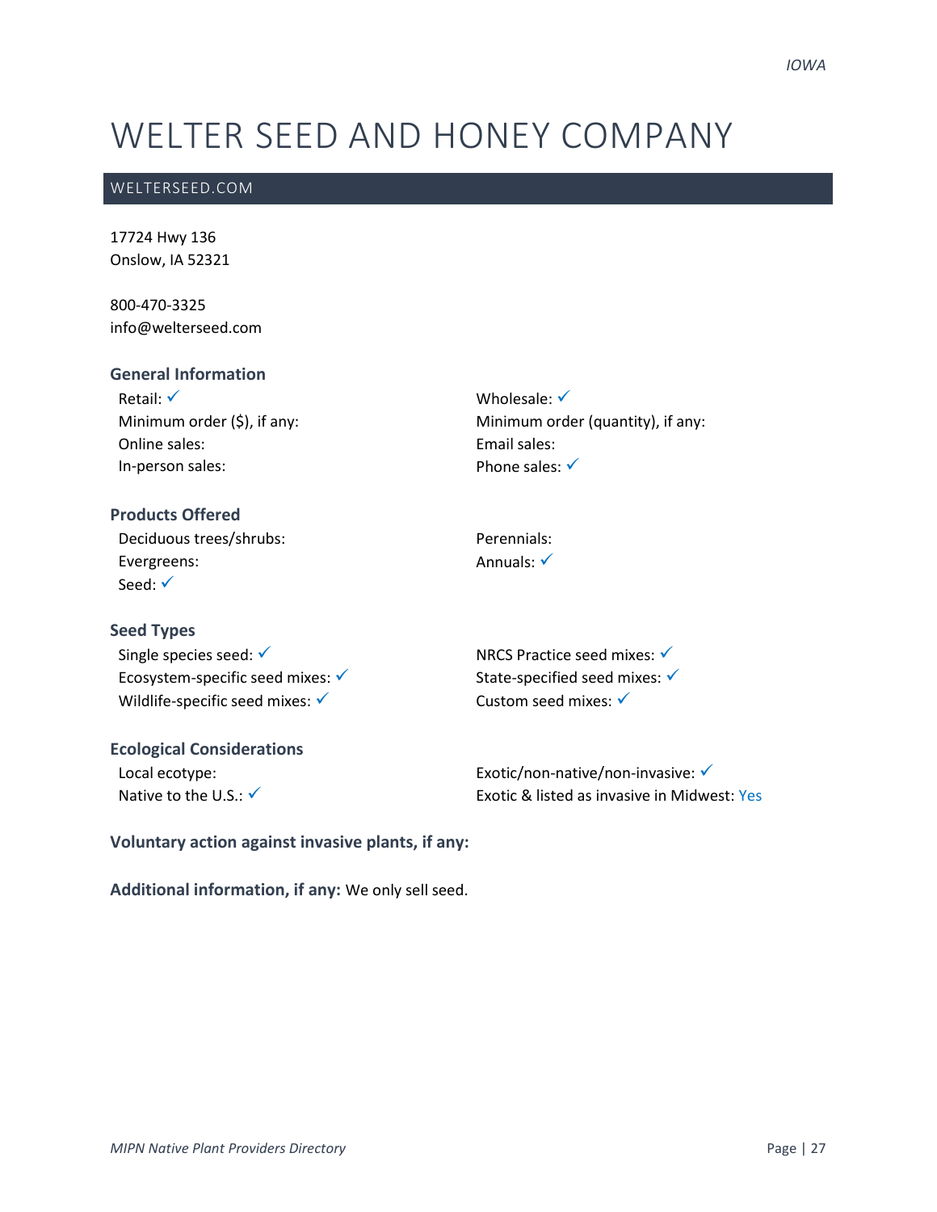# WELTER SEED AND HONEY COMPANY

## WELTERSEED.COM

17724 Hwy 136
Onslow, IA 52321

800-470-3325
info@welterseed.com

### General Information

Retail: ✓
Minimum order ($), if any:
Online sales:
In-person sales:
Wholesale: ✓
Minimum order (quantity), if any:
Email sales:
Phone sales: ✓

### Products Offered

Deciduous trees/shrubs:
Evergreens:
Seed: ✓
Perennials:
Annuals: ✓

### Seed Types

Single species seed: ✓
Ecosystem-specific seed mixes: ✓
Wildlife-specific seed mixes: ✓
NRCS Practice seed mixes: ✓
State-specified seed mixes: ✓
Custom seed mixes: ✓

### Ecological Considerations

Local ecotype:
Native to the U.S.: ✓
Exotic/non-native/non-invasive: ✓
Exotic & listed as invasive in Midwest: Yes

**Voluntary action against invasive plants, if any:**

**Additional information, if any:** We only sell seed.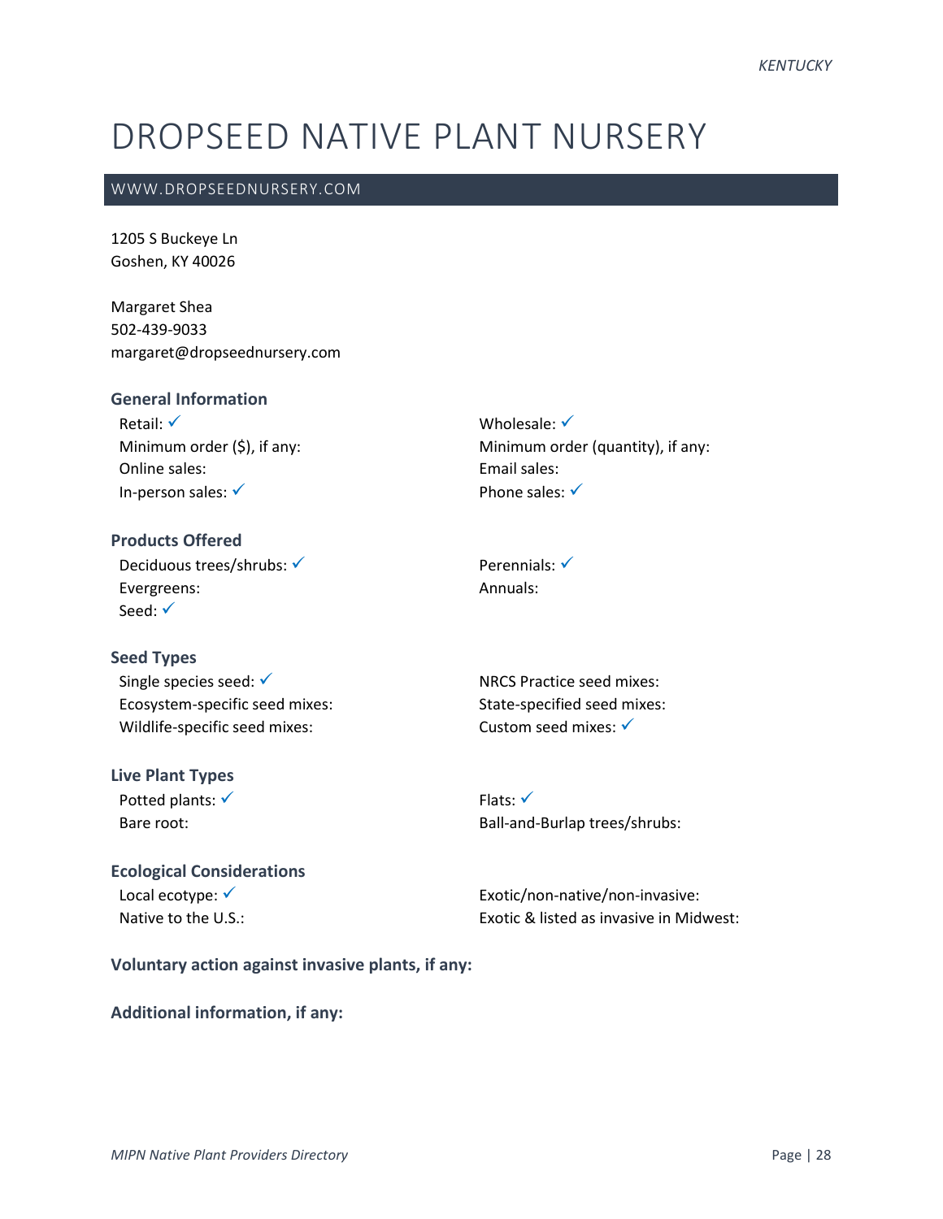# DROPSEED NATIVE PLANT NURSERY

WWW.DROPSEEDNURSERY.COM

1205 S Buckeye Ln
Goshen, KY 40026

Margaret Shea
502-439-9033
margaret@dropseednursery.com

### General Information

Retail: ✓
Minimum order ($), if any:
Online sales:
In-person sales: ✓
Wholesale: ✓
Minimum order (quantity), if any:
Email sales:
Phone sales: ✓

### Products Offered

Deciduous trees/shrubs: ✓
Evergreens:
Seed: ✓
Perennials: ✓
Annuals:

### Seed Types

Single species seed: ✓
Ecosystem-specific seed mixes:
Wildlife-specific seed mixes:
NRCS Practice seed mixes:
State-specified seed mixes:
Custom seed mixes: ✓

### Live Plant Types

Potted plants: ✓
Bare root:
Flats: ✓
Ball-and-Burlap trees/shrubs:

### Ecological Considerations

Local ecotype: ✓
Native to the U.S.:
Exotic/non-native/non-invasive:
Exotic & listed as invasive in Midwest:

### Voluntary action against invasive plants, if any:

### Additional information, if any: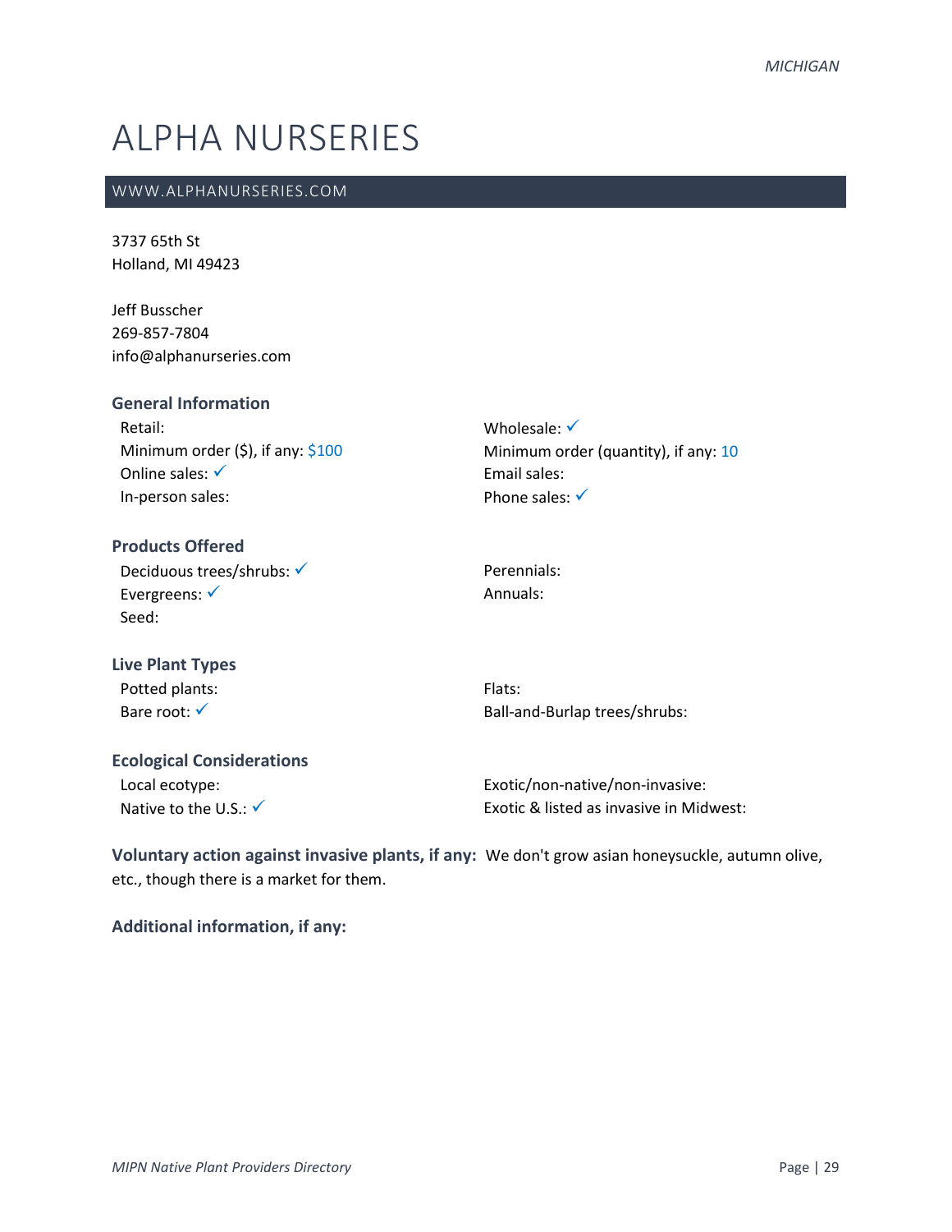# ALPHA NURSERIES

WWW.ALPHANURSERIES.COM

3737 65th St
Holland, MI 49423

Jeff Busscher
269-857-7804
info@alphanurseries.com

### General Information

Retail:
Minimum order ($), if any: $100
Online sales: ✓
In-person sales:
Wholesale: ✓
Minimum order (quantity), if any: 10
Email sales:
Phone sales: ✓

### Products Offered

Deciduous trees/shrubs: ✓
Evergreens: ✓
Seed:
Perennials:
Annuals:

### Live Plant Types

Potted plants:
Bare root: ✓
Flats:
Ball-and-Burlap trees/shrubs:

### Ecological Considerations

Local ecotype:
Native to the U.S.: ✓
Exotic/non-native/non-invasive:
Exotic & listed as invasive in Midwest:

**Voluntary action against invasive plants, if any:** We don't grow asian honeysuckle, autumn olive, etc., though there is a market for them.

**Additional information, if any:**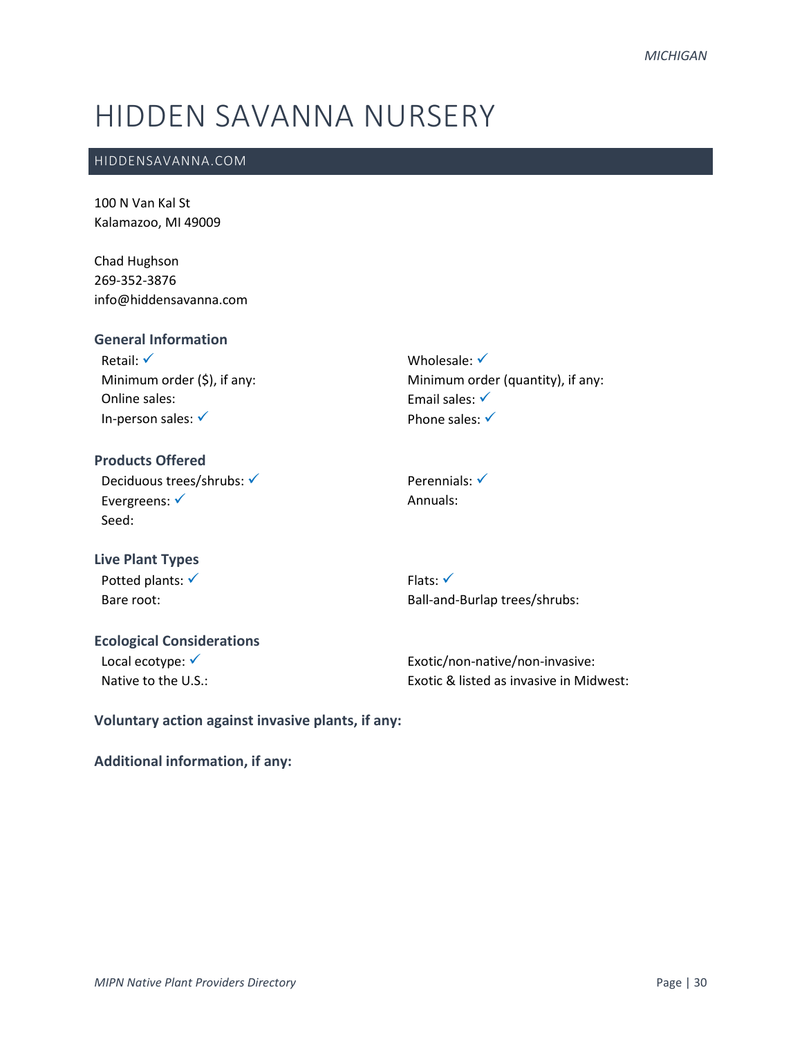# HIDDEN SAVANNA NURSERY

HIDDENSAVANNA.COM

100 N Van Kal St
Kalamazoo, MI 49009

Chad Hughson
269-352-3876
info@hiddensavanna.com

### General Information

Retail: ✓
Minimum order ($), if any:
Online sales:
In-person sales: ✓

Wholesale: ✓
Minimum order (quantity), if any:
Email sales: ✓
Phone sales: ✓

### Products Offered

Deciduous trees/shrubs: ✓
Evergreens: ✓
Seed:

Perennials: ✓
Annuals:

### Live Plant Types

Potted plants: ✓
Bare root:

Flats: ✓
Ball-and-Burlap trees/shrubs:

### Ecological Considerations

Local ecotype: ✓
Native to the U.S.:

Exotic/non-native/non-invasive:
Exotic & listed as invasive in Midwest:

**Voluntary action against invasive plants, if any:**

**Additional information, if any:**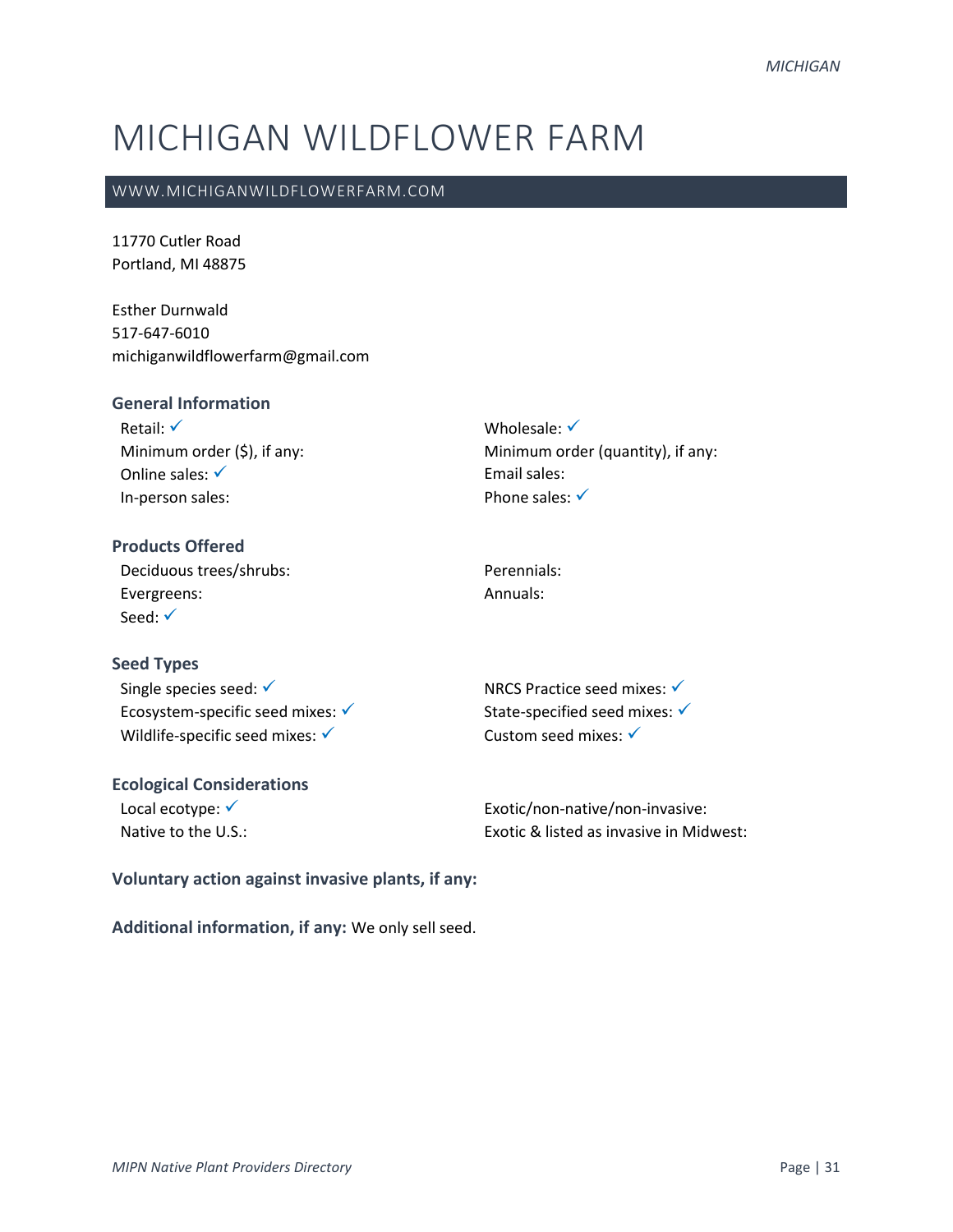# MICHIGAN WILDFLOWER FARM

WWW.MICHIGANWILDFLOWERFARM.COM

11770 Cutler Road
Portland, MI 48875

Esther Durnwald
517-647-6010
michiganwildflowerfarm@gmail.com

### General Information

Retail: ✓
Minimum order ($), if any:
Online sales: ✓
In-person sales:
Wholesale: ✓
Minimum order (quantity), if any:
Email sales:
Phone sales: ✓

### Products Offered

Deciduous trees/shrubs:
Evergreens:
Seed: ✓
Perennials:
Annuals:

### Seed Types

Single species seed: ✓
Ecosystem-specific seed mixes: ✓
Wildlife-specific seed mixes: ✓
NRCS Practice seed mixes: ✓
State-specified seed mixes: ✓
Custom seed mixes: ✓

### Ecological Considerations

Local ecotype: ✓
Native to the U.S.:
Exotic/non-native/non-invasive:
Exotic & listed as invasive in Midwest:

**Voluntary action against invasive plants, if any:**

**Additional information, if any:** We only sell seed.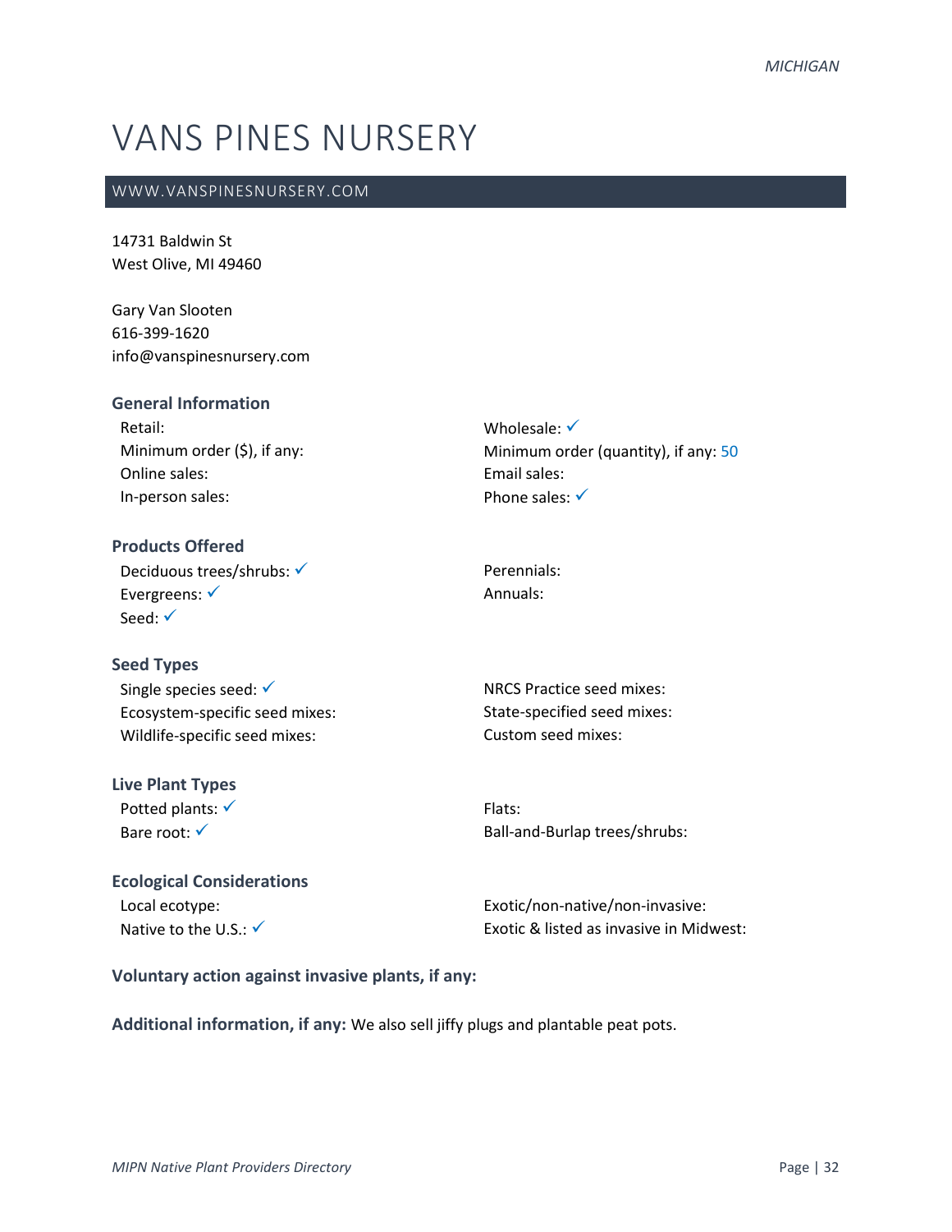# VANS PINES NURSERY

## WWW.VANSPINESNURSERY.COM

14731 Baldwin St
West Olive, MI 49460

Gary Van Slooten
616-399-1620
info@vanspinesnursery.com

### General Information

Retail:
Minimum order ($), if any:
Online sales:
In-person sales:
Wholesale: ✓
Minimum order (quantity), if any: 50
Email sales:
Phone sales: ✓

### Products Offered

Deciduous trees/shrubs: ✓
Evergreens: ✓
Seed: ✓
Perennials:
Annuals:

### Seed Types

Single species seed: ✓
Ecosystem-specific seed mixes:
Wildlife-specific seed mixes:
NRCS Practice seed mixes:
State-specified seed mixes:
Custom seed mixes:

### Live Plant Types

Potted plants: ✓
Bare root: ✓
Flats:
Ball-and-Burlap trees/shrubs:

### Ecological Considerations

Local ecotype:
Native to the U.S.: ✓
Exotic/non-native/non-invasive:
Exotic & listed as invasive in Midwest:

**Voluntary action against invasive plants, if any:**

**Additional information, if any:** We also sell jiffy plugs and plantable peat pots.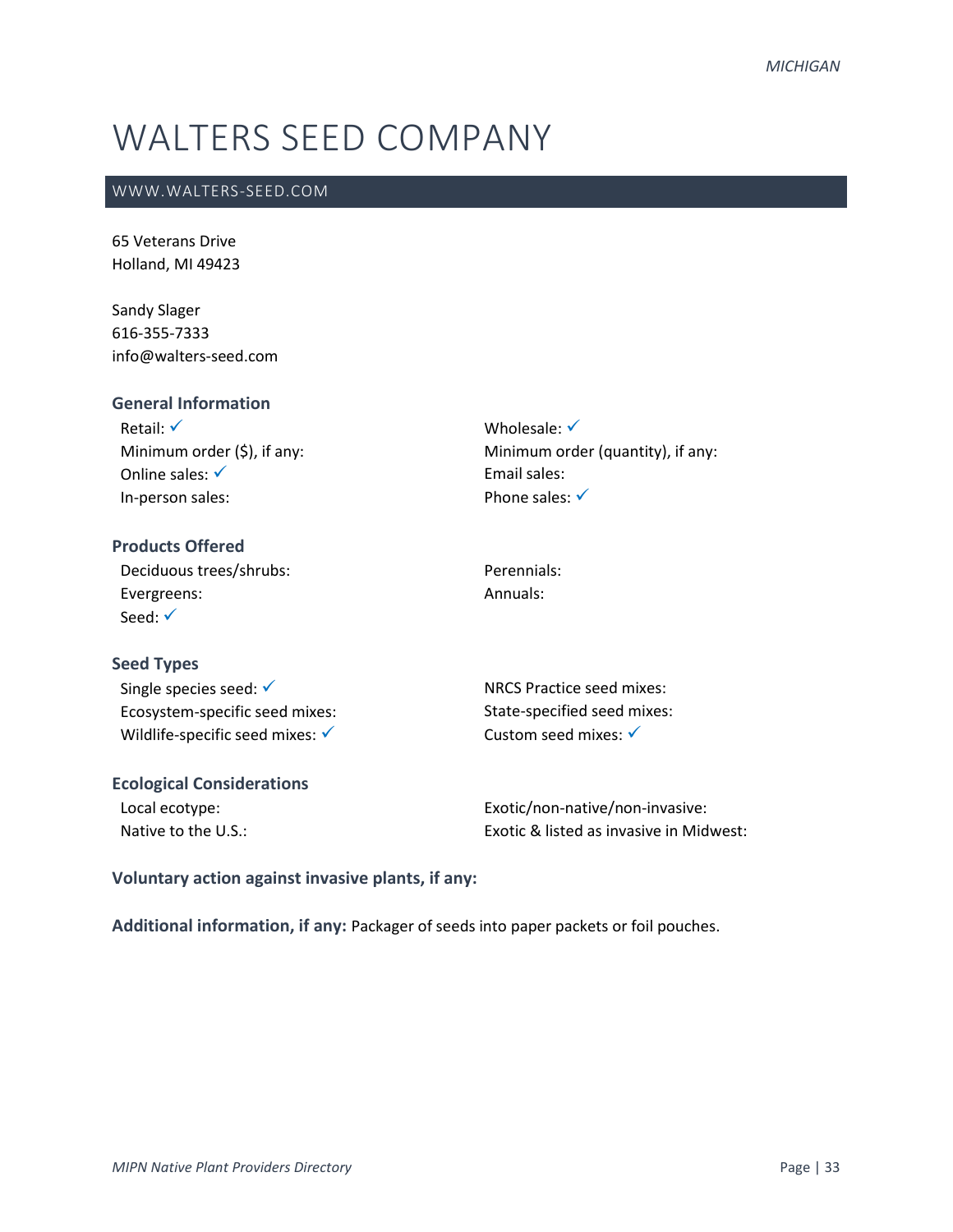# WALTERS SEED COMPANY

## WWW.WALTERS-SEED.COM

65 Veterans Drive
Holland, MI 49423

Sandy Slager
616-355-7333
info@walters-seed.com

### General Information

Retail: ✓
Minimum order ($), if any:
Online sales: ✓
In-person sales:
Wholesale: ✓
Minimum order (quantity), if any:
Email sales:
Phone sales: ✓

### Products Offered

Deciduous trees/shrubs:
Evergreens:
Seed: ✓
Perennials:
Annuals:

### Seed Types

Single species seed: ✓
Ecosystem-specific seed mixes:
Wildlife-specific seed mixes: ✓
NRCS Practice seed mixes:
State-specified seed mixes:
Custom seed mixes: ✓

### Ecological Considerations

Local ecotype:
Native to the U.S.:
Exotic/non-native/non-invasive:
Exotic & listed as invasive in Midwest:

**Voluntary action against invasive plants, if any:**

**Additional information, if any:** Packager of seeds into paper packets or foil pouches.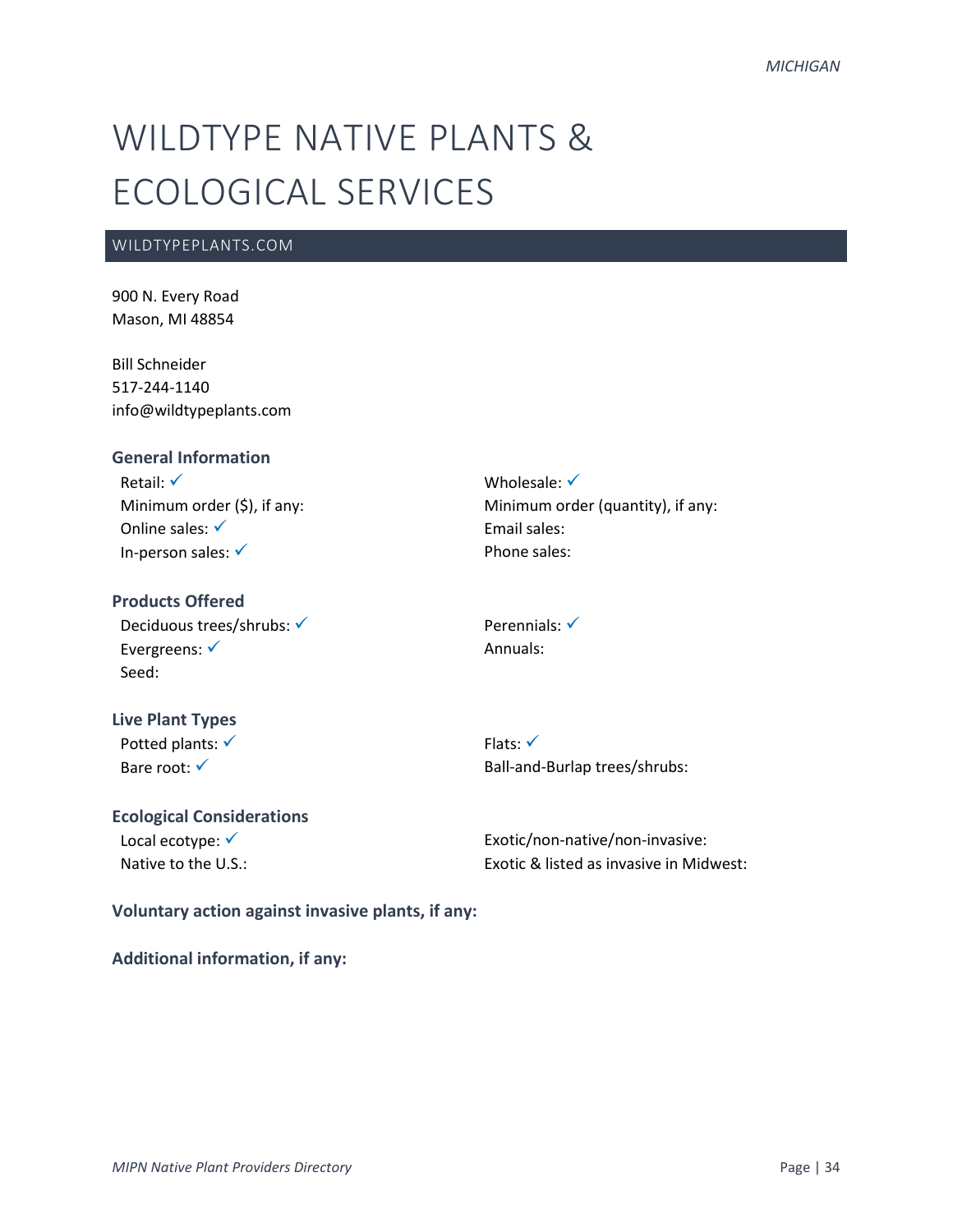# WILDTYPE NATIVE PLANTS & ECOLOGICAL SERVICES

## WILDTYPEPLANTS.COM

900 N. Every Road
Mason, MI 48854

Bill Schneider
517-244-1140
info@wildtypeplants.com

### General Information

Retail: ✓
Minimum order ($), if any:
Online sales: ✓
In-person sales: ✓
Wholesale: ✓
Minimum order (quantity), if any:
Email sales:
Phone sales:

### Products Offered

Deciduous trees/shrubs: ✓
Evergreens: ✓
Seed:
Perennials: ✓
Annuals:

### Live Plant Types

Potted plants: ✓
Bare root: ✓
Flats: ✓
Ball-and-Burlap trees/shrubs:

### Ecological Considerations

Local ecotype: ✓
Native to the U.S.:
Exotic/non-native/non-invasive:
Exotic & listed as invasive in Midwest:

**Voluntary action against invasive plants, if any:**

**Additional information, if any:**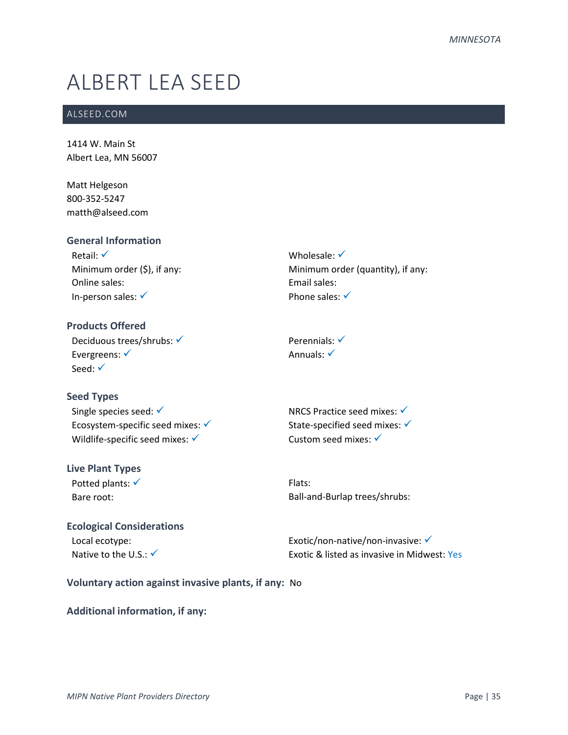# ALBERT LEA SEED

ALSEED.COM

1414 W. Main St
Albert Lea, MN 56007

Matt Helgeson
800-352-5247
matth@alseed.com

### General Information

Retail: ✓
Minimum order ($), if any:
Online sales:
In-person sales: ✓
Wholesale: ✓
Minimum order (quantity), if any:
Email sales:
Phone sales: ✓

### Products Offered

Deciduous trees/shrubs: ✓
Evergreens: ✓
Seed: ✓
Perennials: ✓
Annuals: ✓

### Seed Types

Single species seed: ✓
Ecosystem-specific seed mixes: ✓
Wildlife-specific seed mixes: ✓
NRCS Practice seed mixes: ✓
State-specified seed mixes: ✓
Custom seed mixes: ✓

### Live Plant Types

Potted plants: ✓
Bare root:
Flats:
Ball-and-Burlap trees/shrubs:

### Ecological Considerations

Local ecotype:
Native to the U.S.: ✓
Exotic/non-native/non-invasive: ✓
Exotic & listed as invasive in Midwest: Yes

**Voluntary action against invasive plants, if any:** No

**Additional information, if any:**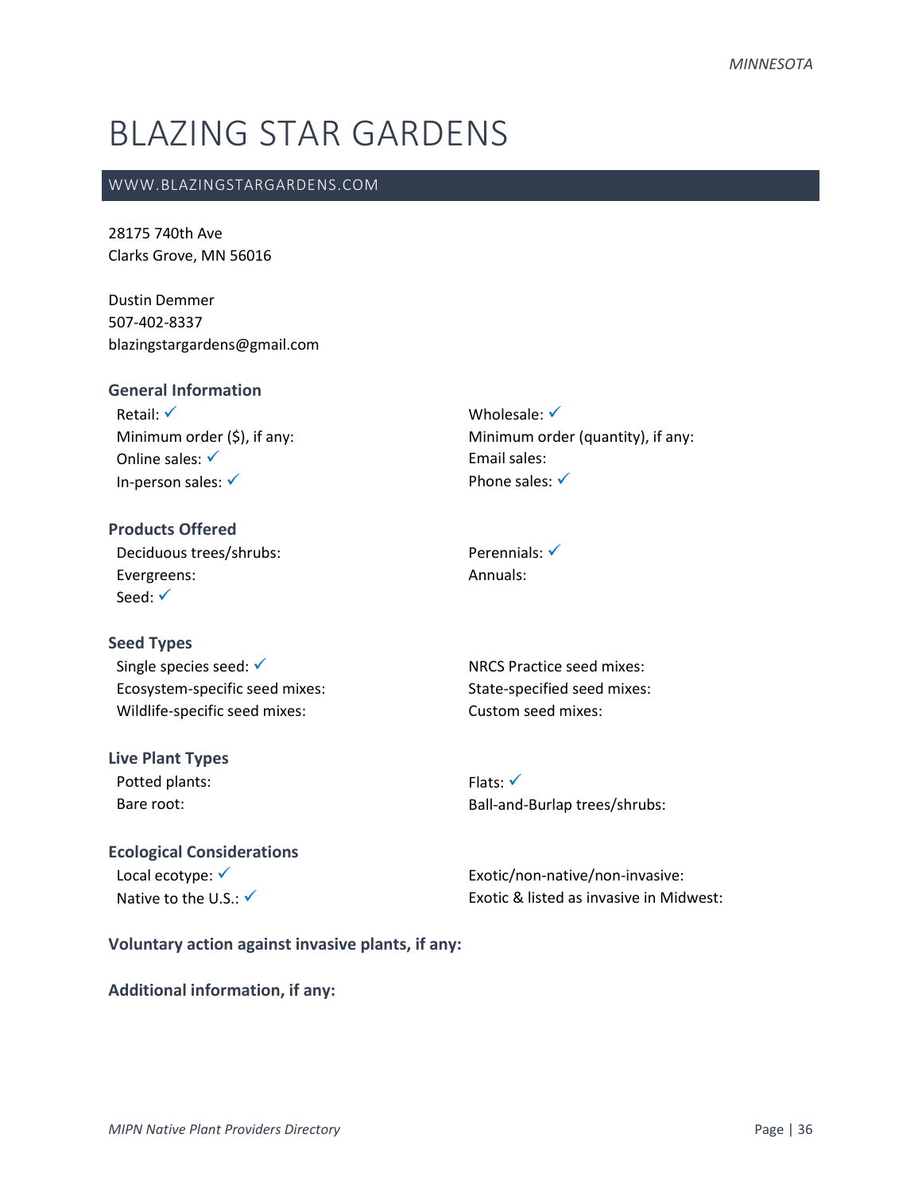# BLAZING STAR GARDENS

WWW.BLAZINGSTARGARDENS.COM

28175 740th Ave
Clarks Grove, MN 56016

Dustin Demmer
507-402-8337
blazingstargardens@gmail.com

### General Information

Retail: ✓
Minimum order ($), if any:
Online sales: ✓
In-person sales: ✓
Wholesale: ✓
Minimum order (quantity), if any:
Email sales:
Phone sales: ✓

### Products Offered

Deciduous trees/shrubs:
Evergreens:
Seed: ✓
Perennials: ✓
Annuals:

### Seed Types

Single species seed: ✓
Ecosystem-specific seed mixes:
Wildlife-specific seed mixes:
NRCS Practice seed mixes:
State-specified seed mixes:
Custom seed mixes:

### Live Plant Types

Potted plants:
Bare root:
Flats: ✓
Ball-and-Burlap trees/shrubs:

### Ecological Considerations

Local ecotype: ✓
Native to the U.S.: ✓
Exotic/non-native/non-invasive:
Exotic & listed as invasive in Midwest:

### Voluntary action against invasive plants, if any:

### Additional information, if any: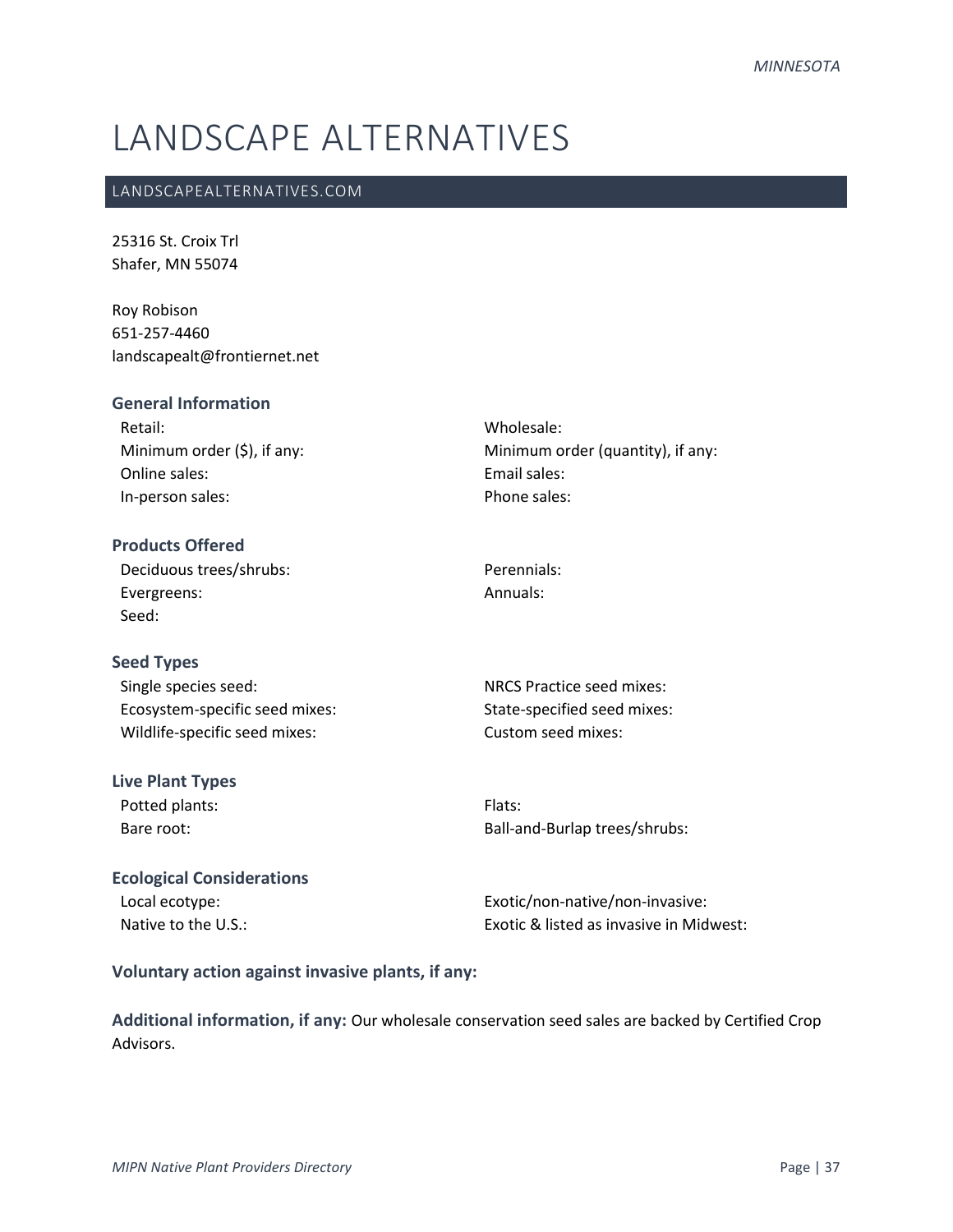// MINNESOTA is a running header? It appears as state label; likely repeats per section. Omit.

# LANDSCAPE ALTERNATIVES

## LANDSCAPEALTERNATIVES.COM

25316 St. Croix Trl
Shafer, MN 55074

Roy Robison
651-257-4460
landscapealt@frontiernet.net

### General Information

Retail:
Minimum order ($), if any:
Online sales:
In-person sales:
Wholesale:
Minimum order (quantity), if any:
Email sales:
Phone sales:

### Products Offered

Deciduous trees/shrubs:
Evergreens:
Seed:
Perennials:
Annuals:

### Seed Types

Single species seed:
Ecosystem-specific seed mixes:
Wildlife-specific seed mixes:
NRCS Practice seed mixes:
State-specified seed mixes:
Custom seed mixes:

### Live Plant Types

Potted plants:
Bare root:
Flats:
Ball-and-Burlap trees/shrubs:

### Ecological Considerations

Local ecotype:
Native to the U.S.:
Exotic/non-native/non-invasive:
Exotic & listed as invasive in Midwest:

### Voluntary action against invasive plants, if any:

**Additional information, if any:** Our wholesale conservation seed sales are backed by Certified Crop Advisors.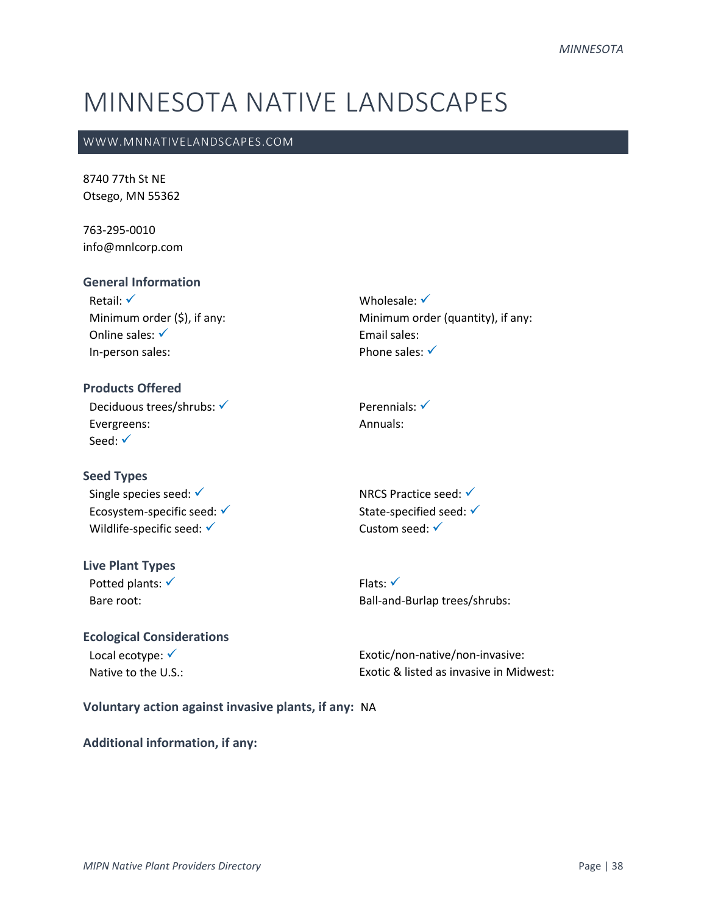# MINNESOTA NATIVE LANDSCAPES

WWW.MNNATIVELANDSCAPES.COM

8740 77th St NE
Otsego, MN 55362

763-295-0010
info@mnlcorp.com

### General Information

Retail: ✓
Minimum order ($), if any:
Online sales: ✓
In-person sales:

Wholesale: ✓
Minimum order (quantity), if any:
Email sales:
Phone sales: ✓

### Products Offered

Deciduous trees/shrubs: ✓
Evergreens:
Seed: ✓

Perennials: ✓
Annuals:

### Seed Types

Single species seed: ✓
Ecosystem-specific seed: ✓
Wildlife-specific seed: ✓

NRCS Practice seed: ✓
State-specified seed: ✓
Custom seed: ✓

### Live Plant Types

Potted plants: ✓
Bare root:

Flats: ✓
Ball-and-Burlap trees/shrubs:

### Ecological Considerations

Local ecotype: ✓
Native to the U.S.:

Exotic/non-native/non-invasive:
Exotic & listed as invasive in Midwest:

**Voluntary action against invasive plants, if any:** NA

**Additional information, if any:**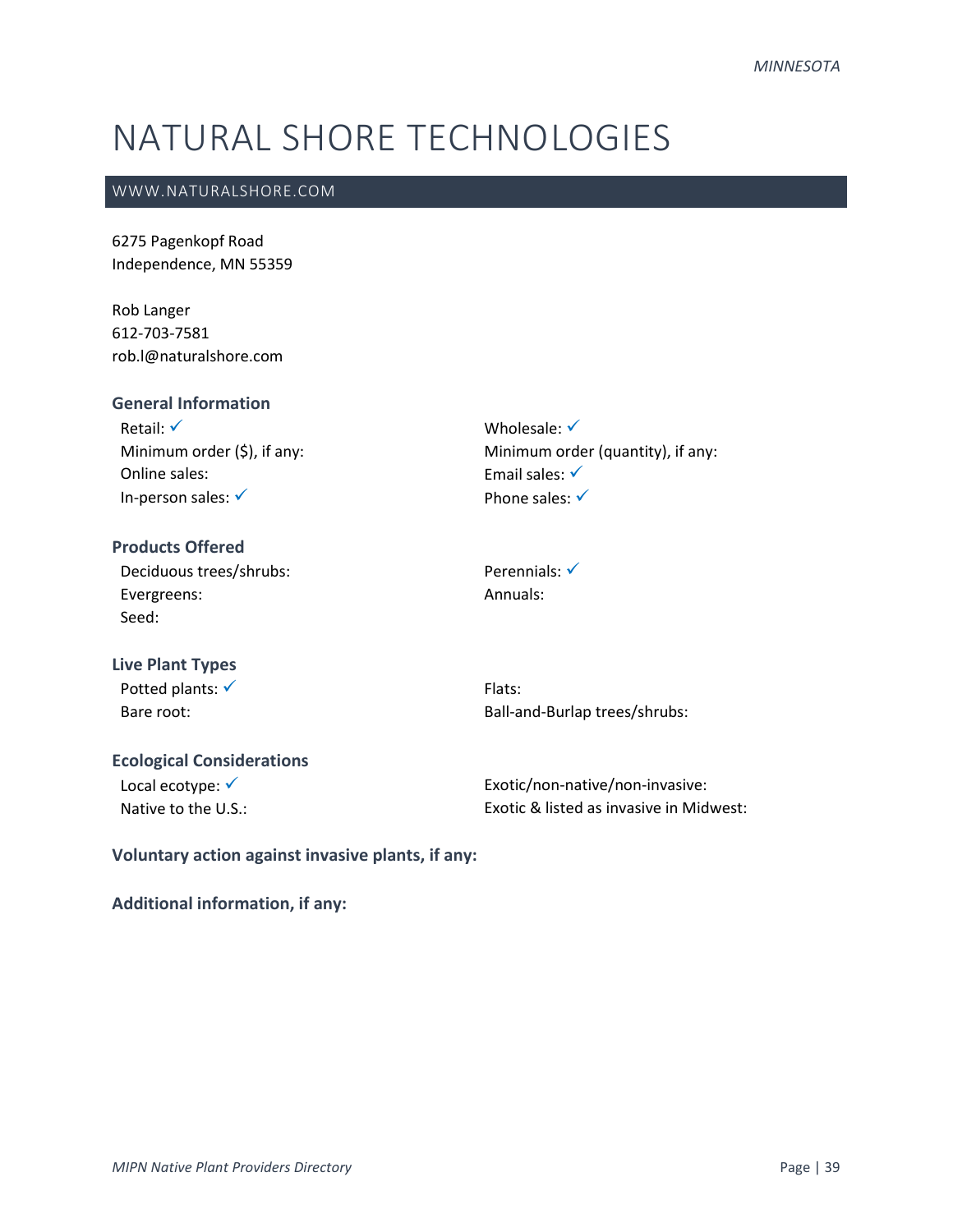# NATURAL SHORE TECHNOLOGIES

WWW.NATURALSHORE.COM

6275 Pagenkopf Road
Independence, MN 55359

Rob Langer
612-703-7581
rob.l@naturalshore.com

### General Information

Retail: ✓
Minimum order ($), if any:
Online sales:
In-person sales: ✓
Wholesale: ✓
Minimum order (quantity), if any:
Email sales: ✓
Phone sales: ✓

### Products Offered

Deciduous trees/shrubs:
Evergreens:
Seed:
Perennials: ✓
Annuals:

### Live Plant Types

Potted plants: ✓
Bare root:
Flats:
Ball-and-Burlap trees/shrubs:

### Ecological Considerations

Local ecotype: ✓
Native to the U.S.:
Exotic/non-native/non-invasive:
Exotic & listed as invasive in Midwest:

### Voluntary action against invasive plants, if any:

### Additional information, if any: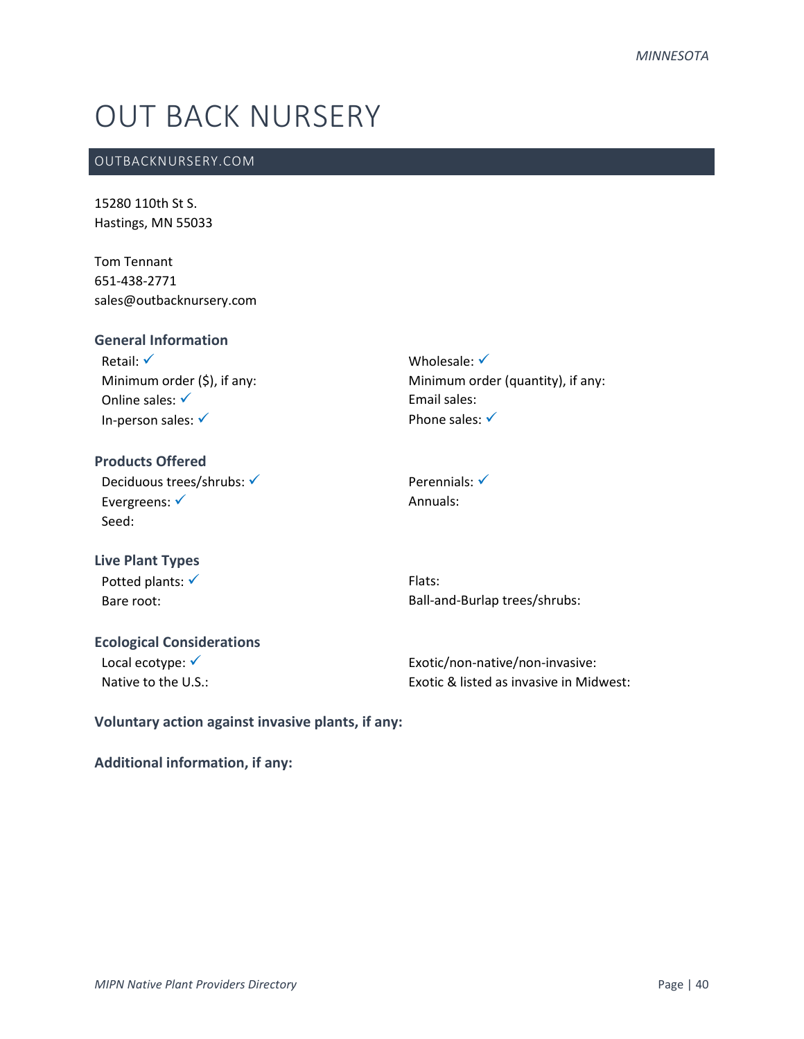# OUT BACK NURSERY

## OUTBACKNURSERY.COM

15280 110th St S.
Hastings, MN 55033

Tom Tennant
651-438-2771
sales@outbacknursery.com

### General Information

Retail: ✓
Minimum order ($), if any:
Online sales: ✓
In-person sales: ✓

Wholesale: ✓
Minimum order (quantity), if any:
Email sales:
Phone sales: ✓

### Products Offered

Deciduous trees/shrubs: ✓
Evergreens: ✓
Seed:

Perennials: ✓
Annuals:

### Live Plant Types

Potted plants: ✓
Bare root:

Flats:
Ball-and-Burlap trees/shrubs:

### Ecological Considerations

Local ecotype: ✓
Native to the U.S.:

Exotic/non-native/non-invasive:
Exotic & listed as invasive in Midwest:

### Voluntary action against invasive plants, if any:

### Additional information, if any: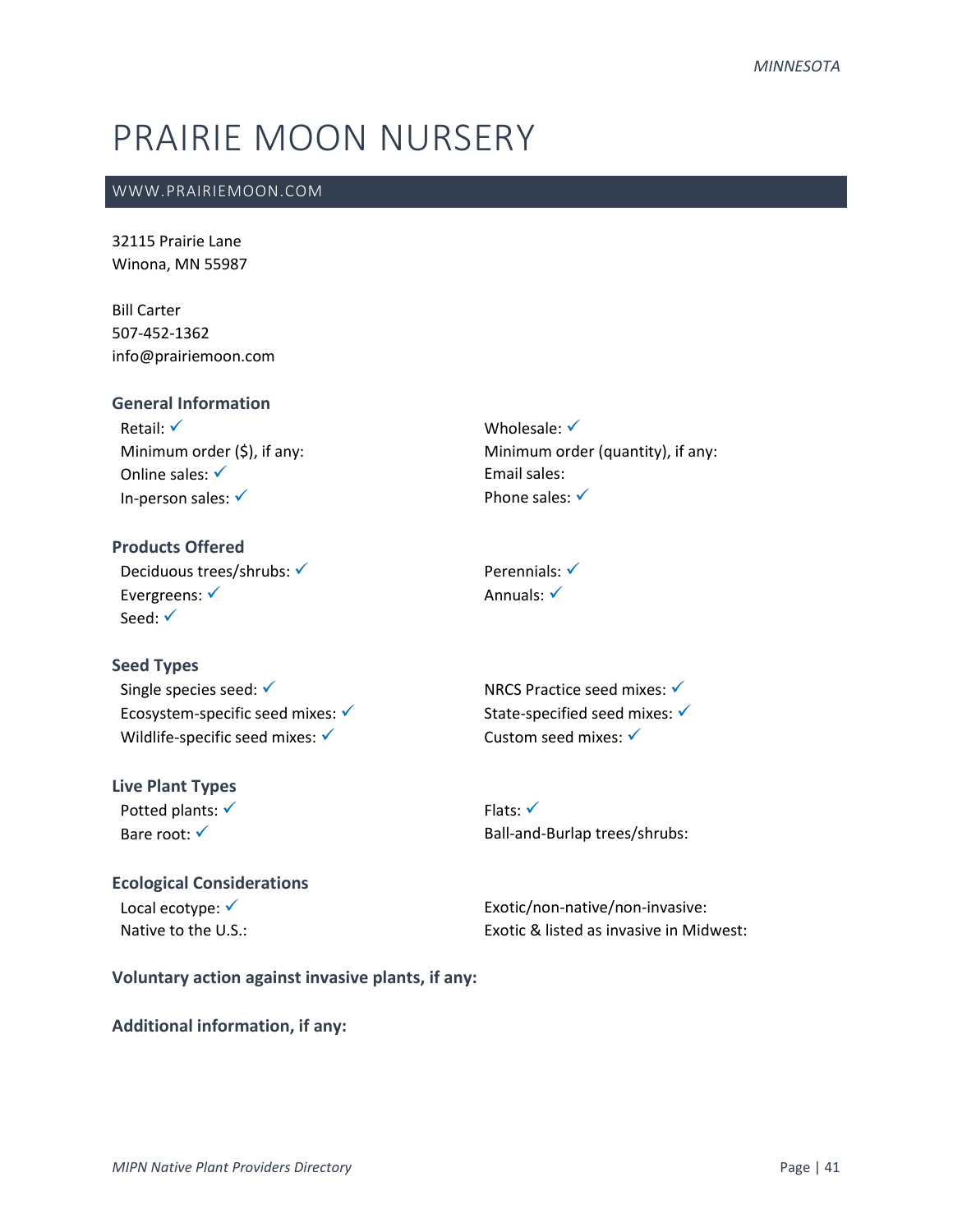# PRAIRIE MOON NURSERY

WWW.PRAIRIEMOON.COM

32115 Prairie Lane
Winona, MN 55987

Bill Carter
507-452-1362
info@prairiemoon.com

### General Information

Retail: ✓
Minimum order ($), if any:
Online sales: ✓
In-person sales: ✓
Wholesale: ✓
Minimum order (quantity), if any:
Email sales:
Phone sales: ✓

### Products Offered

Deciduous trees/shrubs: ✓
Evergreens: ✓
Seed: ✓
Perennials: ✓
Annuals: ✓

### Seed Types

Single species seed: ✓
Ecosystem-specific seed mixes: ✓
Wildlife-specific seed mixes: ✓
NRCS Practice seed mixes: ✓
State-specified seed mixes: ✓
Custom seed mixes: ✓

### Live Plant Types

Potted plants: ✓
Bare root: ✓
Flats: ✓
Ball-and-Burlap trees/shrubs:

### Ecological Considerations

Local ecotype: ✓
Native to the U.S.:
Exotic/non-native/non-invasive:
Exotic & listed as invasive in Midwest:

### Voluntary action against invasive plants, if any:

### Additional information, if any: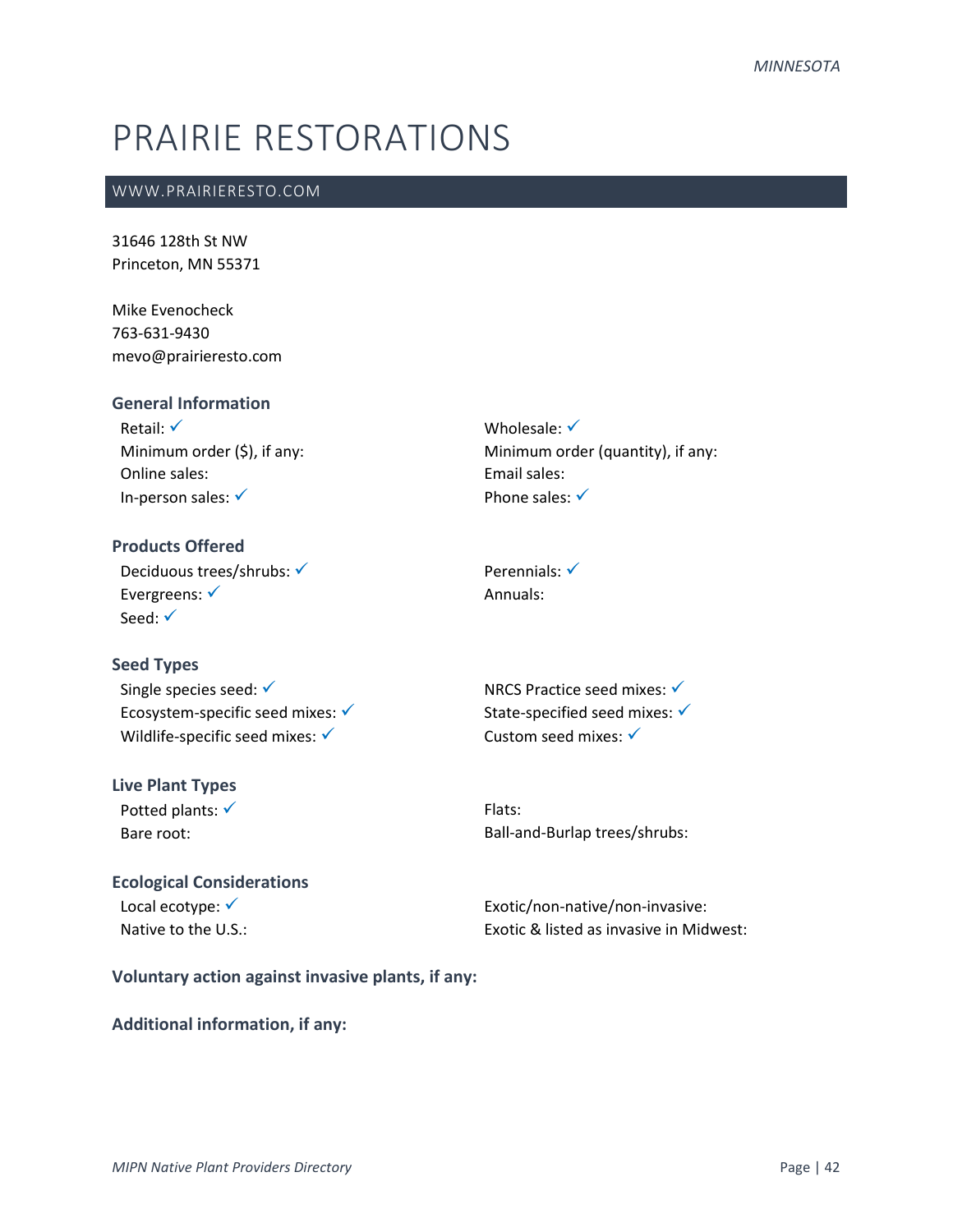# PRAIRIE RESTORATIONS

WWW.PRAIRIERESTO.COM

31646 128th St NW
Princeton, MN 55371

Mike Evenocheck
763-631-9430
mevo@prairieresto.com

### General Information

Retail: ✓
Minimum order ($), if any:
Online sales:
In-person sales: ✓
Wholesale: ✓
Minimum order (quantity), if any:
Email sales:
Phone sales: ✓

### Products Offered

Deciduous trees/shrubs: ✓
Evergreens: ✓
Seed: ✓
Perennials: ✓
Annuals:

### Seed Types

Single species seed: ✓
Ecosystem-specific seed mixes: ✓
Wildlife-specific seed mixes: ✓
NRCS Practice seed mixes: ✓
State-specified seed mixes: ✓
Custom seed mixes: ✓

### Live Plant Types

Potted plants: ✓
Bare root:
Flats:
Ball-and-Burlap trees/shrubs:

### Ecological Considerations

Local ecotype: ✓
Native to the U.S.:
Exotic/non-native/non-invasive:
Exotic & listed as invasive in Midwest:

### Voluntary action against invasive plants, if any:

### Additional information, if any: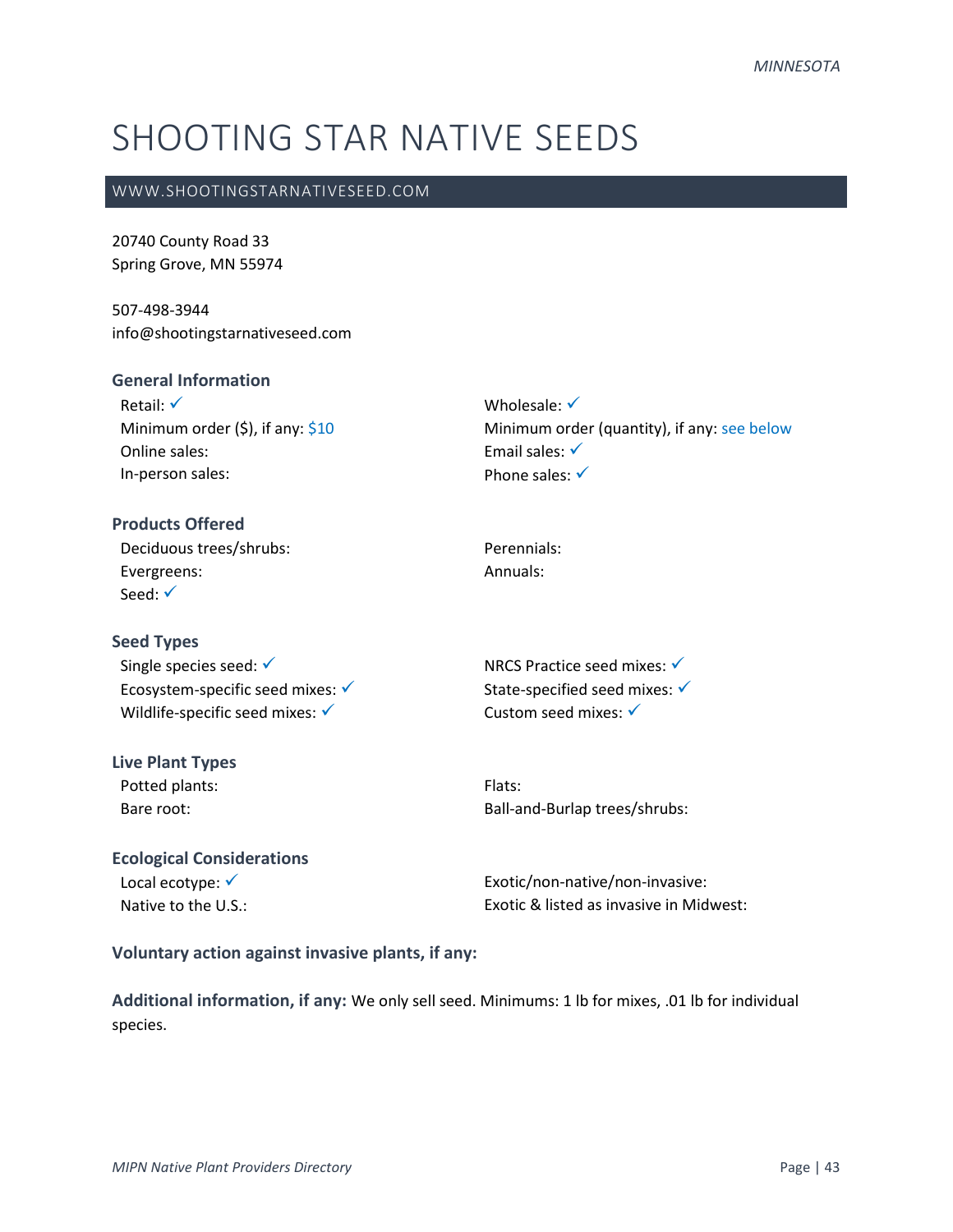# SHOOTING STAR NATIVE SEEDS

## WWW.SHOOTINGSTARNATIVESEED.COM

20740 County Road 33
Spring Grove, MN 55974

507-498-3944
info@shootingstarnativeseed.com

### General Information

Retail: ✓
Minimum order ($), if any: $10
Online sales:
In-person sales:
Wholesale: ✓
Minimum order (quantity), if any: see below
Email sales: ✓
Phone sales: ✓

### Products Offered

Deciduous trees/shrubs:
Evergreens:
Seed: ✓
Perennials:
Annuals:

### Seed Types

Single species seed: ✓
Ecosystem-specific seed mixes: ✓
Wildlife-specific seed mixes: ✓
NRCS Practice seed mixes: ✓
State-specified seed mixes: ✓
Custom seed mixes: ✓

### Live Plant Types

Potted plants:
Bare root:
Flats:
Ball-and-Burlap trees/shrubs:

### Ecological Considerations

Local ecotype: ✓
Native to the U.S.:
Exotic/non-native/non-invasive:
Exotic & listed as invasive in Midwest:

**Voluntary action against invasive plants, if any:**

**Additional information, if any:** We only sell seed. Minimums: 1 lb for mixes, .01 lb for individual species.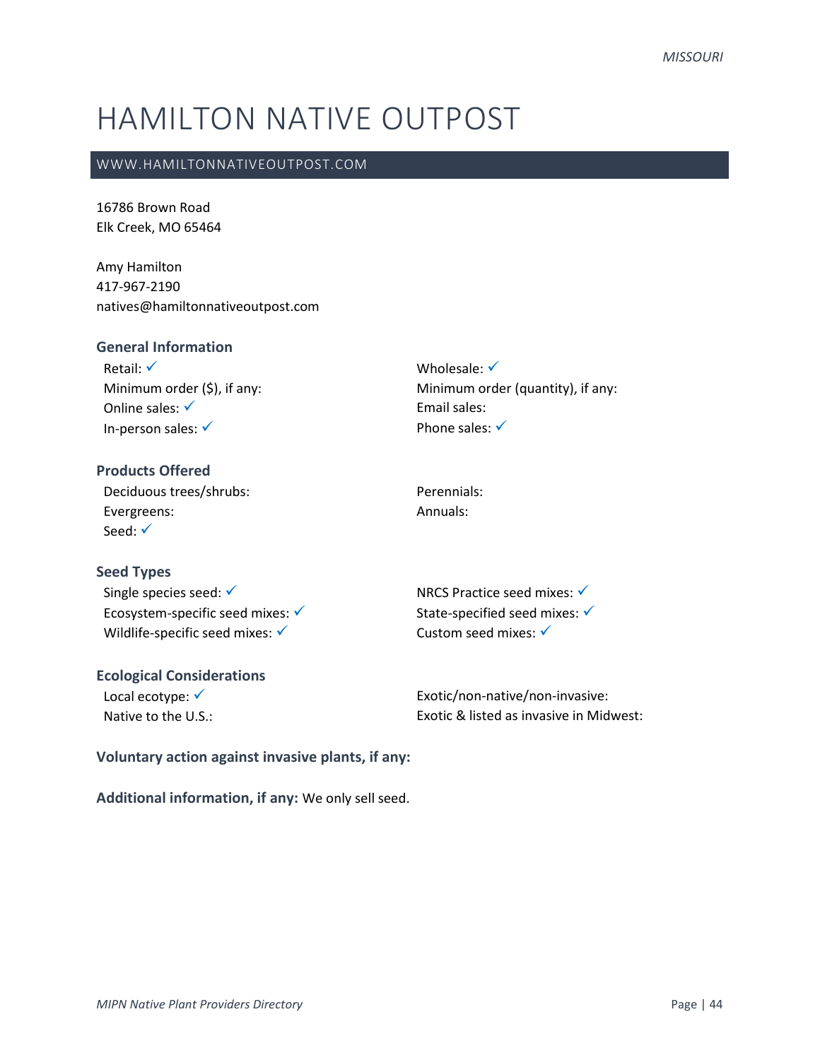# HAMILTON NATIVE OUTPOST

WWW.HAMILTONNATIVEOUTPOST.COM

16786 Brown Road
Elk Creek, MO 65464

Amy Hamilton
417-967-2190
natives@hamiltonnativeoutpost.com

### General Information

| | |
|---|---|
| Retail: ✓ | Wholesale: ✓ |
| Minimum order ($), if any: | Minimum order (quantity), if any: |
| Online sales: ✓ | Email sales: |
| In-person sales: ✓ | Phone sales: ✓ |

### Products Offered

| | |
|---|---|
| Deciduous trees/shrubs: | Perennials: |
| Evergreens: | Annuals: |
| Seed: ✓ | |

### Seed Types

| | |
|---|---|
| Single species seed: ✓ | NRCS Practice seed mixes: ✓ |
| Ecosystem-specific seed mixes: ✓ | State-specified seed mixes: ✓ |
| Wildlife-specific seed mixes: ✓ | Custom seed mixes: ✓ |

### Ecological Considerations

| | |
|---|---|
| Local ecotype: ✓ | Exotic/non-native/non-invasive: |
| Native to the U.S.: | Exotic & listed as invasive in Midwest: |

**Voluntary action against invasive plants, if any:**

**Additional information, if any:** We only sell seed.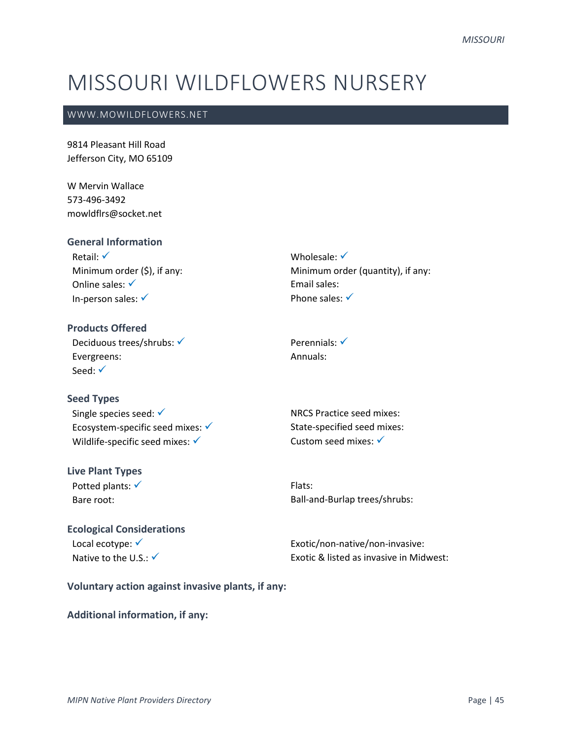# MISSOURI WILDFLOWERS NURSERY

## WWW.MOWILDFLOWERS.NET

9814 Pleasant Hill Road
Jefferson City, MO 65109

W Mervin Wallace
573-496-3492
mowldflrs@socket.net

### General Information

Retail: ✓
Minimum order ($), if any:
Online sales: ✓
In-person sales: ✓
Wholesale: ✓
Minimum order (quantity), if any:
Email sales:
Phone sales: ✓

### Products Offered

Deciduous trees/shrubs: ✓
Evergreens:
Seed: ✓
Perennials: ✓
Annuals:

### Seed Types

Single species seed: ✓
Ecosystem-specific seed mixes: ✓
Wildlife-specific seed mixes: ✓
NRCS Practice seed mixes:
State-specified seed mixes:
Custom seed mixes: ✓

### Live Plant Types

Potted plants: ✓
Bare root:
Flats:
Ball-and-Burlap trees/shrubs:

### Ecological Considerations

Local ecotype: ✓
Native to the U.S.: ✓
Exotic/non-native/non-invasive:
Exotic & listed as invasive in Midwest:

**Voluntary action against invasive plants, if any:**

**Additional information, if any:**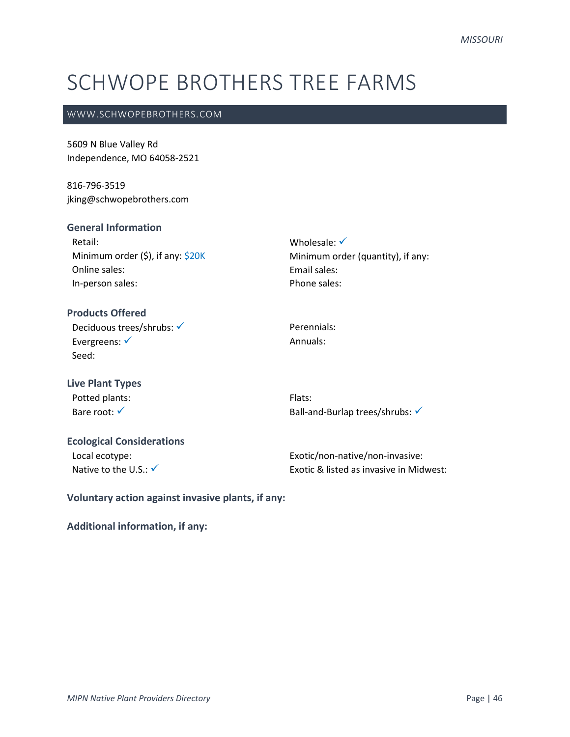# SCHWOPE BROTHERS TREE FARMS

WWW.SCHWOPEBROTHERS.COM

5609 N Blue Valley Rd
Independence, MO 64058-2521

816-796-3519
jking@schwopebrothers.com

### General Information

Retail:
Minimum order ($), if any: $20K
Online sales:
In-person sales:
Wholesale: ✓
Minimum order (quantity), if any:
Email sales:
Phone sales:

### Products Offered

Deciduous trees/shrubs: ✓
Evergreens: ✓
Seed:
Perennials:
Annuals:

### Live Plant Types

Potted plants:
Bare root: ✓
Flats:
Ball-and-Burlap trees/shrubs: ✓

### Ecological Considerations

Local ecotype:
Native to the U.S.: ✓
Exotic/non-native/non-invasive:
Exotic & listed as invasive in Midwest:

**Voluntary action against invasive plants, if any:**

**Additional information, if any:**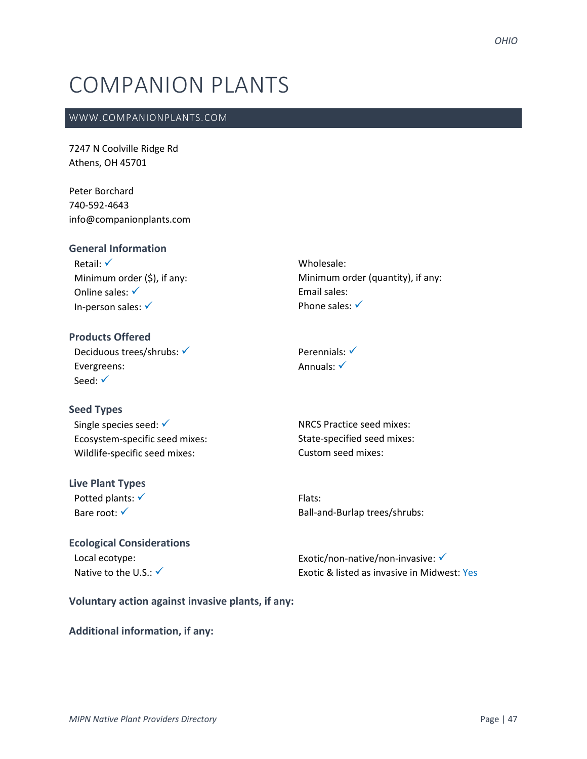# COMPANION PLANTS

## WWW.COMPANIONPLANTS.COM

7247 N Coolville Ridge Rd
Athens, OH 45701

Peter Borchard
740-592-4643
info@companionplants.com

### General Information

Retail: ✓
Minimum order ($), if any:
Online sales: ✓
In-person sales: ✓

Wholesale:
Minimum order (quantity), if any:
Email sales:
Phone sales: ✓

### Products Offered

Deciduous trees/shrubs: ✓
Evergreens:
Seed: ✓

Perennials: ✓
Annuals: ✓

### Seed Types

Single species seed: ✓
Ecosystem-specific seed mixes:
Wildlife-specific seed mixes:

NRCS Practice seed mixes:
State-specified seed mixes:
Custom seed mixes:

### Live Plant Types

Potted plants: ✓
Bare root: ✓

Flats:
Ball-and-Burlap trees/shrubs:

### Ecological Considerations

Local ecotype:
Native to the U.S.: ✓

Exotic/non-native/non-invasive: ✓
Exotic & listed as invasive in Midwest: Yes

### Voluntary action against invasive plants, if any:

### Additional information, if any: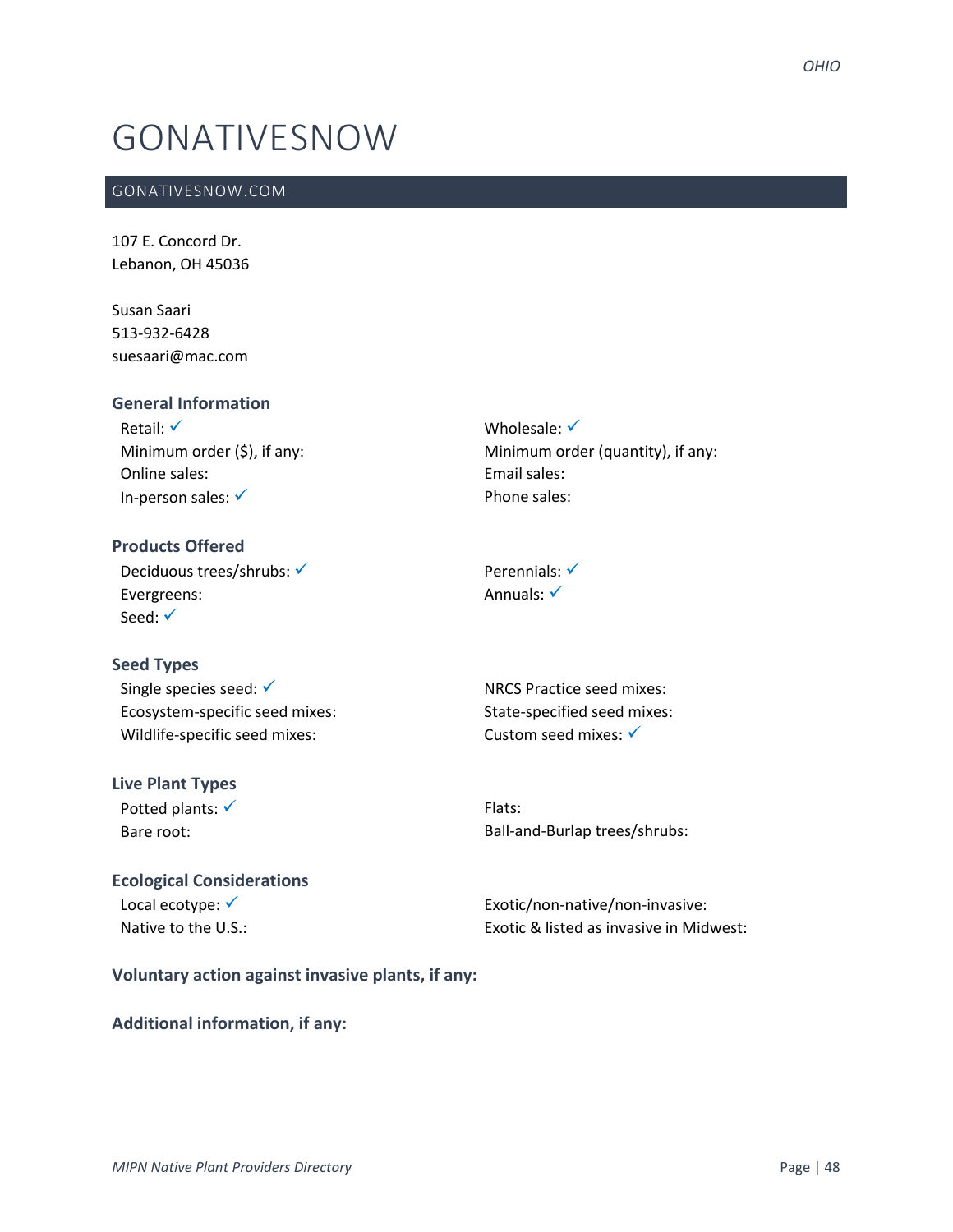# GONATIVESNOW

## GONATIVESNOW.COM

107 E. Concord Dr.
Lebanon, OH 45036

Susan Saari
513-932-6428
suesaari@mac.com

### General Information

Retail: ✓
Minimum order ($), if any:
Online sales:
In-person sales: ✓
Wholesale: ✓
Minimum order (quantity), if any:
Email sales:
Phone sales:

### Products Offered

Deciduous trees/shrubs: ✓
Evergreens:
Seed: ✓
Perennials: ✓
Annuals: ✓

### Seed Types

Single species seed: ✓
Ecosystem-specific seed mixes:
Wildlife-specific seed mixes:
NRCS Practice seed mixes:
State-specified seed mixes:
Custom seed mixes: ✓

### Live Plant Types

Potted plants: ✓
Bare root:
Flats:
Ball-and-Burlap trees/shrubs:

### Ecological Considerations

Local ecotype: ✓
Native to the U.S.:
Exotic/non-native/non-invasive:
Exotic & listed as invasive in Midwest:

**Voluntary action against invasive plants, if any:**

**Additional information, if any:**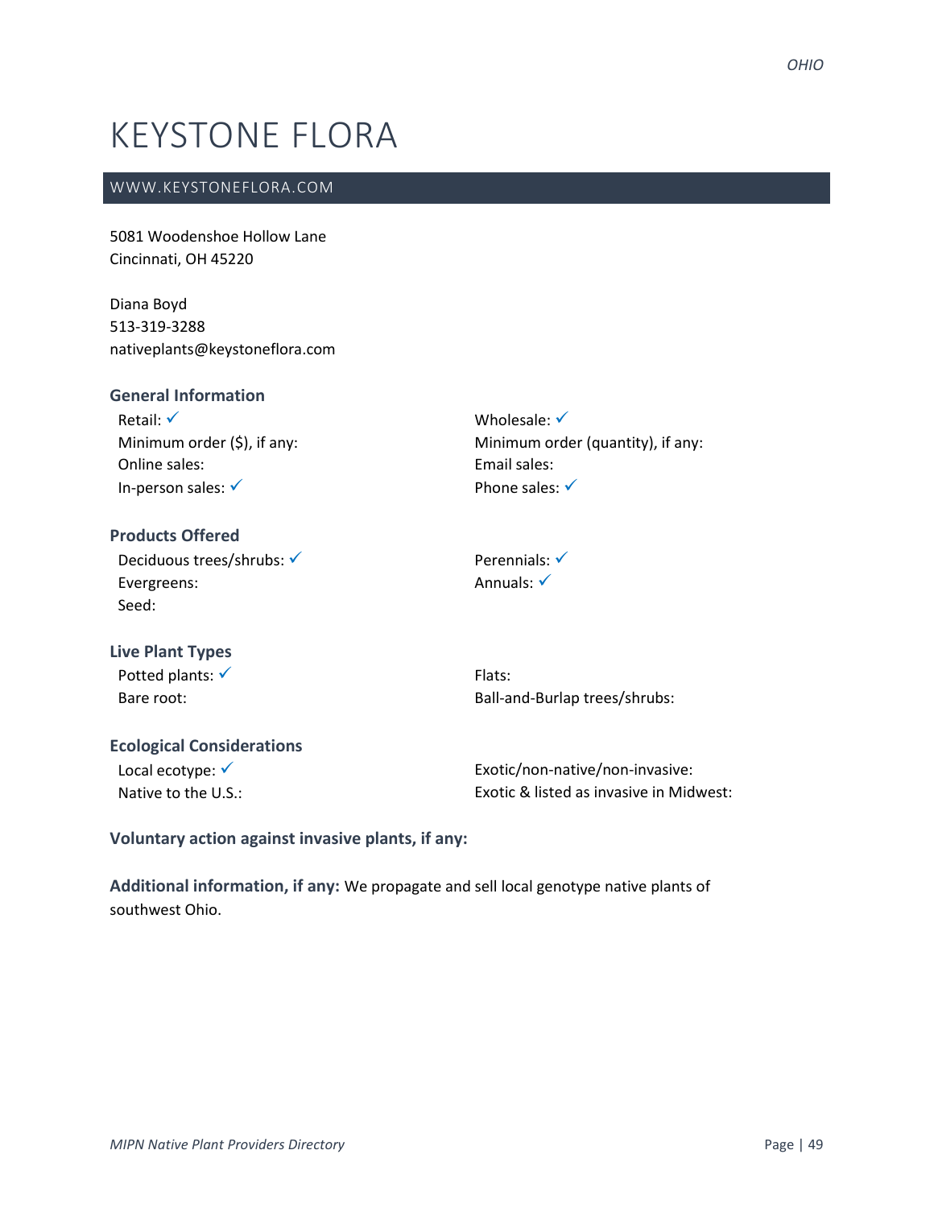# KEYSTONE FLORA

WWW.KEYSTONEFLORA.COM

5081 Woodenshoe Hollow Lane
Cincinnati, OH 45220

Diana Boyd
513-319-3288
nativeplants@keystoneflora.com

### General Information

Retail: ✓
Minimum order ($), if any:
Online sales:
In-person sales: ✓

Wholesale: ✓
Minimum order (quantity), if any:
Email sales:
Phone sales: ✓

### Products Offered

Deciduous trees/shrubs: ✓
Evergreens:
Seed:

Perennials: ✓
Annuals: ✓

### Live Plant Types

Potted plants: ✓
Bare root:

Flats:
Ball-and-Burlap trees/shrubs:

### Ecological Considerations

Local ecotype: ✓
Native to the U.S.:

Exotic/non-native/non-invasive:
Exotic & listed as invasive in Midwest:

**Voluntary action against invasive plants, if any:**

**Additional information, if any:** We propagate and sell local genotype native plants of southwest Ohio.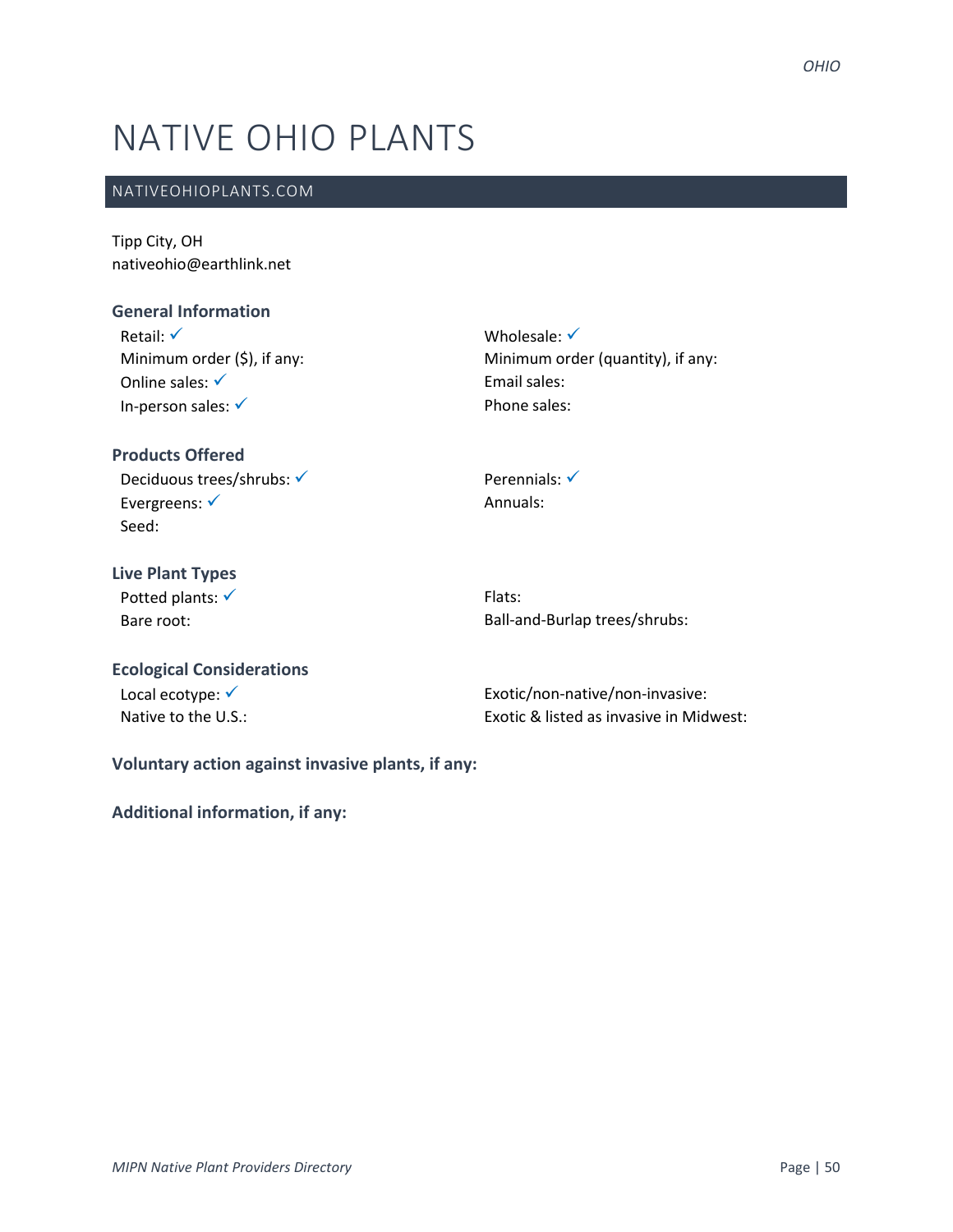# NATIVE OHIO PLANTS

## NATIVEOHIOPLANTS.COM

Tipp City, OH
nativeohio@earthlink.net

### General Information

Retail: ✓
Minimum order ($), if any:
Online sales: ✓
In-person sales: ✓

Wholesale: ✓
Minimum order (quantity), if any:
Email sales:
Phone sales:

### Products Offered

Deciduous trees/shrubs: ✓
Evergreens: ✓
Seed:

Perennials: ✓
Annuals:

### Live Plant Types

Potted plants: ✓
Bare root:

Flats:
Ball-and-Burlap trees/shrubs:

### Ecological Considerations

Local ecotype: ✓
Native to the U.S.:

Exotic/non-native/non-invasive:
Exotic & listed as invasive in Midwest:

**Voluntary action against invasive plants, if any:**

**Additional information, if any:**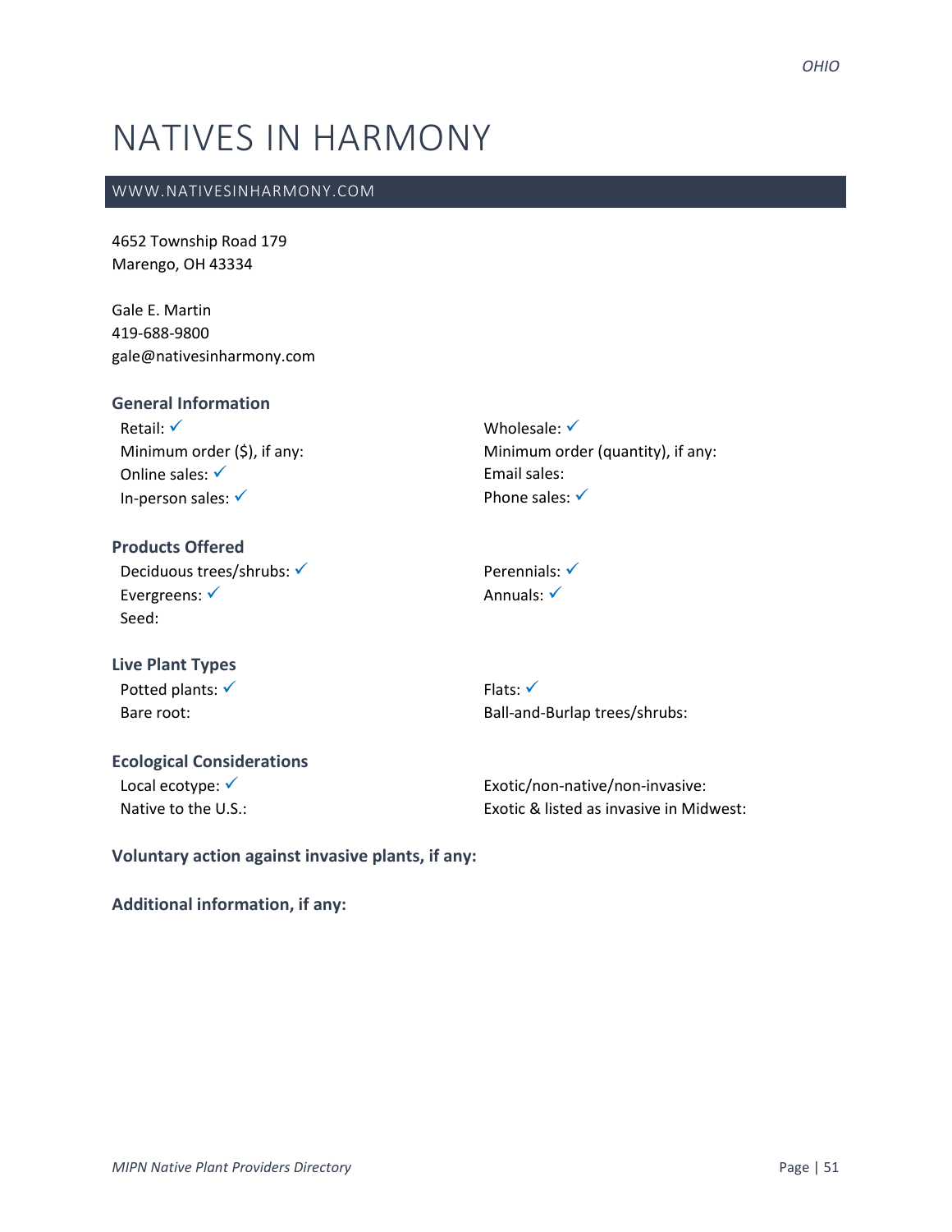# NATIVES IN HARMONY

WWW.NATIVESINHARMONY.COM

4652 Township Road 179
Marengo, OH 43334

Gale E. Martin
419-688-9800
gale@nativesinharmony.com

### General Information

Retail: ✓
Minimum order ($), if any:
Online sales: ✓
In-person sales: ✓
Wholesale: ✓
Minimum order (quantity), if any:
Email sales:
Phone sales: ✓

### Products Offered

Deciduous trees/shrubs: ✓
Evergreens: ✓
Seed:
Perennials: ✓
Annuals: ✓

### Live Plant Types

Potted plants: ✓
Bare root:
Flats: ✓
Ball-and-Burlap trees/shrubs:

### Ecological Considerations

Local ecotype: ✓
Native to the U.S.:
Exotic/non-native/non-invasive:
Exotic & listed as invasive in Midwest:

**Voluntary action against invasive plants, if any:**

**Additional information, if any:**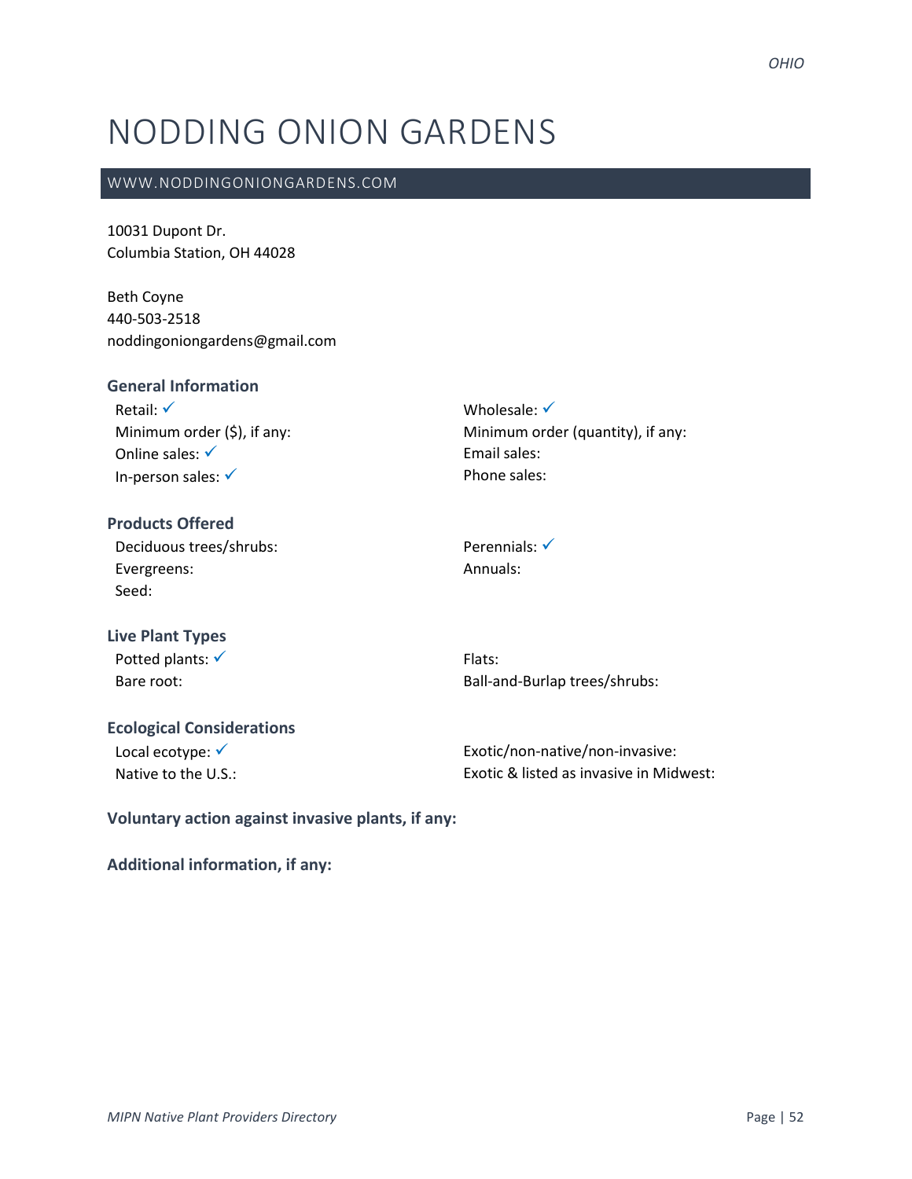# NODDING ONION GARDENS

WWW.NODDINGONIONGARDENS.COM

10031 Dupont Dr.
Columbia Station, OH 44028

Beth Coyne
440-503-2518
noddingoniongardens@gmail.com

### General Information

Retail: ✓
Minimum order ($), if any:
Online sales: ✓
In-person sales: ✓

Wholesale: ✓
Minimum order (quantity), if any:
Email sales:
Phone sales:

### Products Offered

Deciduous trees/shrubs:
Evergreens:
Seed:

Perennials: ✓
Annuals:

### Live Plant Types

Potted plants: ✓
Bare root:

Flats:
Ball-and-Burlap trees/shrubs:

### Ecological Considerations

Local ecotype: ✓
Native to the U.S.:

Exotic/non-native/non-invasive:
Exotic & listed as invasive in Midwest:

**Voluntary action against invasive plants, if any:**

**Additional information, if any:**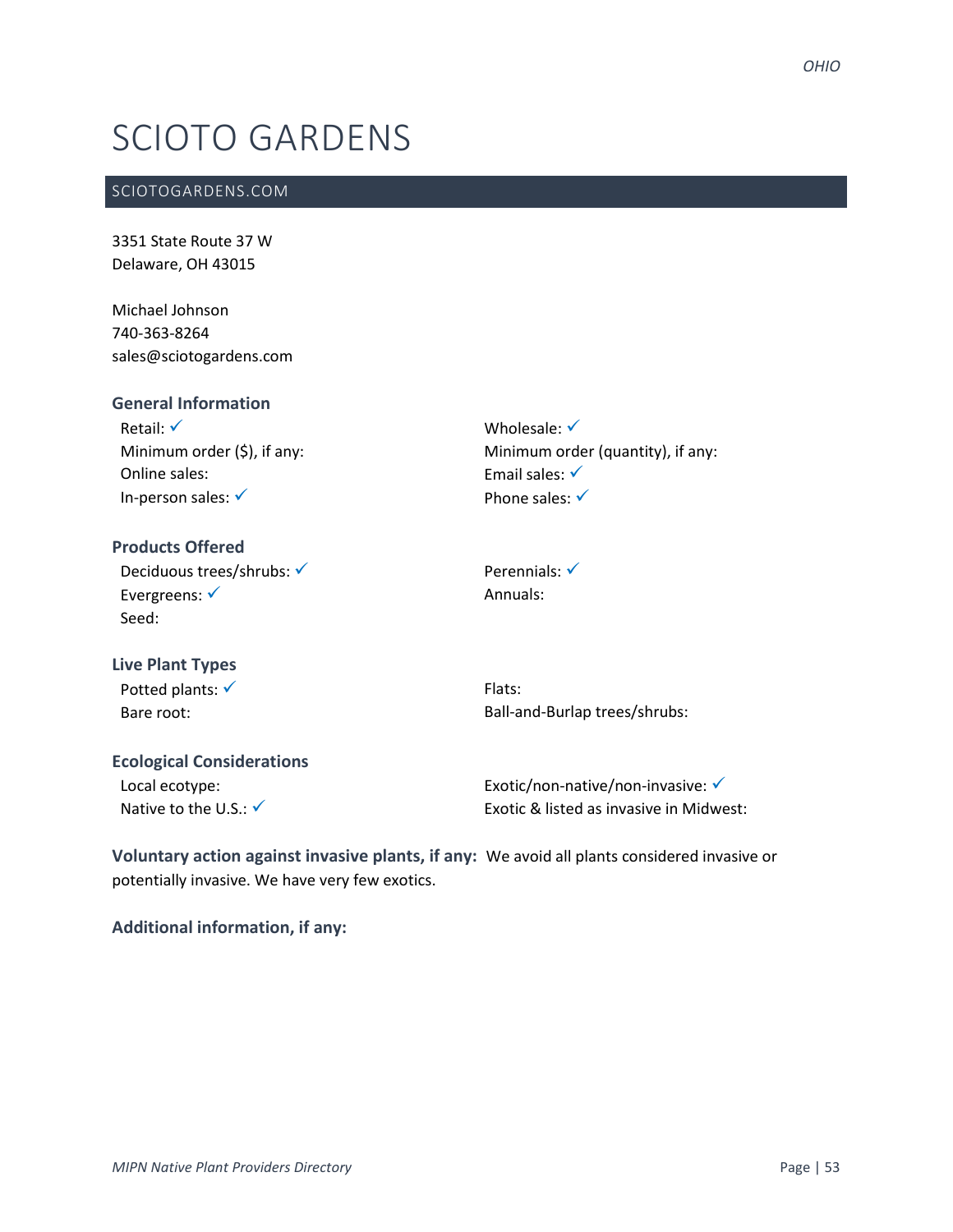# SCIOTO GARDENS

## SCIOTOGARDENS.COM

3351 State Route 37 W
Delaware, OH 43015

Michael Johnson
740-363-8264
sales@sciotogardens.com

### General Information

Retail: ✓
Minimum order ($), if any:
Online sales:
In-person sales: ✓
Wholesale: ✓
Minimum order (quantity), if any:
Email sales: ✓
Phone sales: ✓

### Products Offered

Deciduous trees/shrubs: ✓
Evergreens: ✓
Seed:
Perennials: ✓
Annuals:

### Live Plant Types

Potted plants: ✓
Bare root:
Flats:
Ball-and-Burlap trees/shrubs:

### Ecological Considerations

Local ecotype:
Native to the U.S.: ✓
Exotic/non-native/non-invasive: ✓
Exotic & listed as invasive in Midwest:

**Voluntary action against invasive plants, if any:** We avoid all plants considered invasive or potentially invasive. We have very few exotics.

**Additional information, if any:**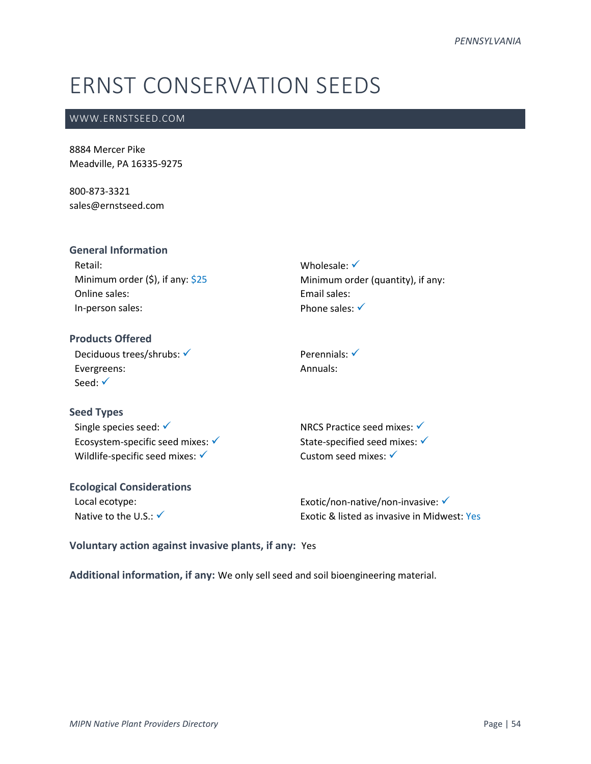# ERNST CONSERVATION SEEDS

WWW.ERNSTSEED.COM

8884 Mercer Pike
Meadville, PA 16335-9275

800-873-3321
sales@ernstseed.com

### General Information

Retail:
Minimum order ($), if any: $25
Online sales:
In-person sales:
Wholesale: ✓
Minimum order (quantity), if any:
Email sales:
Phone sales: ✓

### Products Offered

Deciduous trees/shrubs: ✓
Evergreens:
Seed: ✓
Perennials: ✓
Annuals:

### Seed Types

Single species seed: ✓
Ecosystem-specific seed mixes: ✓
Wildlife-specific seed mixes: ✓
NRCS Practice seed mixes: ✓
State-specified seed mixes: ✓
Custom seed mixes: ✓

### Ecological Considerations

Local ecotype:
Native to the U.S.: ✓
Exotic/non-native/non-invasive: ✓
Exotic & listed as invasive in Midwest: Yes

**Voluntary action against invasive plants, if any:** Yes

**Additional information, if any:** We only sell seed and soil bioengineering material.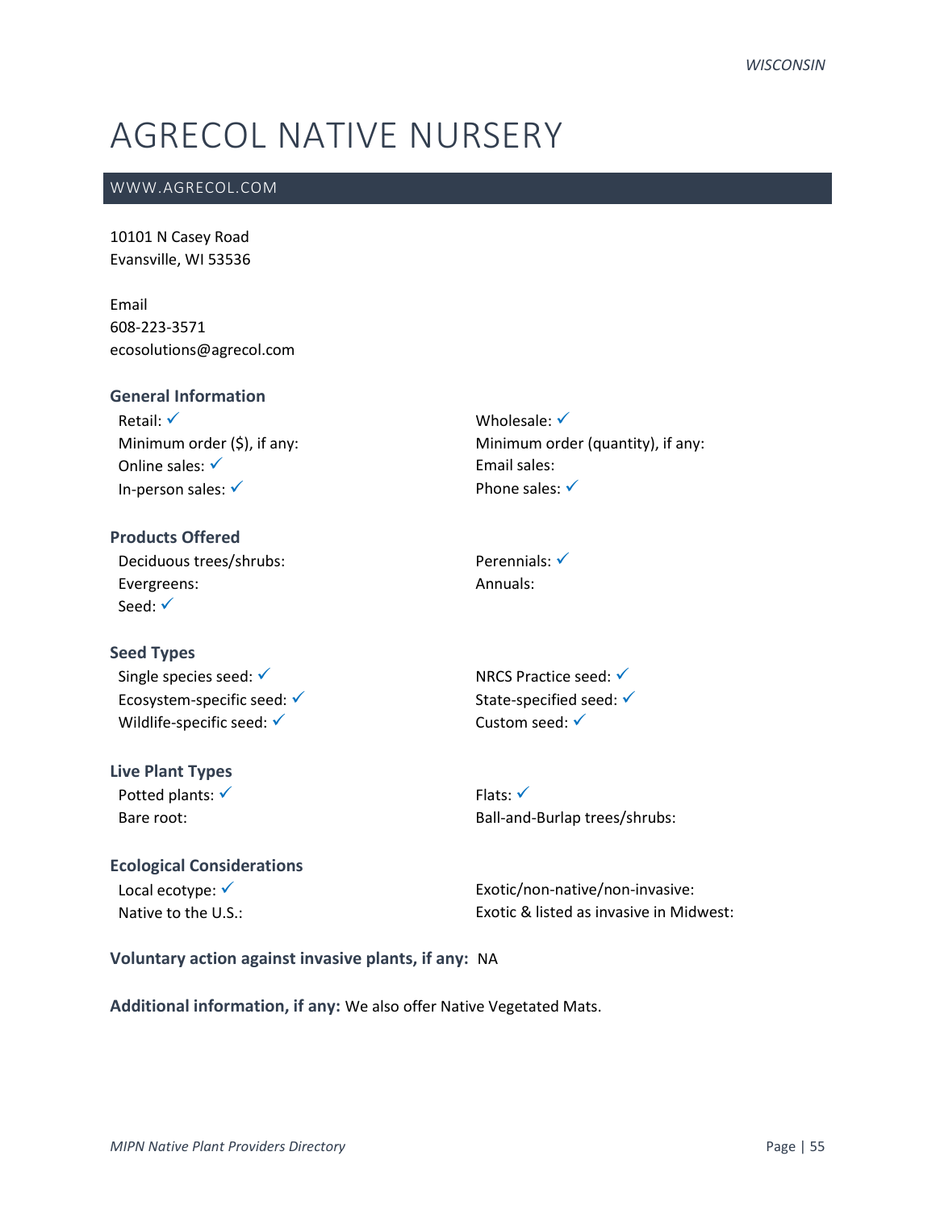# AGRECOL NATIVE NURSERY

WWW.AGRECOL.COM

10101 N Casey Road
Evansville, WI 53536

Email
608-223-3571
ecosolutions@agrecol.com

### General Information

Retail: ✓
Minimum order ($), if any:
Online sales: ✓
In-person sales: ✓
Wholesale: ✓
Minimum order (quantity), if any:
Email sales:
Phone sales: ✓

### Products Offered

Deciduous trees/shrubs:
Evergreens:
Seed: ✓
Perennials: ✓
Annuals:

### Seed Types

Single species seed: ✓
Ecosystem-specific seed: ✓
Wildlife-specific seed: ✓
NRCS Practice seed: ✓
State-specified seed: ✓
Custom seed: ✓

### Live Plant Types

Potted plants: ✓
Bare root:
Flats: ✓
Ball-and-Burlap trees/shrubs:

### Ecological Considerations

Local ecotype: ✓
Native to the U.S.:
Exotic/non-native/non-invasive:
Exotic & listed as invasive in Midwest:

**Voluntary action against invasive plants, if any:** NA

**Additional information, if any:** We also offer Native Vegetated Mats.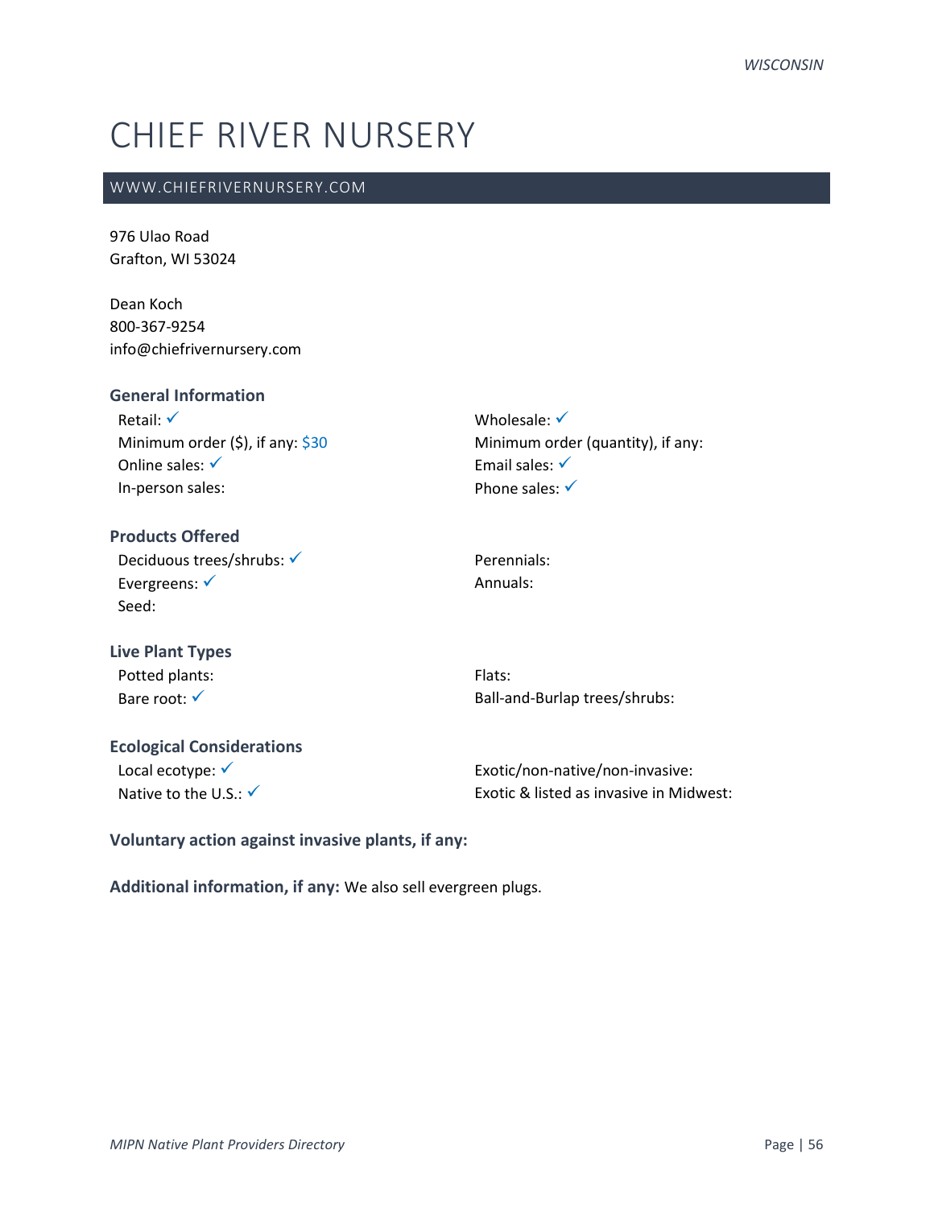# CHIEF RIVER NURSERY

WWW.CHIEFRIVERNURSERY.COM

976 Ulao Road
Grafton, WI 53024

Dean Koch
800-367-9254
info@chiefrivernursery.com

### General Information

Retail: ✓
Minimum order ($), if any: $30
Online sales: ✓
In-person sales:

Wholesale: ✓
Minimum order (quantity), if any:
Email sales: ✓
Phone sales: ✓

### Products Offered

Deciduous trees/shrubs: ✓
Evergreens: ✓
Seed:

Perennials:
Annuals:

### Live Plant Types

Potted plants:
Bare root: ✓

Flats:
Ball-and-Burlap trees/shrubs:

### Ecological Considerations

Local ecotype: ✓
Native to the U.S.: ✓

Exotic/non-native/non-invasive:
Exotic & listed as invasive in Midwest:

**Voluntary action against invasive plants, if any:**

**Additional information, if any:** We also sell evergreen plugs.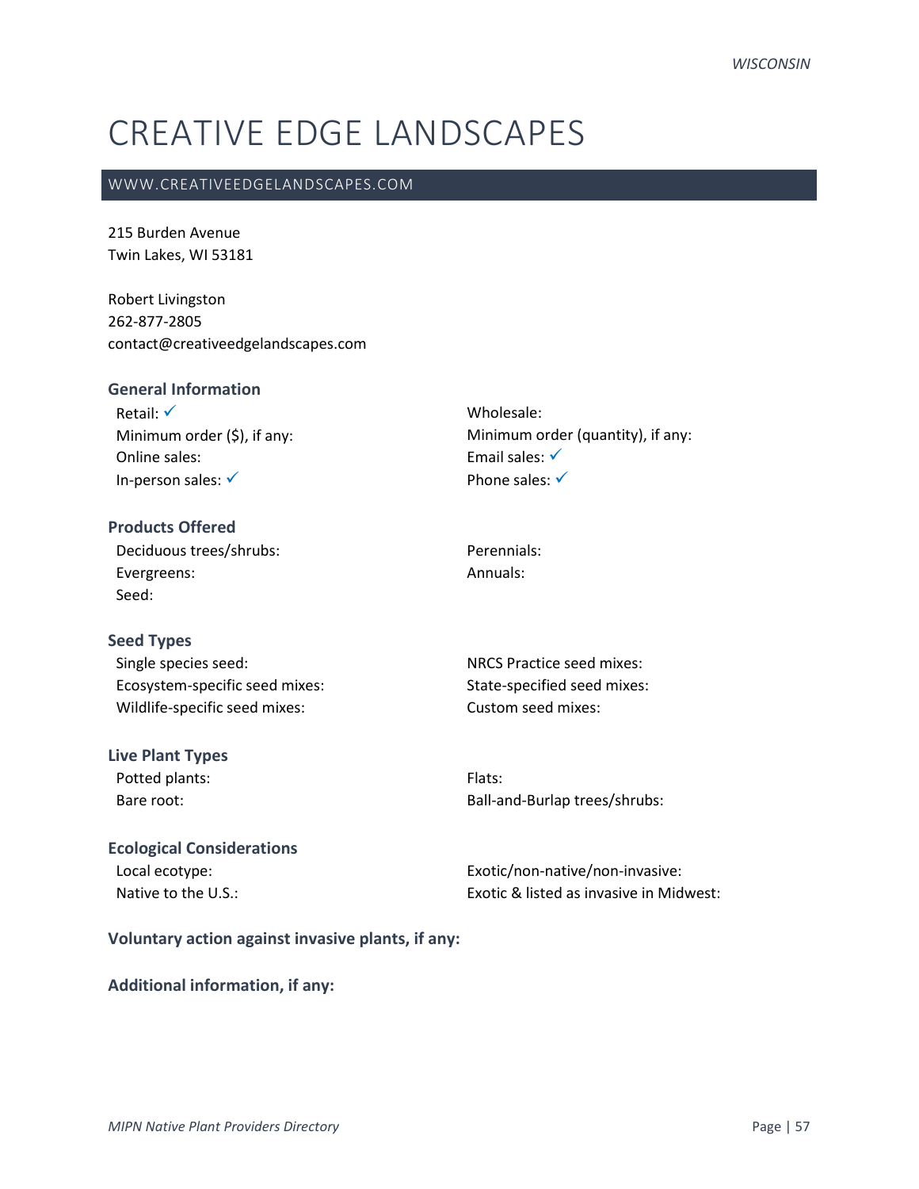# CREATIVE EDGE LANDSCAPES

WWW.CREATIVEEDGELANDSCAPES.COM

215 Burden Avenue
Twin Lakes, WI 53181

Robert Livingston
262-877-2805
contact@creativeedgelandscapes.com

## General Information

Retail: ✓
Minimum order ($), if any:
Online sales:
In-person sales: ✓
Wholesale:
Minimum order (quantity), if any:
Email sales: ✓
Phone sales: ✓

## Products Offered

Deciduous trees/shrubs:
Evergreens:
Seed:
Perennials:
Annuals:

## Seed Types

Single species seed:
Ecosystem-specific seed mixes:
Wildlife-specific seed mixes:
NRCS Practice seed mixes:
State-specified seed mixes:
Custom seed mixes:

## Live Plant Types

Potted plants:
Bare root:
Flats:
Ball-and-Burlap trees/shrubs:

## Ecological Considerations

Local ecotype:
Native to the U.S.:
Exotic/non-native/non-invasive:
Exotic & listed as invasive in Midwest:

**Voluntary action against invasive plants, if any:**

**Additional information, if any:**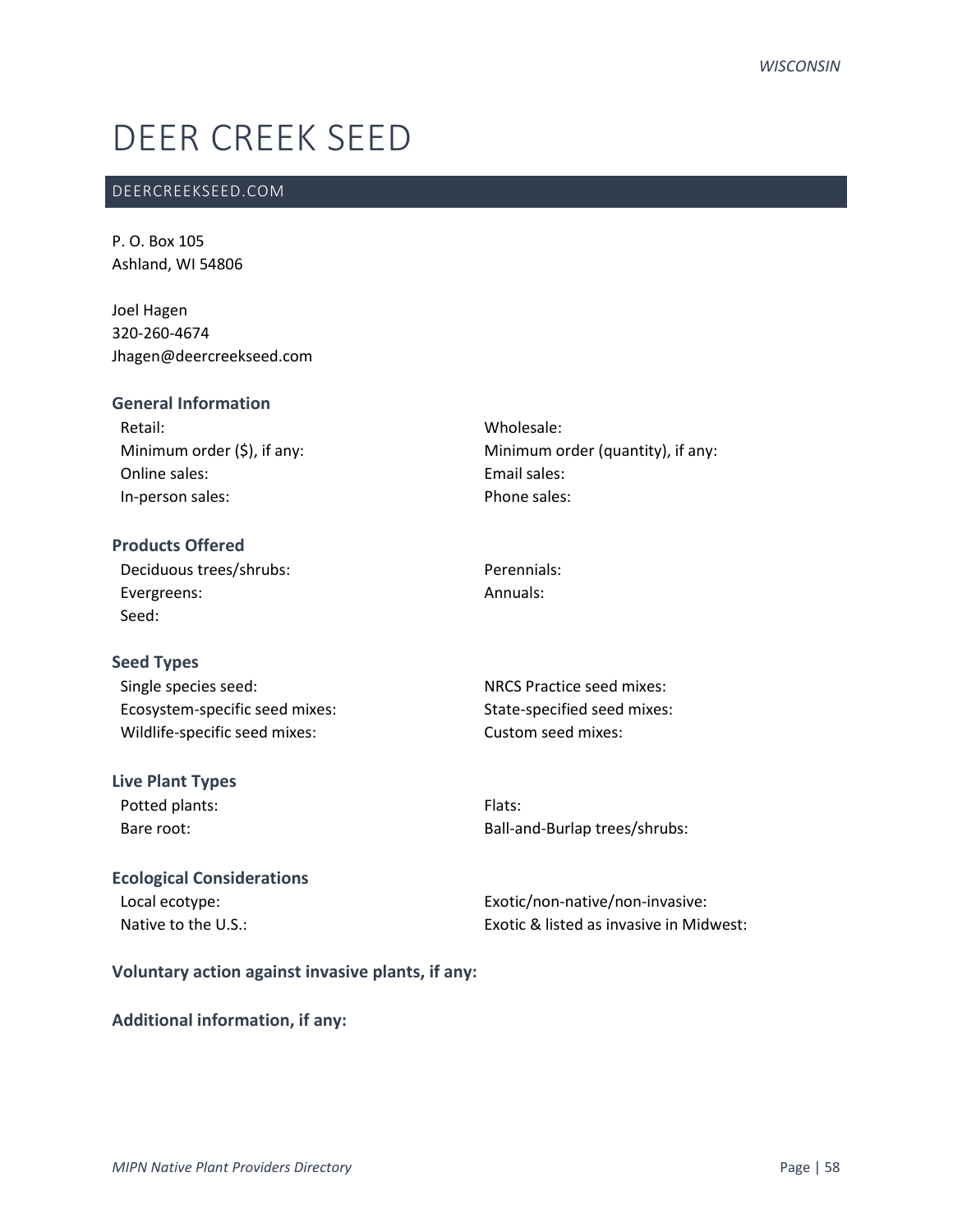# DEER CREEK SEED

DEERCREEKSEED.COM

P. O. Box 105
Ashland, WI 54806

Joel Hagen
320-260-4674
Jhagen@deercreekseed.com

### General Information

Retail:
Minimum order ($), if any:
Online sales:
In-person sales:
Wholesale:
Minimum order (quantity), if any:
Email sales:
Phone sales:

### Products Offered

Deciduous trees/shrubs:
Evergreens:
Seed:
Perennials:
Annuals:

### Seed Types

Single species seed:
Ecosystem-specific seed mixes:
Wildlife-specific seed mixes:
NRCS Practice seed mixes:
State-specified seed mixes:
Custom seed mixes:

### Live Plant Types

Potted plants:
Bare root:
Flats:
Ball-and-Burlap trees/shrubs:

### Ecological Considerations

Local ecotype:
Native to the U.S.:
Exotic/non-native/non-invasive:
Exotic & listed as invasive in Midwest:

### Voluntary action against invasive plants, if any:

### Additional information, if any: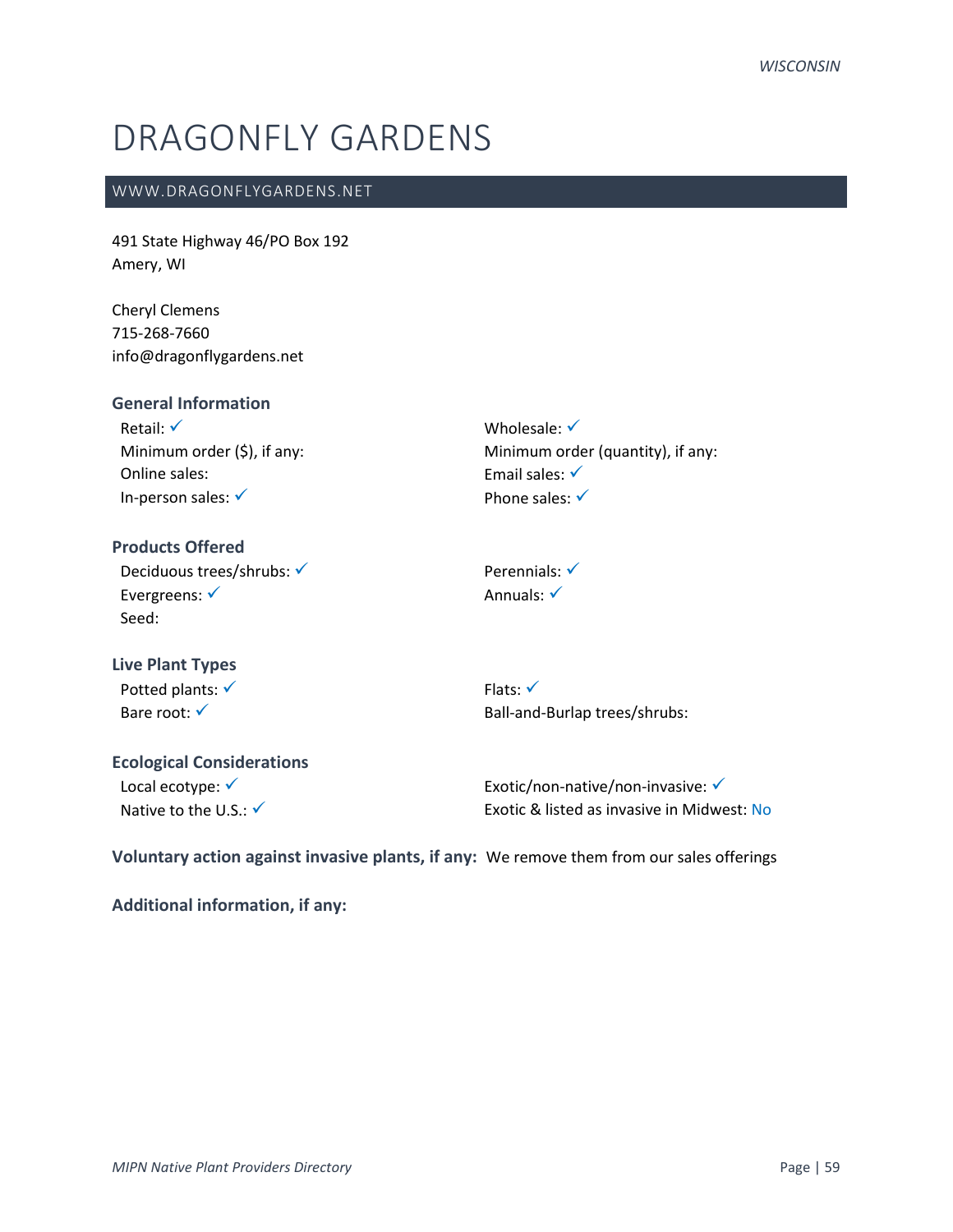# DRAGONFLY GARDENS

WWW.DRAGONFLYGARDENS.NET

491 State Highway 46/PO Box 192
Amery, WI

Cheryl Clemens
715-268-7660
info@dragonflygardens.net

### General Information

Retail: ✓
Minimum order ($), if any:
Online sales:
In-person sales: ✓
Wholesale: ✓
Minimum order (quantity), if any:
Email sales: ✓
Phone sales: ✓

### Products Offered

Deciduous trees/shrubs: ✓
Evergreens: ✓
Seed:
Perennials: ✓
Annuals: ✓

### Live Plant Types

Potted plants: ✓
Bare root: ✓
Flats: ✓
Ball-and-Burlap trees/shrubs:

### Ecological Considerations

Local ecotype: ✓
Native to the U.S.: ✓
Exotic/non-native/non-invasive: ✓
Exotic & listed as invasive in Midwest: No

**Voluntary action against invasive plants, if any:** We remove them from our sales offerings

**Additional information, if any:**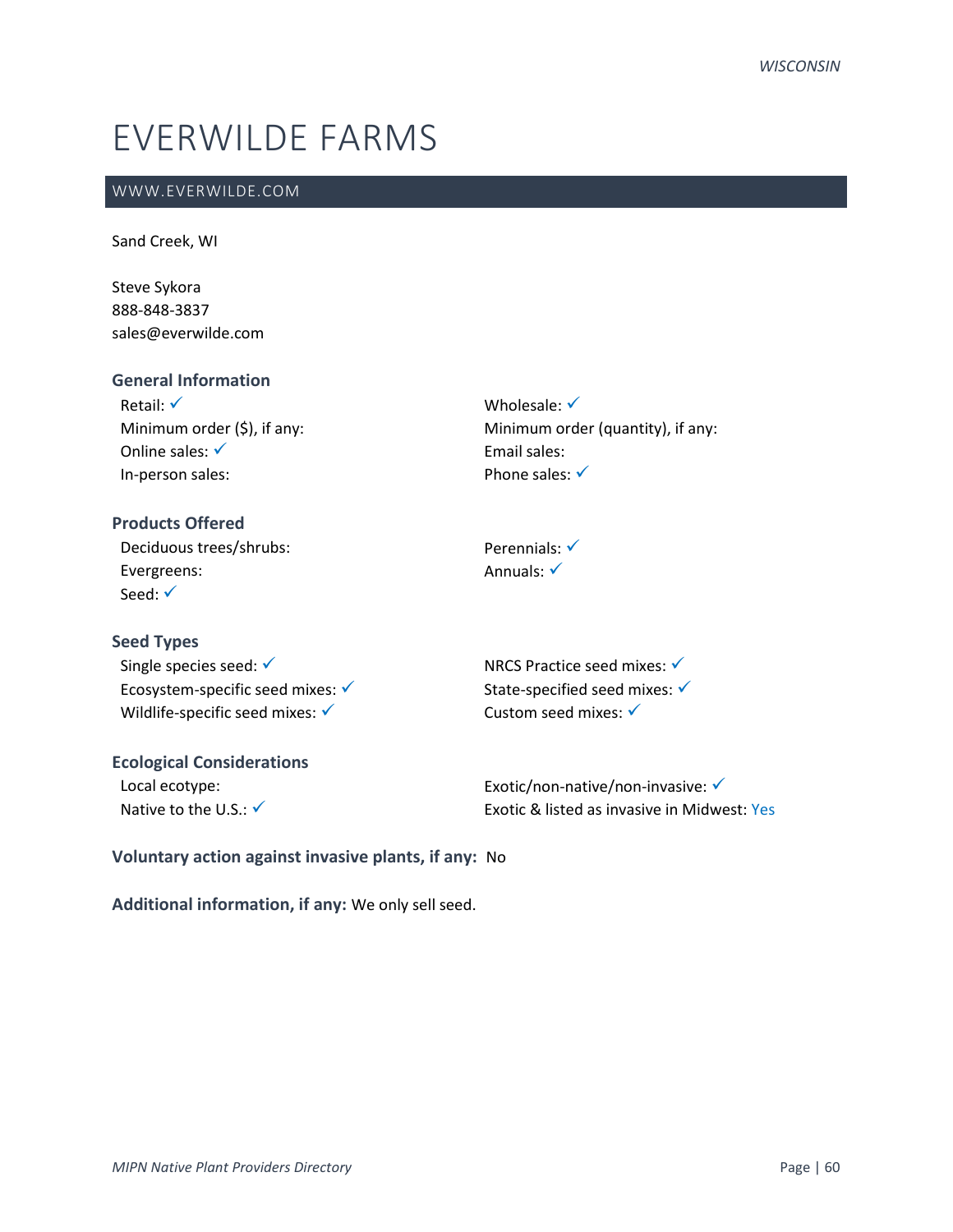# EVERWILDE FARMS

## WWW.EVERWILDE.COM

Sand Creek, WI

Steve Sykora
888-848-3837
sales@everwilde.com

### General Information

Retail: ✓
Minimum order ($), if any:
Online sales: ✓
In-person sales:
Wholesale: ✓
Minimum order (quantity), if any:
Email sales:
Phone sales: ✓

### Products Offered

Deciduous trees/shrubs:
Evergreens:
Seed: ✓
Perennials: ✓
Annuals: ✓

### Seed Types

Single species seed: ✓
Ecosystem-specific seed mixes: ✓
Wildlife-specific seed mixes: ✓
NRCS Practice seed mixes: ✓
State-specified seed mixes: ✓
Custom seed mixes: ✓

### Ecological Considerations

Local ecotype:
Native to the U.S.: ✓
Exotic/non-native/non-invasive: ✓
Exotic & listed as invasive in Midwest: Yes

**Voluntary action against invasive plants, if any:** No

**Additional information, if any:** We only sell seed.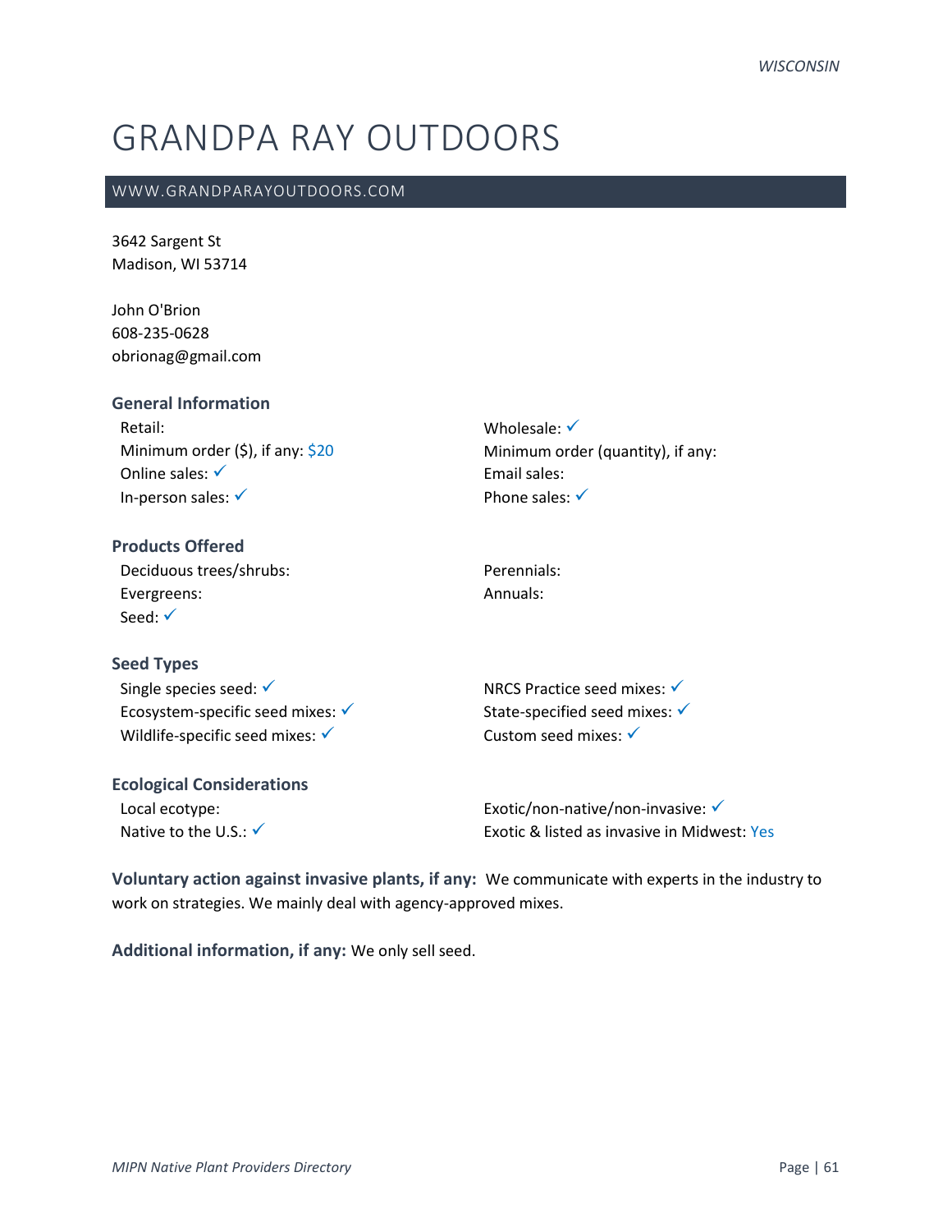# GRANDPA RAY OUTDOORS

WWW.GRANDPARAYOUTDOORS.COM

3642 Sargent St
Madison, WI 53714

John O'Brion
608-235-0628
obrionag@gmail.com

### General Information

Retail:
Minimum order ($), if any: $20
Online sales: ✓
In-person sales: ✓
Wholesale: ✓
Minimum order (quantity), if any:
Email sales:
Phone sales: ✓

### Products Offered

Deciduous trees/shrubs:
Evergreens:
Seed: ✓
Perennials:
Annuals:

### Seed Types

Single species seed: ✓
Ecosystem-specific seed mixes: ✓
Wildlife-specific seed mixes: ✓
NRCS Practice seed mixes: ✓
State-specified seed mixes: ✓
Custom seed mixes: ✓

### Ecological Considerations

Local ecotype:
Native to the U.S.: ✓
Exotic/non-native/non-invasive: ✓
Exotic & listed as invasive in Midwest: Yes

**Voluntary action against invasive plants, if any:** We communicate with experts in the industry to work on strategies. We mainly deal with agency-approved mixes.

**Additional information, if any:** We only sell seed.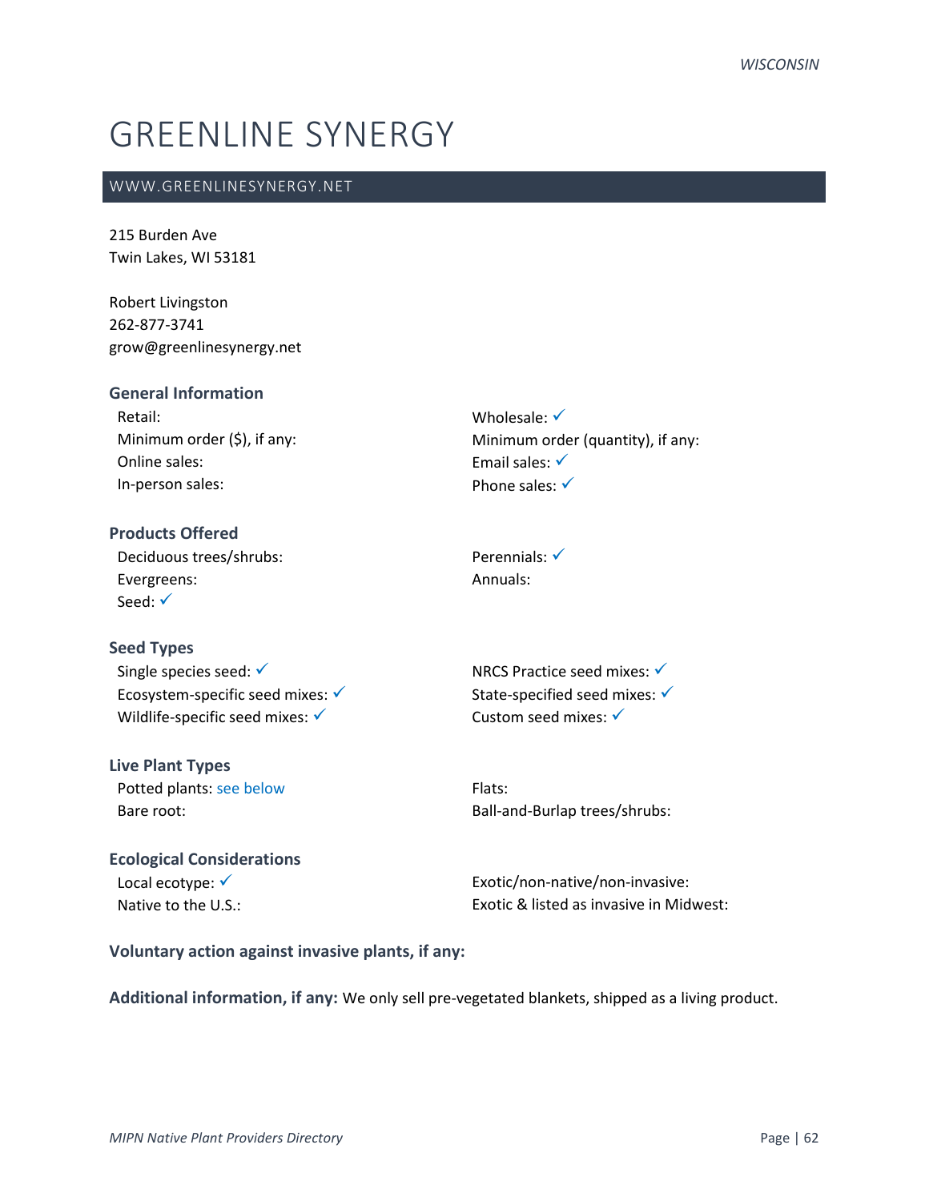# GREENLINE SYNERGY

## WWW.GREENLINESYNERGY.NET

215 Burden Ave
Twin Lakes, WI 53181

Robert Livingston
262-877-3741
grow@greenlinesynergy.net

### General Information

Retail:
Minimum order ($), if any:
Online sales:
In-person sales:
Wholesale: ✓
Minimum order (quantity), if any:
Email sales: ✓
Phone sales: ✓

### Products Offered

Deciduous trees/shrubs:
Evergreens:
Seed: ✓
Perennials: ✓
Annuals:

### Seed Types

Single species seed: ✓
Ecosystem-specific seed mixes: ✓
Wildlife-specific seed mixes: ✓
NRCS Practice seed mixes: ✓
State-specified seed mixes: ✓
Custom seed mixes: ✓

### Live Plant Types

Potted plants: see below
Bare root:
Flats:
Ball-and-Burlap trees/shrubs:

### Ecological Considerations

Local ecotype: ✓
Native to the U.S.:
Exotic/non-native/non-invasive:
Exotic & listed as invasive in Midwest:

**Voluntary action against invasive plants, if any:**

**Additional information, if any:** We only sell pre-vegetated blankets, shipped as a living product.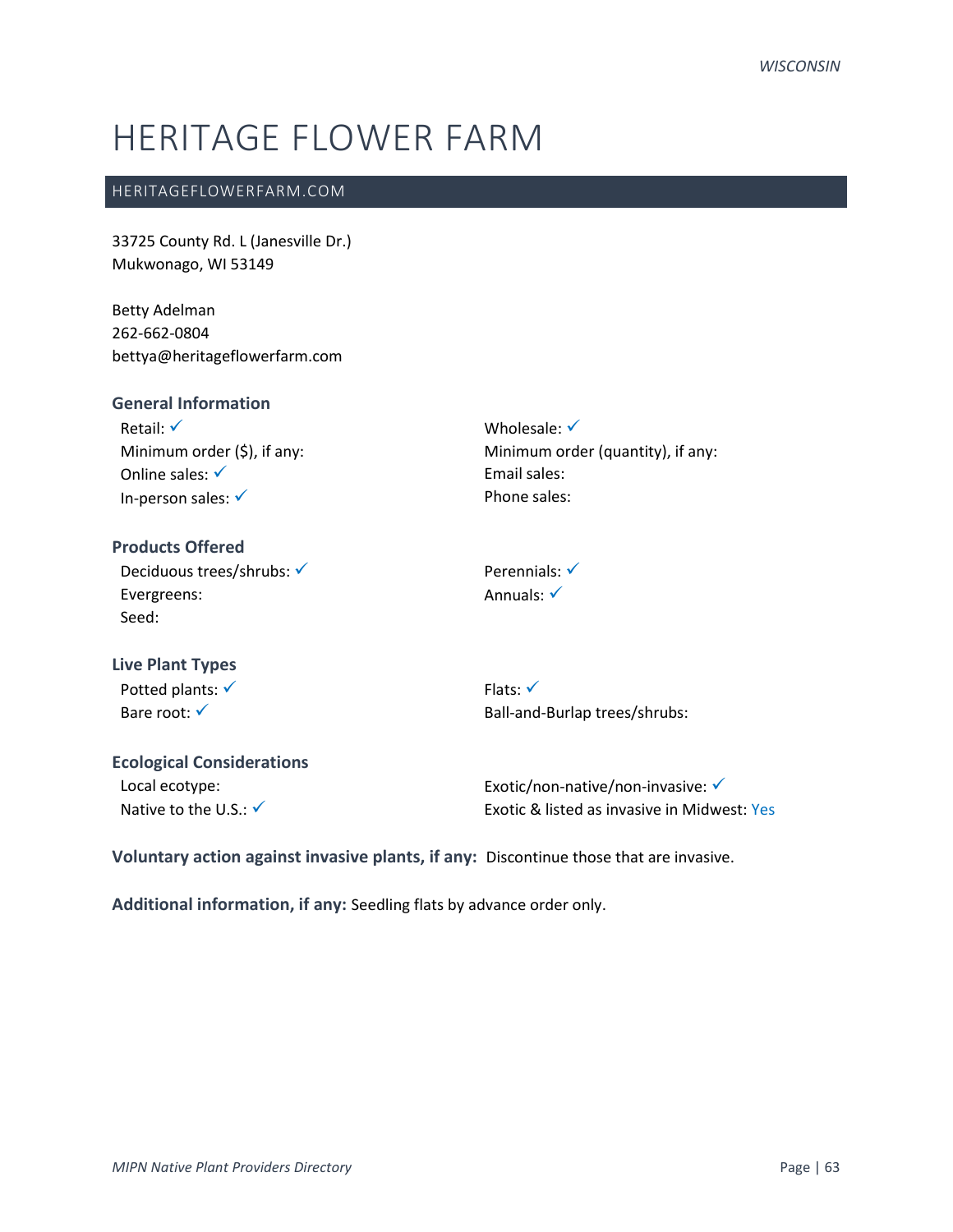# HERITAGE FLOWER FARM

## HERITAGEFLOWERFARM.COM

33725 County Rd. L (Janesville Dr.)
Mukwonago, WI 53149

Betty Adelman
262-662-0804
bettya@heritageflowerfarm.com

### General Information

Retail: ✓
Minimum order ($), if any:
Online sales: ✓
In-person sales: ✓
Wholesale: ✓
Minimum order (quantity), if any:
Email sales:
Phone sales:

### Products Offered

Deciduous trees/shrubs: ✓
Evergreens:
Seed:
Perennials: ✓
Annuals: ✓

### Live Plant Types

Potted plants: ✓
Bare root: ✓
Flats: ✓
Ball-and-Burlap trees/shrubs:

### Ecological Considerations

Local ecotype:
Native to the U.S.: ✓
Exotic/non-native/non-invasive: ✓
Exotic & listed as invasive in Midwest: Yes

**Voluntary action against invasive plants, if any:** Discontinue those that are invasive.

**Additional information, if any:** Seedling flats by advance order only.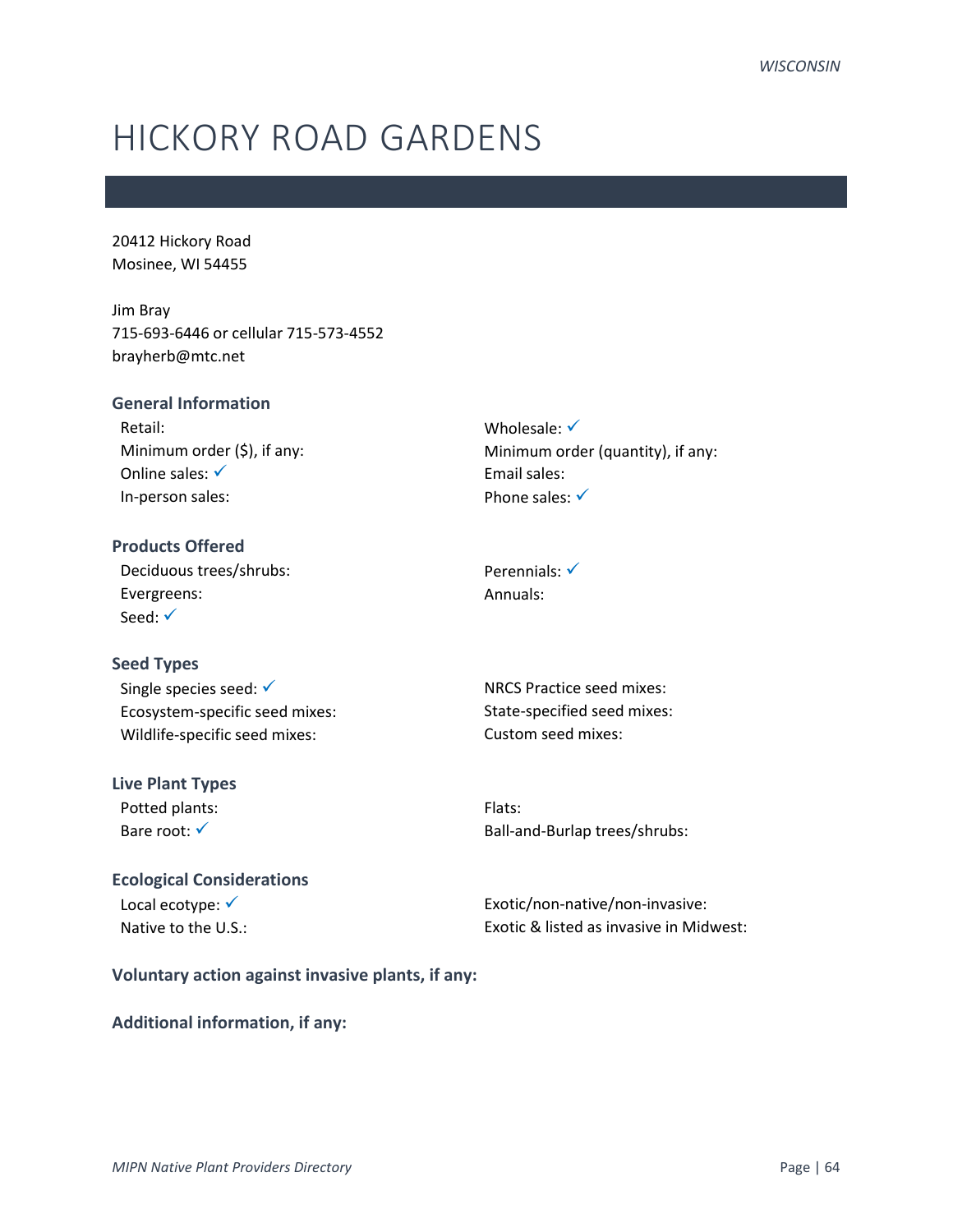# HICKORY ROAD GARDENS

20412 Hickory Road
Mosinee, WI 54455

Jim Bray
715-693-6446 or cellular 715-573-4552
brayherb@mtc.net

### General Information

Retail:
Minimum order ($), if any:
Online sales: ✓
In-person sales:
Wholesale: ✓
Minimum order (quantity), if any:
Email sales:
Phone sales: ✓

### Products Offered

Deciduous trees/shrubs:
Evergreens:
Seed: ✓
Perennials: ✓
Annuals:

### Seed Types

Single species seed: ✓
Ecosystem-specific seed mixes:
Wildlife-specific seed mixes:
NRCS Practice seed mixes:
State-specified seed mixes:
Custom seed mixes:

### Live Plant Types

Potted plants:
Bare root: ✓
Flats:
Ball-and-Burlap trees/shrubs:

### Ecological Considerations

Local ecotype: ✓
Native to the U.S.:
Exotic/non-native/non-invasive:
Exotic & listed as invasive in Midwest:

### Voluntary action against invasive plants, if any:

### Additional information, if any: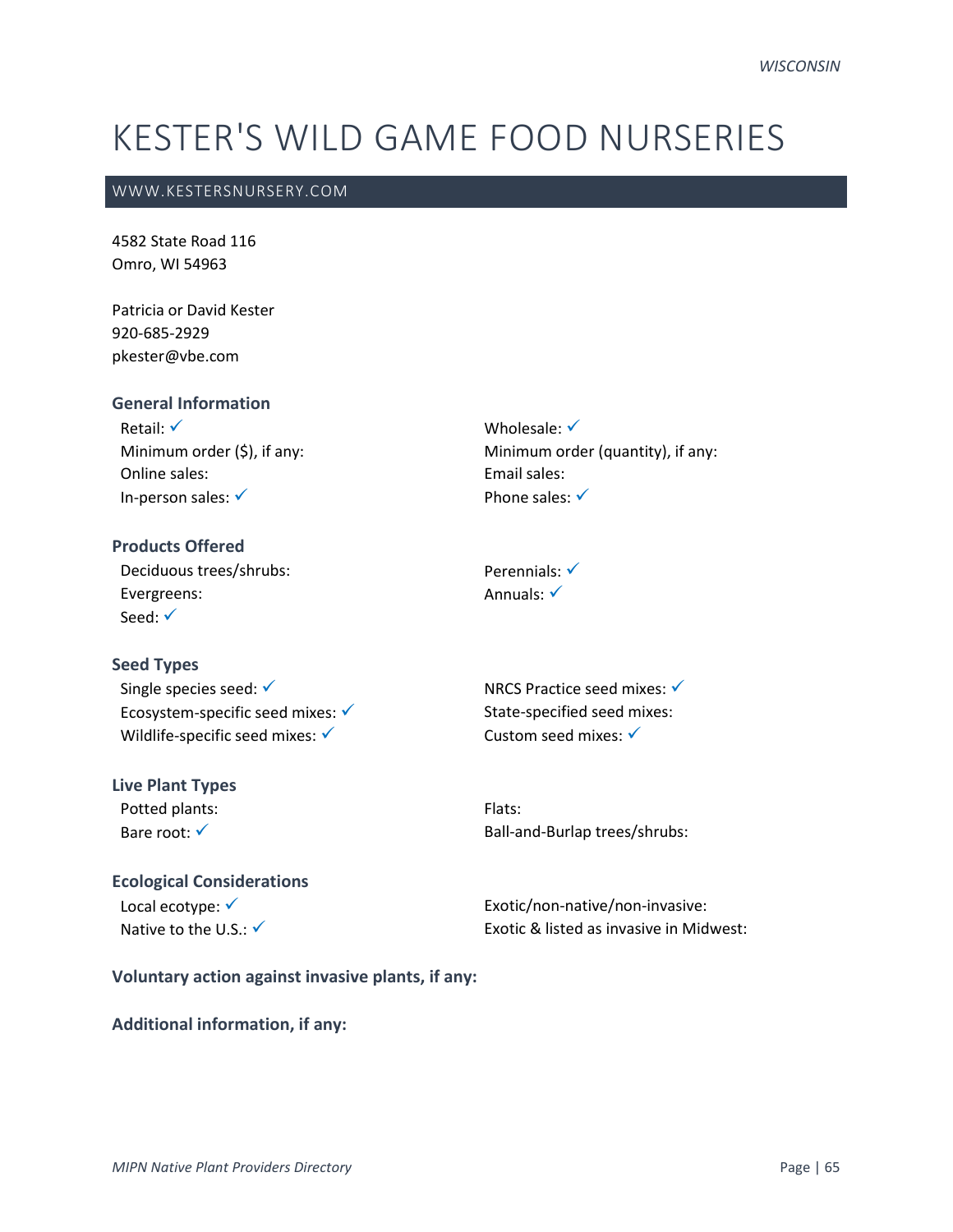# KESTER'S WILD GAME FOOD NURSERIES

WWW.KESTERSNURSERY.COM

4582 State Road 116
Omro, WI 54963

Patricia or David Kester
920-685-2929
pkester@vbe.com

### General Information

Retail: ✓
Minimum order ($), if any:
Online sales:
In-person sales: ✓
Wholesale: ✓
Minimum order (quantity), if any:
Email sales:
Phone sales: ✓

### Products Offered

Deciduous trees/shrubs:
Evergreens:
Seed: ✓
Perennials: ✓
Annuals: ✓

### Seed Types

Single species seed: ✓
Ecosystem-specific seed mixes: ✓
Wildlife-specific seed mixes: ✓
NRCS Practice seed mixes: ✓
State-specified seed mixes:
Custom seed mixes: ✓

### Live Plant Types

Potted plants:
Bare root: ✓
Flats:
Ball-and-Burlap trees/shrubs:

### Ecological Considerations

Local ecotype: ✓
Native to the U.S.: ✓
Exotic/non-native/non-invasive:
Exotic & listed as invasive in Midwest:

### Voluntary action against invasive plants, if any:

### Additional information, if any: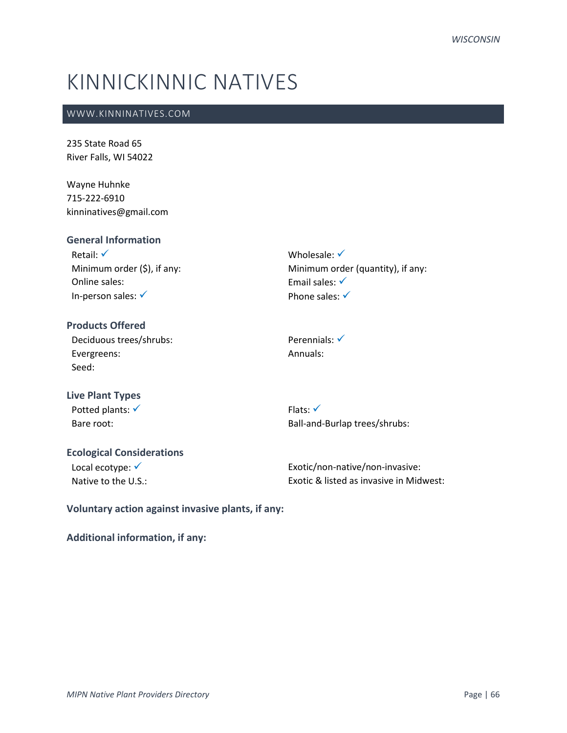# KINNICKINNIC NATIVES

## WWW.KINNINATIVES.COM

235 State Road 65
River Falls, WI 54022

Wayne Huhnke
715-222-6910
kinninatives@gmail.com

### General Information

Retail: ✓
Minimum order ($), if any:
Online sales:
In-person sales: ✓
Wholesale: ✓
Minimum order (quantity), if any:
Email sales: ✓
Phone sales: ✓

### Products Offered

Deciduous trees/shrubs:
Evergreens:
Seed:
Perennials: ✓
Annuals:

### Live Plant Types

Potted plants: ✓
Bare root:
Flats: ✓
Ball-and-Burlap trees/shrubs:

### Ecological Considerations

Local ecotype: ✓
Native to the U.S.:
Exotic/non-native/non-invasive:
Exotic & listed as invasive in Midwest:

### Voluntary action against invasive plants, if any:

### Additional information, if any: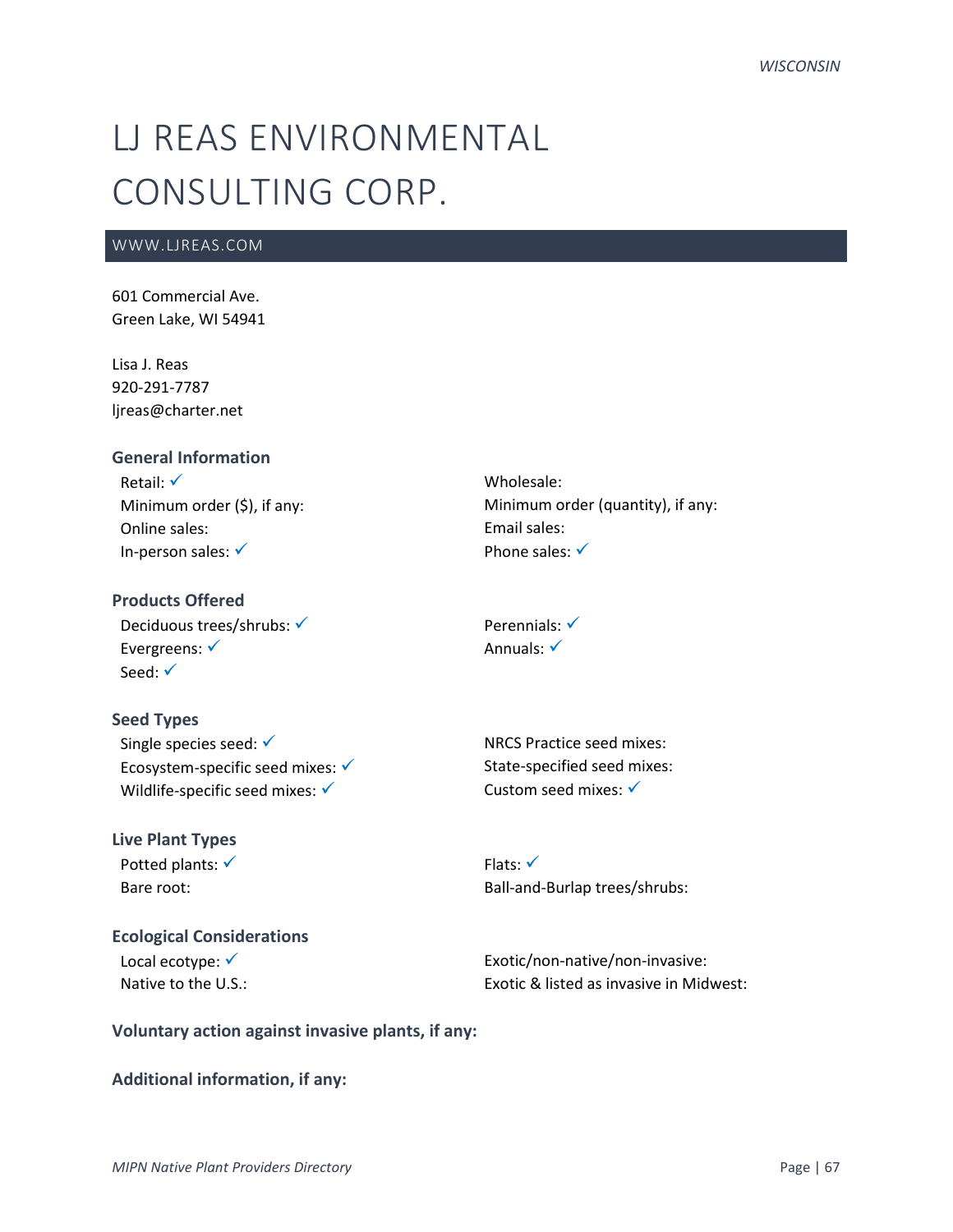# LJ REAS ENVIRONMENTAL CONSULTING CORP.

WWW.LJREAS.COM

601 Commercial Ave.
Green Lake, WI 54941

Lisa J. Reas
920-291-7787
ljreas@charter.net

### General Information

Retail: ✓
Minimum order ($), if any:
Online sales:
In-person sales: ✓
Wholesale:
Minimum order (quantity), if any:
Email sales:
Phone sales: ✓

### Products Offered

Deciduous trees/shrubs: ✓
Evergreens: ✓
Seed: ✓
Perennials: ✓
Annuals: ✓

### Seed Types

Single species seed: ✓
Ecosystem-specific seed mixes: ✓
Wildlife-specific seed mixes: ✓
NRCS Practice seed mixes:
State-specified seed mixes:
Custom seed mixes: ✓

### Live Plant Types

Potted plants: ✓
Bare root:
Flats: ✓
Ball-and-Burlap trees/shrubs:

### Ecological Considerations

Local ecotype: ✓
Native to the U.S.:
Exotic/non-native/non-invasive:
Exotic & listed as invasive in Midwest:

**Voluntary action against invasive plants, if any:**

**Additional information, if any:**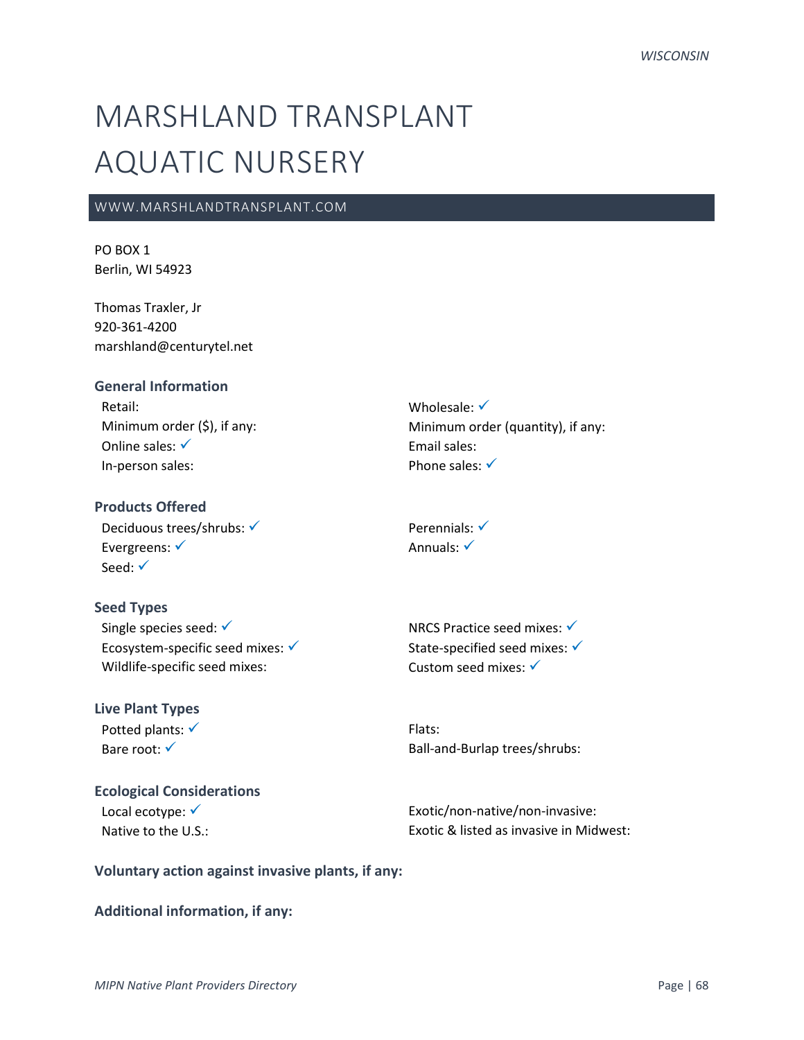WISCONSIN

# MARSHLAND TRANSPLANT AQUATIC NURSERY

WWW.MARSHLANDTRANSPLANT.COM

PO BOX 1
Berlin, WI 54923

Thomas Traxler, Jr
920-361-4200
marshland@centurytel.net

### General Information

Retail:
Minimum order ($), if any:
Online sales: ✓
In-person sales:
Wholesale: ✓
Minimum order (quantity), if any:
Email sales:
Phone sales: ✓

### Products Offered

Deciduous trees/shrubs: ✓
Evergreens: ✓
Seed: ✓
Perennials: ✓
Annuals: ✓

### Seed Types

Single species seed: ✓
Ecosystem-specific seed mixes: ✓
Wildlife-specific seed mixes:
NRCS Practice seed mixes: ✓
State-specified seed mixes: ✓
Custom seed mixes: ✓

### Live Plant Types

Potted plants: ✓
Bare root: ✓
Flats:
Ball-and-Burlap trees/shrubs:

### Ecological Considerations

Local ecotype: ✓
Native to the U.S.:
Exotic/non-native/non-invasive:
Exotic & listed as invasive in Midwest:

### Voluntary action against invasive plants, if any:

### Additional information, if any: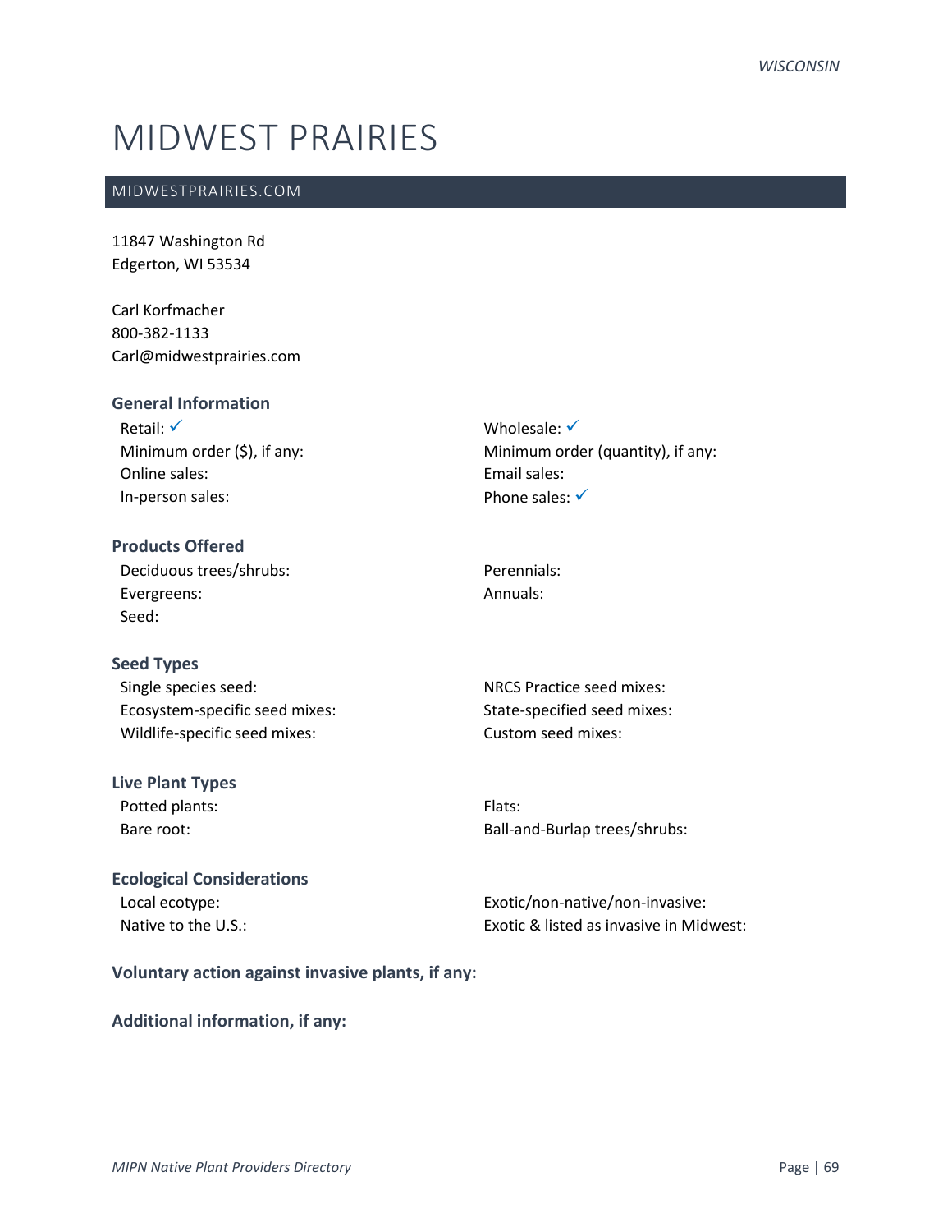# MIDWEST PRAIRIES

MIDWESTPRAIRIES.COM

11847 Washington Rd
Edgerton, WI 53534

Carl Korfmacher
800-382-1133
Carl@midwestprairies.com

### General Information

Retail: ✓
Minimum order ($), if any:
Online sales:
In-person sales:
Wholesale: ✓
Minimum order (quantity), if any:
Email sales:
Phone sales: ✓

### Products Offered

Deciduous trees/shrubs:
Evergreens:
Seed:
Perennials:
Annuals:

### Seed Types

Single species seed:
Ecosystem-specific seed mixes:
Wildlife-specific seed mixes:
NRCS Practice seed mixes:
State-specified seed mixes:
Custom seed mixes:

### Live Plant Types

Potted plants:
Bare root:
Flats:
Ball-and-Burlap trees/shrubs:

### Ecological Considerations

Local ecotype:
Native to the U.S.:
Exotic/non-native/non-invasive:
Exotic & listed as invasive in Midwest:

### Voluntary action against invasive plants, if any:

### Additional information, if any: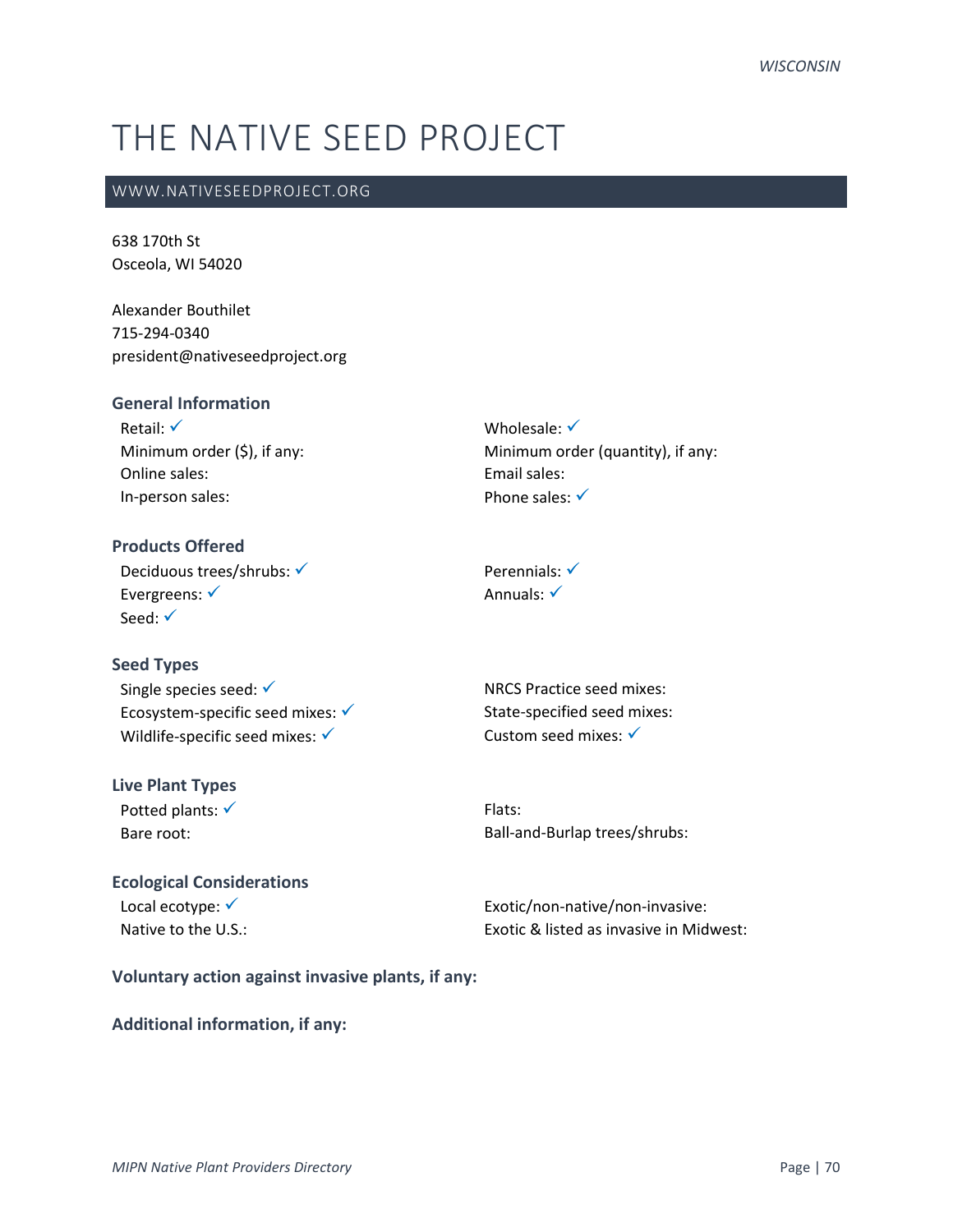# THE NATIVE SEED PROJECT

WWW.NATIVESEEDPROJECT.ORG

638 170th St
Osceola, WI 54020

Alexander Bouthilet
715-294-0340
president@nativeseedproject.org

### General Information

Retail: ✓
Minimum order ($), if any:
Online sales:
In-person sales:
Wholesale: ✓
Minimum order (quantity), if any:
Email sales:
Phone sales: ✓

### Products Offered

Deciduous trees/shrubs: ✓
Evergreens: ✓
Seed: ✓
Perennials: ✓
Annuals: ✓

### Seed Types

Single species seed: ✓
Ecosystem-specific seed mixes: ✓
Wildlife-specific seed mixes: ✓
NRCS Practice seed mixes:
State-specified seed mixes:
Custom seed mixes: ✓

### Live Plant Types

Potted plants: ✓
Bare root:
Flats:
Ball-and-Burlap trees/shrubs:

### Ecological Considerations

Local ecotype: ✓
Native to the U.S.:
Exotic/non-native/non-invasive:
Exotic & listed as invasive in Midwest:

### Voluntary action against invasive plants, if any:

### Additional information, if any: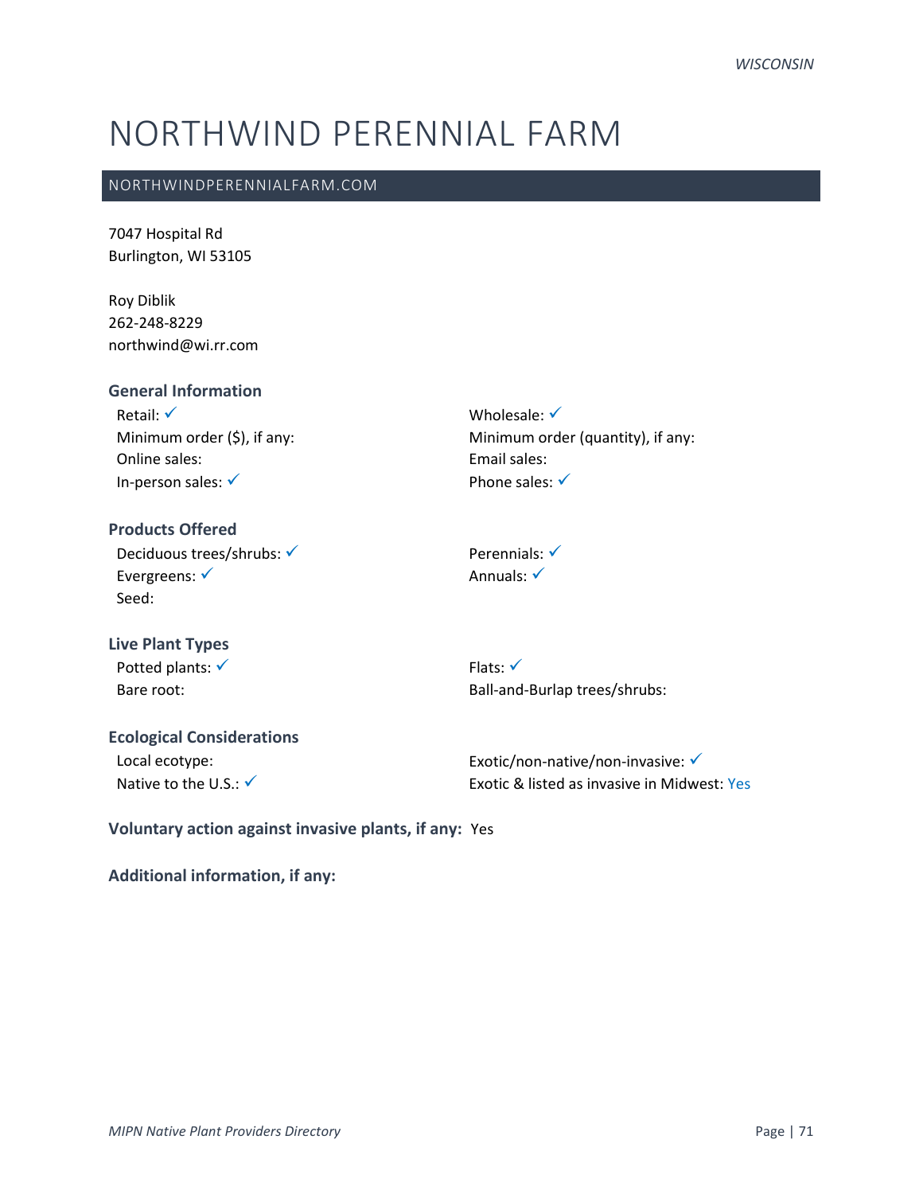# NORTHWIND PERENNIAL FARM

NORTHWINDPERENNIALFARM.COM

7047 Hospital Rd
Burlington, WI 53105

Roy Diblik
262-248-8229
northwind@wi.rr.com

### General Information

Retail: ✓
Minimum order ($), if any:
Online sales:
In-person sales: ✓

Wholesale: ✓
Minimum order (quantity), if any:
Email sales:
Phone sales: ✓

### Products Offered

Deciduous trees/shrubs: ✓
Evergreens: ✓
Seed:

Perennials: ✓
Annuals: ✓

### Live Plant Types

Potted plants: ✓
Bare root:

Flats: ✓
Ball-and-Burlap trees/shrubs:

### Ecological Considerations

Local ecotype:
Native to the U.S.: ✓

Exotic/non-native/non-invasive: ✓
Exotic & listed as invasive in Midwest: Yes

**Voluntary action against invasive plants, if any:** Yes

**Additional information, if any:**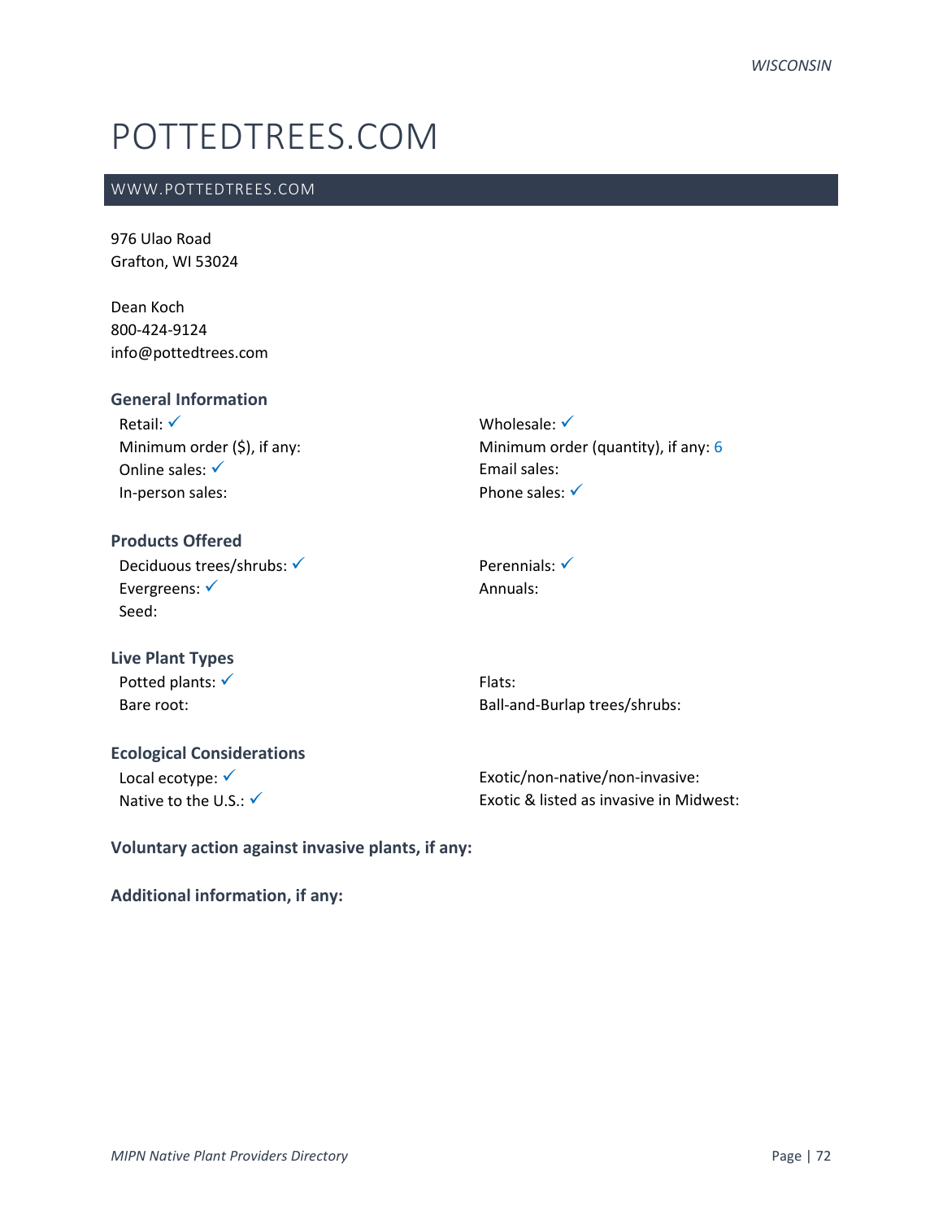# POTTEDTREES.COM

## WWW.POTTEDTREES.COM

976 Ulao Road
Grafton, WI 53024

Dean Koch
800-424-9124
info@pottedtrees.com

### General Information

Retail: ✓
Minimum order ($), if any:
Online sales: ✓
In-person sales:
Wholesale: ✓
Minimum order (quantity), if any: 6
Email sales:
Phone sales: ✓

### Products Offered

Deciduous trees/shrubs: ✓
Evergreens: ✓
Seed:
Perennials: ✓
Annuals:

### Live Plant Types

Potted plants: ✓
Bare root:
Flats:
Ball-and-Burlap trees/shrubs:

### Ecological Considerations

Local ecotype: ✓
Native to the U.S.: ✓
Exotic/non-native/non-invasive:
Exotic & listed as invasive in Midwest:

**Voluntary action against invasive plants, if any:**

**Additional information, if any:**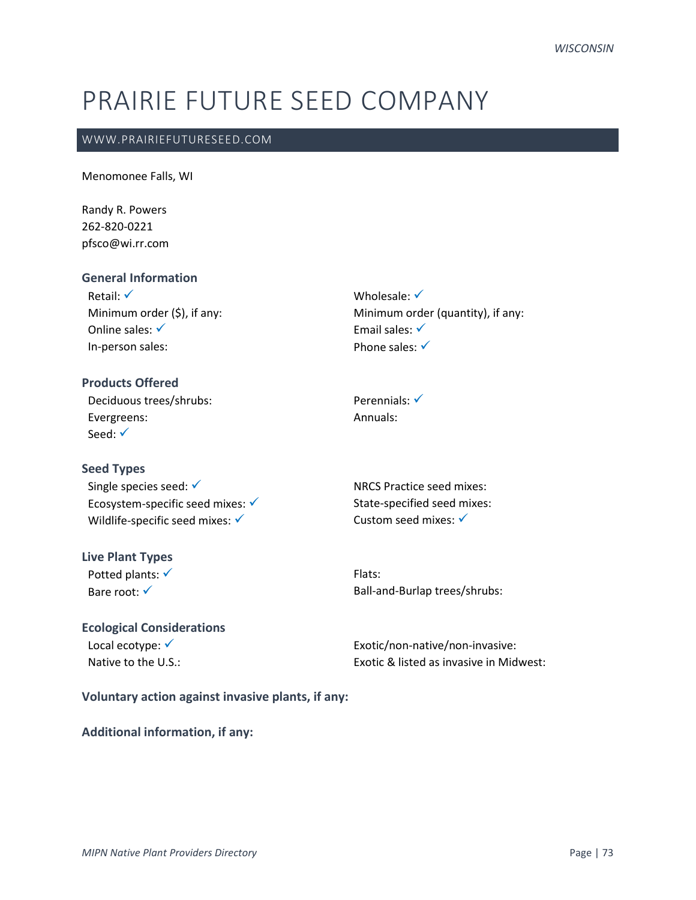# PRAIRIE FUTURE SEED COMPANY

WWW.PRAIRIEFUTURESEED.COM

Menomonee Falls, WI

Randy R. Powers
262-820-0221
pfsco@wi.rr.com

### General Information

Retail: ✓
Minimum order ($), if any:
Online sales: ✓
In-person sales:

Wholesale: ✓
Minimum order (quantity), if any:
Email sales: ✓
Phone sales: ✓

### Products Offered

Deciduous trees/shrubs:
Evergreens:
Seed: ✓

Perennials: ✓
Annuals:

### Seed Types

Single species seed: ✓
Ecosystem-specific seed mixes: ✓
Wildlife-specific seed mixes: ✓

NRCS Practice seed mixes:
State-specified seed mixes:
Custom seed mixes: ✓

### Live Plant Types

Potted plants: ✓
Bare root: ✓

Flats:
Ball-and-Burlap trees/shrubs:

### Ecological Considerations

Local ecotype: ✓
Native to the U.S.:

Exotic/non-native/non-invasive:
Exotic & listed as invasive in Midwest:

### Voluntary action against invasive plants, if any:

### Additional information, if any: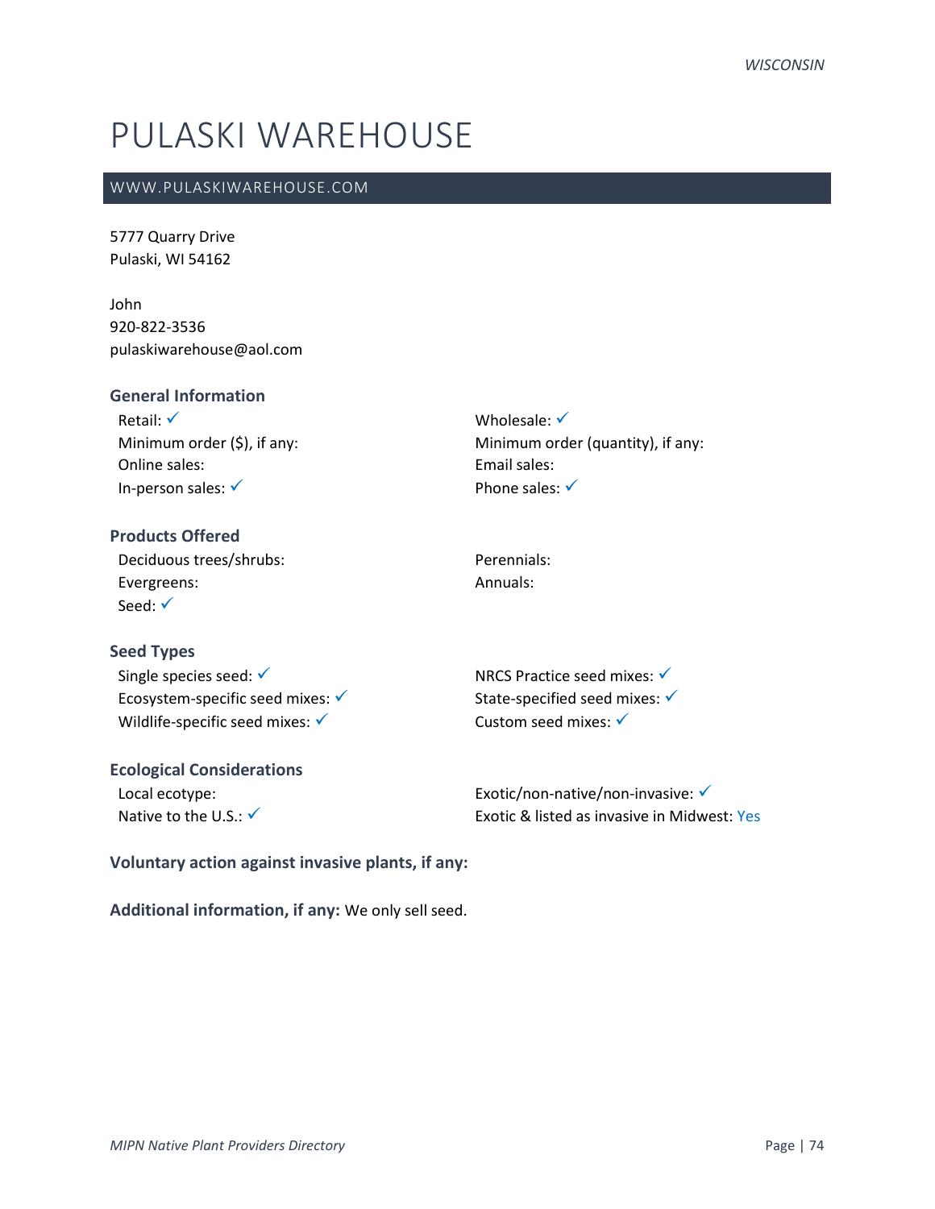# PULASKI WAREHOUSE

## WWW.PULASKIWAREHOUSE.COM

5777 Quarry Drive
Pulaski, WI 54162

John
920-822-3536
pulaskiwarehouse@aol.com

### General Information

Retail: ✓
Minimum order ($), if any:
Online sales:
In-person sales: ✓

Wholesale: ✓
Minimum order (quantity), if any:
Email sales:
Phone sales: ✓

### Products Offered

Deciduous trees/shrubs:
Evergreens:
Seed: ✓

Perennials:
Annuals:

### Seed Types

Single species seed: ✓
Ecosystem-specific seed mixes: ✓
Wildlife-specific seed mixes: ✓

NRCS Practice seed mixes: ✓
State-specified seed mixes: ✓
Custom seed mixes: ✓

### Ecological Considerations

Local ecotype:
Native to the U.S.: ✓

Exotic/non-native/non-invasive: ✓
Exotic & listed as invasive in Midwest: Yes

**Voluntary action against invasive plants, if any:**

**Additional information, if any:** We only sell seed.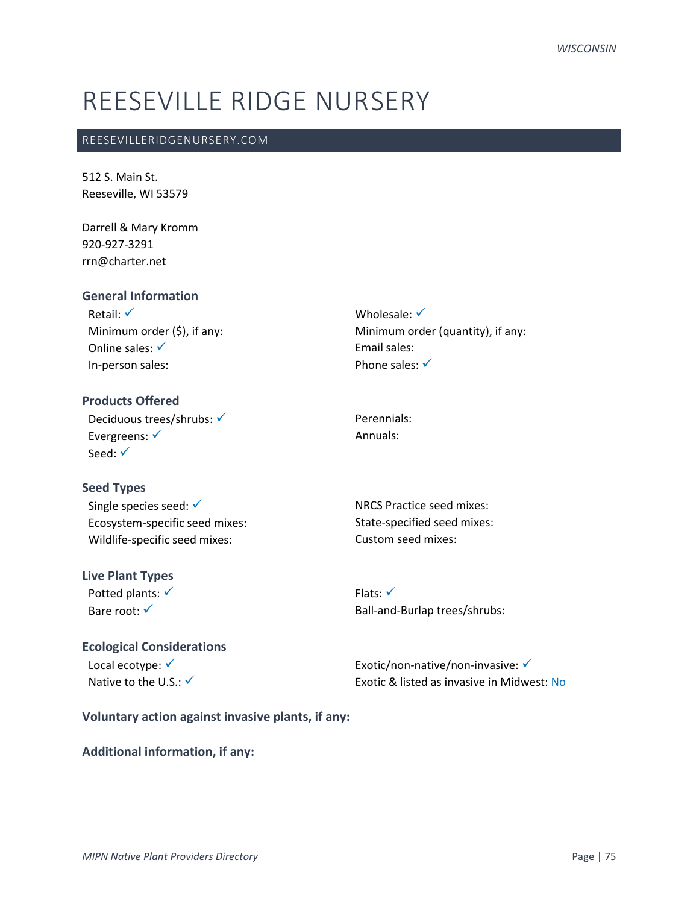# REESEVILLE RIDGE NURSERY

REESEVILLERIDGENURSERY.COM

512 S. Main St.
Reeseville, WI 53579

Darrell & Mary Kromm
920-927-3291
rrn@charter.net

**General Information**

Retail: ✓
Minimum order ($), if any:
Online sales: ✓
In-person sales:
Wholesale: ✓
Minimum order (quantity), if any:
Email sales:
Phone sales: ✓

**Products Offered**

Deciduous trees/shrubs: ✓
Evergreens: ✓
Seed: ✓
Perennials:
Annuals:

**Seed Types**

Single species seed: ✓
Ecosystem-specific seed mixes:
Wildlife-specific seed mixes:
NRCS Practice seed mixes:
State-specified seed mixes:
Custom seed mixes:

**Live Plant Types**

Potted plants: ✓
Bare root: ✓
Flats: ✓
Ball-and-Burlap trees/shrubs:

**Ecological Considerations**

Local ecotype: ✓
Native to the U.S.: ✓
Exotic/non-native/non-invasive: ✓
Exotic & listed as invasive in Midwest: No

**Voluntary action against invasive plants, if any:**

**Additional information, if any:**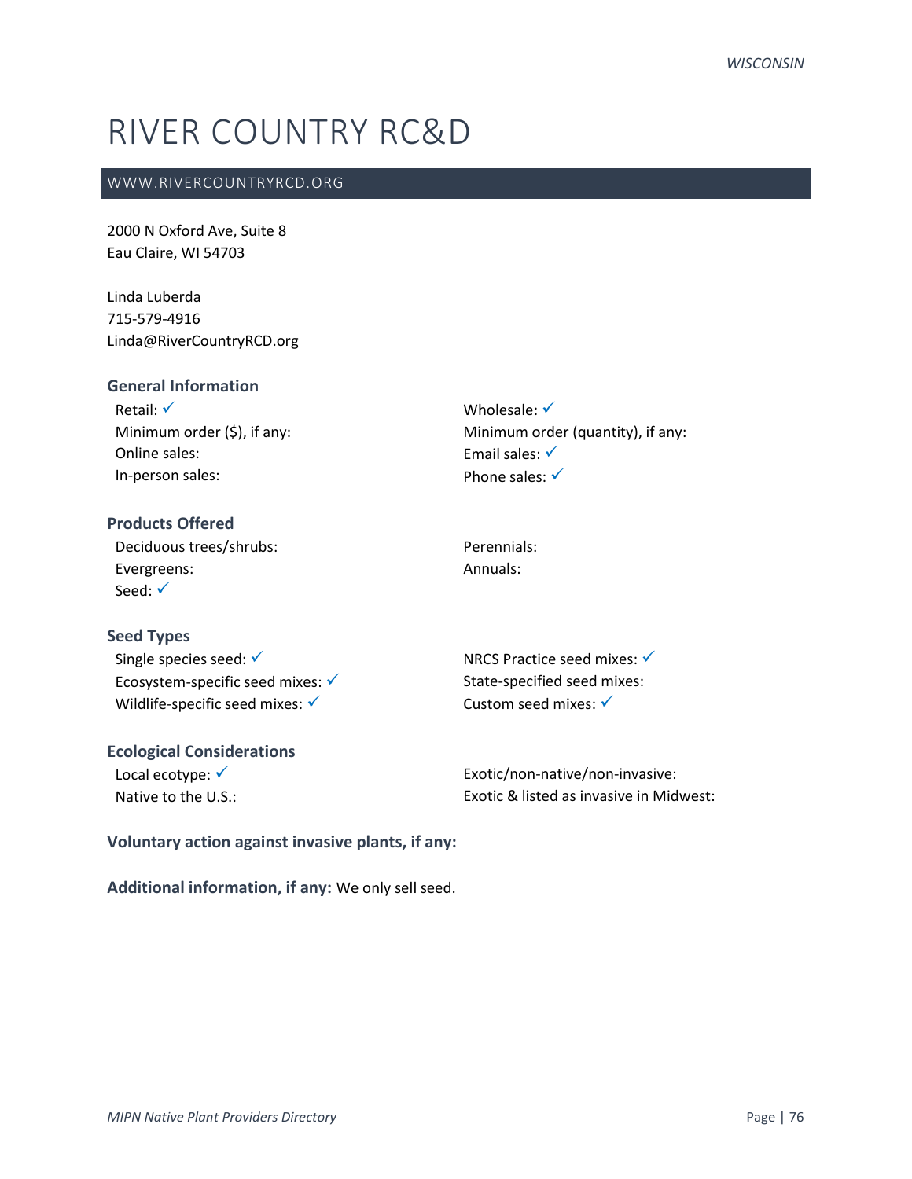# RIVER COUNTRY RC&D

## WWW.RIVERCOUNTRYRCD.ORG

2000 N Oxford Ave, Suite 8
Eau Claire, WI 54703

Linda Luberda
715-579-4916
Linda@RiverCountryRCD.org

### General Information

Retail: ✓
Minimum order ($), if any:
Online sales:
In-person sales:
Wholesale: ✓
Minimum order (quantity), if any:
Email sales: ✓
Phone sales: ✓

### Products Offered

Deciduous trees/shrubs:
Evergreens:
Seed: ✓
Perennials:
Annuals:

### Seed Types

Single species seed: ✓
Ecosystem-specific seed mixes: ✓
Wildlife-specific seed mixes: ✓
NRCS Practice seed mixes: ✓
State-specified seed mixes:
Custom seed mixes: ✓

### Ecological Considerations

Local ecotype: ✓
Native to the U.S.:
Exotic/non-native/non-invasive:
Exotic & listed as invasive in Midwest:

**Voluntary action against invasive plants, if any:**

**Additional information, if any:** We only sell seed.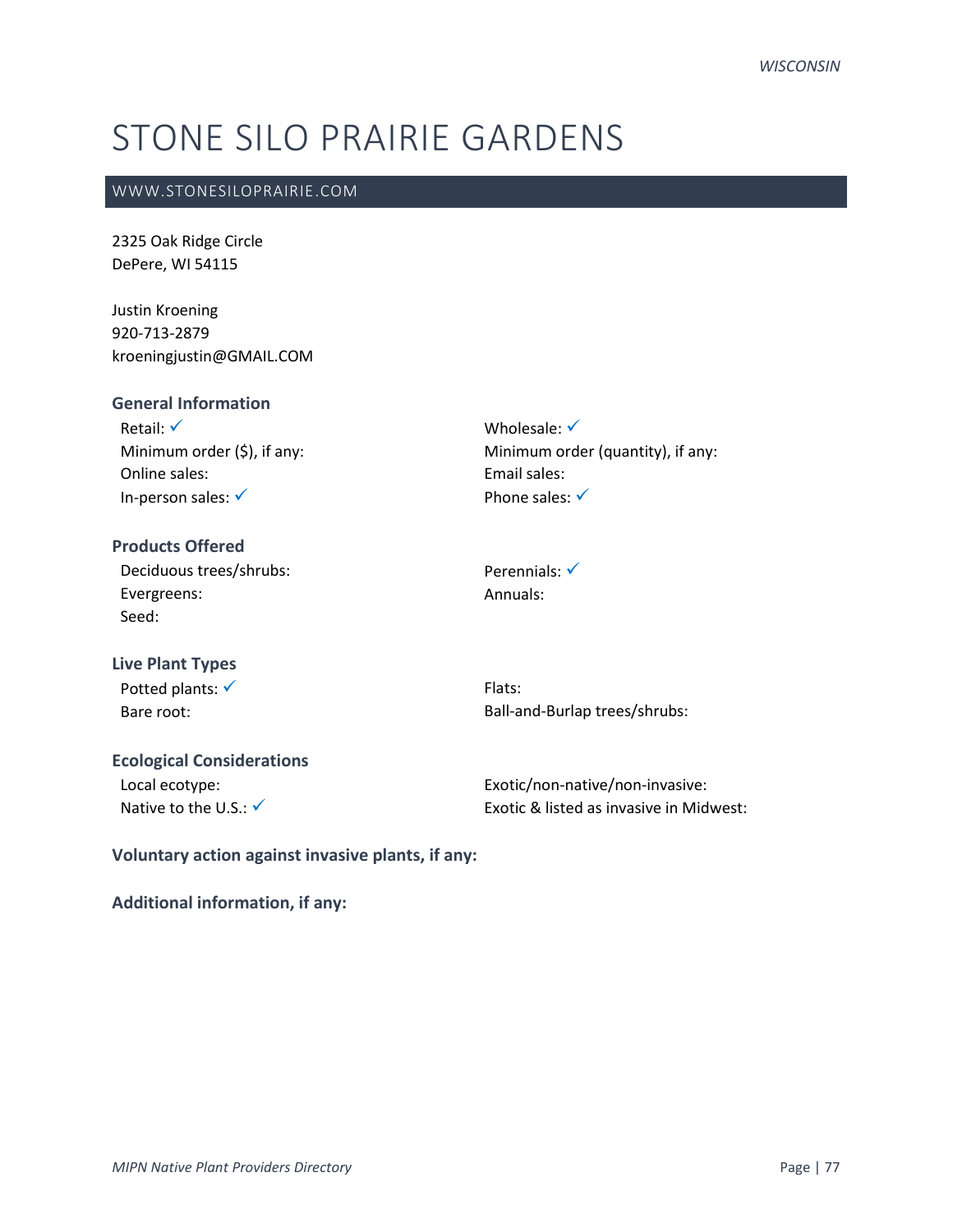# STONE SILO PRAIRIE GARDENS

WWW.STONESILOPRAIRIE.COM

2325 Oak Ridge Circle
DePere, WI 54115

Justin Kroening
920-713-2879
kroeningjustin@GMAIL.COM

### General Information

Retail: ✓
Minimum order ($), if any:
Online sales:
In-person sales: ✓
Wholesale: ✓
Minimum order (quantity), if any:
Email sales:
Phone sales: ✓

### Products Offered

Deciduous trees/shrubs:
Evergreens:
Seed:
Perennials: ✓
Annuals:

### Live Plant Types

Potted plants: ✓
Bare root:
Flats:
Ball-and-Burlap trees/shrubs:

### Ecological Considerations

Local ecotype:
Native to the U.S.: ✓
Exotic/non-native/non-invasive:
Exotic & listed as invasive in Midwest:

**Voluntary action against invasive plants, if any:**

**Additional information, if any:**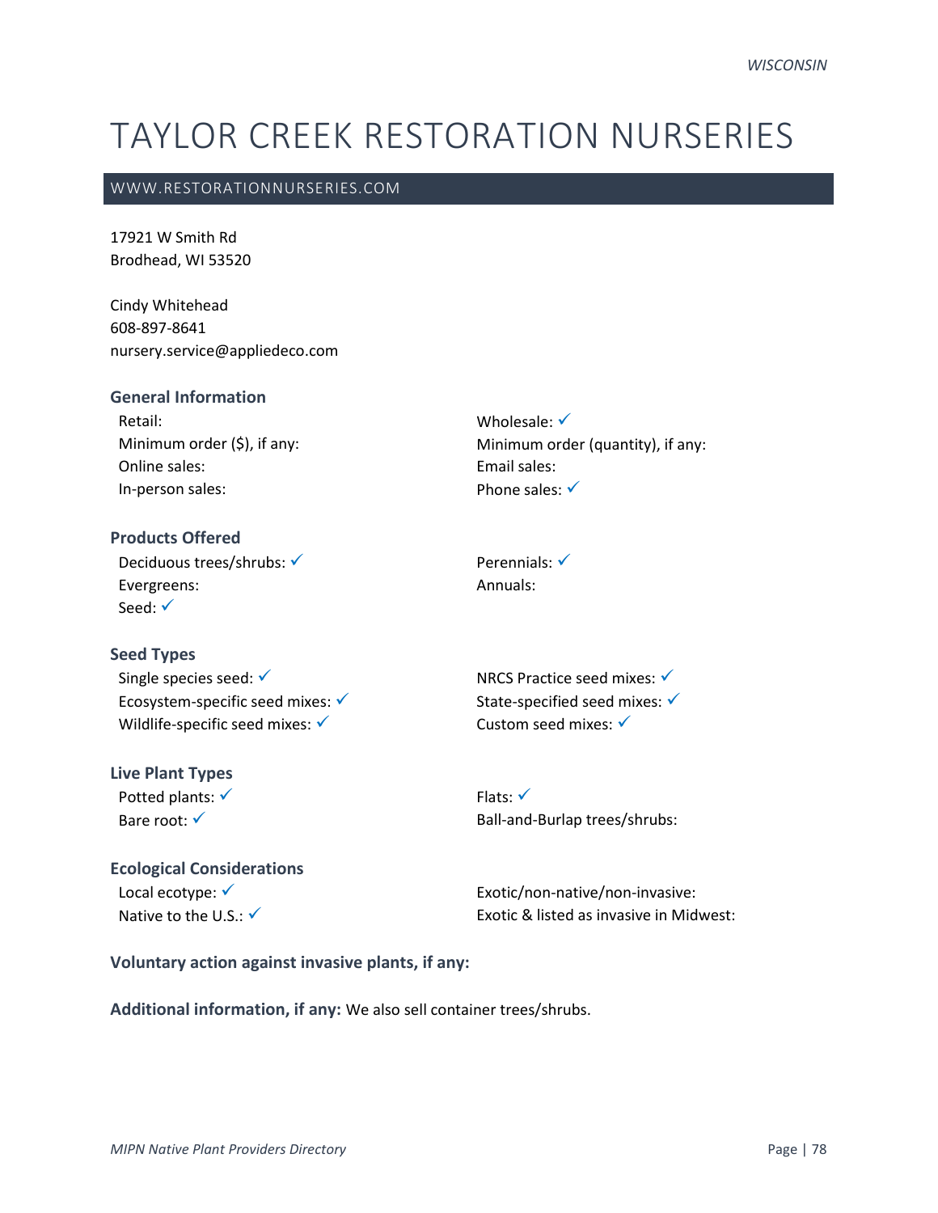# TAYLOR CREEK RESTORATION NURSERIES

WWW.RESTORATIONNURSERIES.COM

17921 W Smith Rd
Brodhead, WI 53520

Cindy Whitehead
608-897-8641
nursery.service@appliedeco.com

### General Information

Retail:
Minimum order ($), if any:
Online sales:
In-person sales:
Wholesale: ✓
Minimum order (quantity), if any:
Email sales:
Phone sales: ✓

### Products Offered

Deciduous trees/shrubs: ✓
Evergreens:
Seed: ✓
Perennials: ✓
Annuals:

### Seed Types

Single species seed: ✓
Ecosystem-specific seed mixes: ✓
Wildlife-specific seed mixes: ✓
NRCS Practice seed mixes: ✓
State-specified seed mixes: ✓
Custom seed mixes: ✓

### Live Plant Types

Potted plants: ✓
Bare root: ✓
Flats: ✓
Ball-and-Burlap trees/shrubs:

### Ecological Considerations

Local ecotype: ✓
Native to the U.S.: ✓
Exotic/non-native/non-invasive:
Exotic & listed as invasive in Midwest:

**Voluntary action against invasive plants, if any:**

**Additional information, if any:** We also sell container trees/shrubs.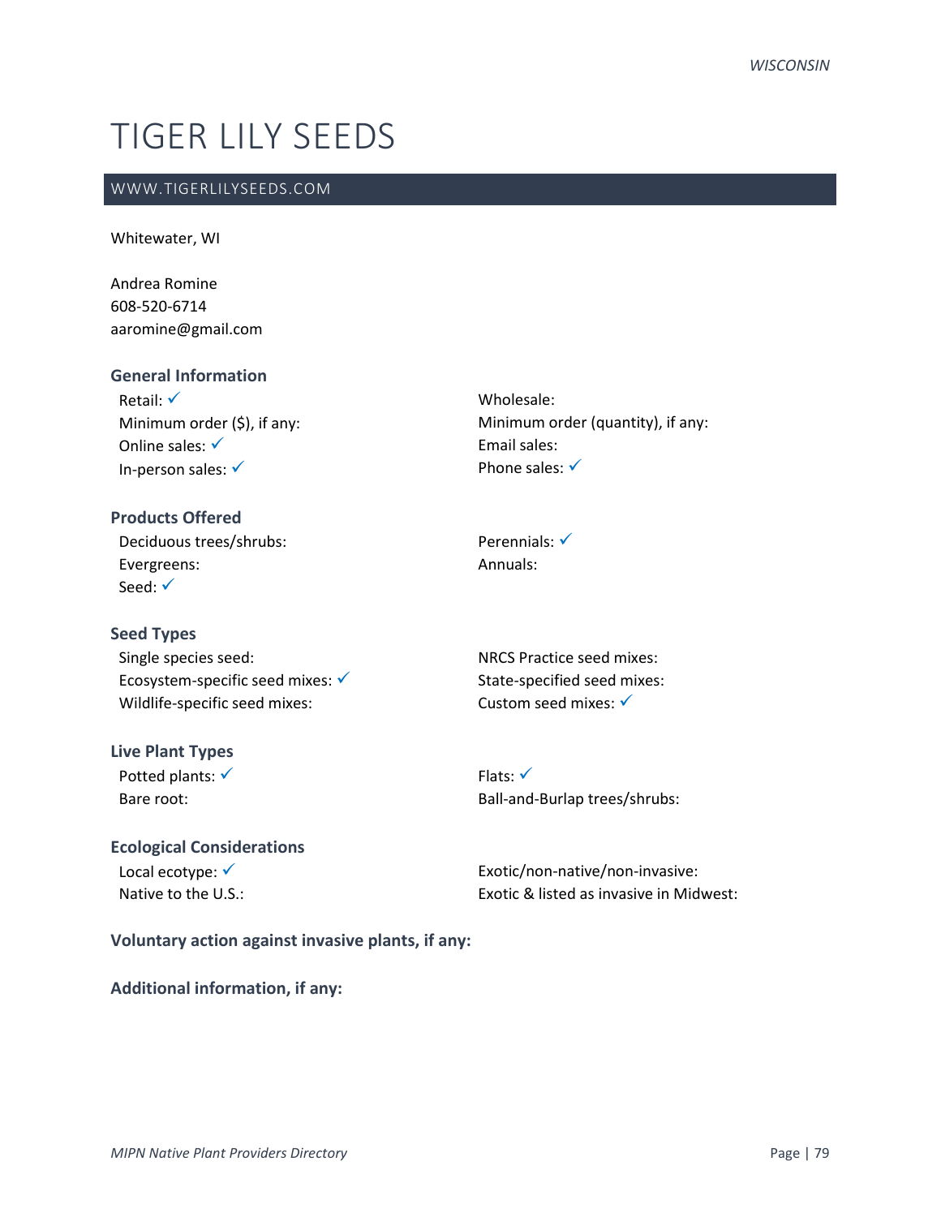# TIGER LILY SEEDS

WWW.TIGERLILYSEEDS.COM

Whitewater, WI

Andrea Romine
608-520-6714
aaromine@gmail.com

### General Information

Retail: ✓
Minimum order ($), if any:
Online sales: ✓
In-person sales: ✓

Wholesale:
Minimum order (quantity), if any:
Email sales:
Phone sales: ✓

### Products Offered

Deciduous trees/shrubs:
Evergreens:
Seed: ✓

Perennials: ✓
Annuals:

### Seed Types

Single species seed:
Ecosystem-specific seed mixes: ✓
Wildlife-specific seed mixes:

NRCS Practice seed mixes:
State-specified seed mixes:
Custom seed mixes: ✓

### Live Plant Types

Potted plants: ✓
Bare root:

Flats: ✓
Ball-and-Burlap trees/shrubs:

### Ecological Considerations

Local ecotype: ✓
Native to the U.S.:

Exotic/non-native/non-invasive:
Exotic & listed as invasive in Midwest:

### Voluntary action against invasive plants, if any:

### Additional information, if any: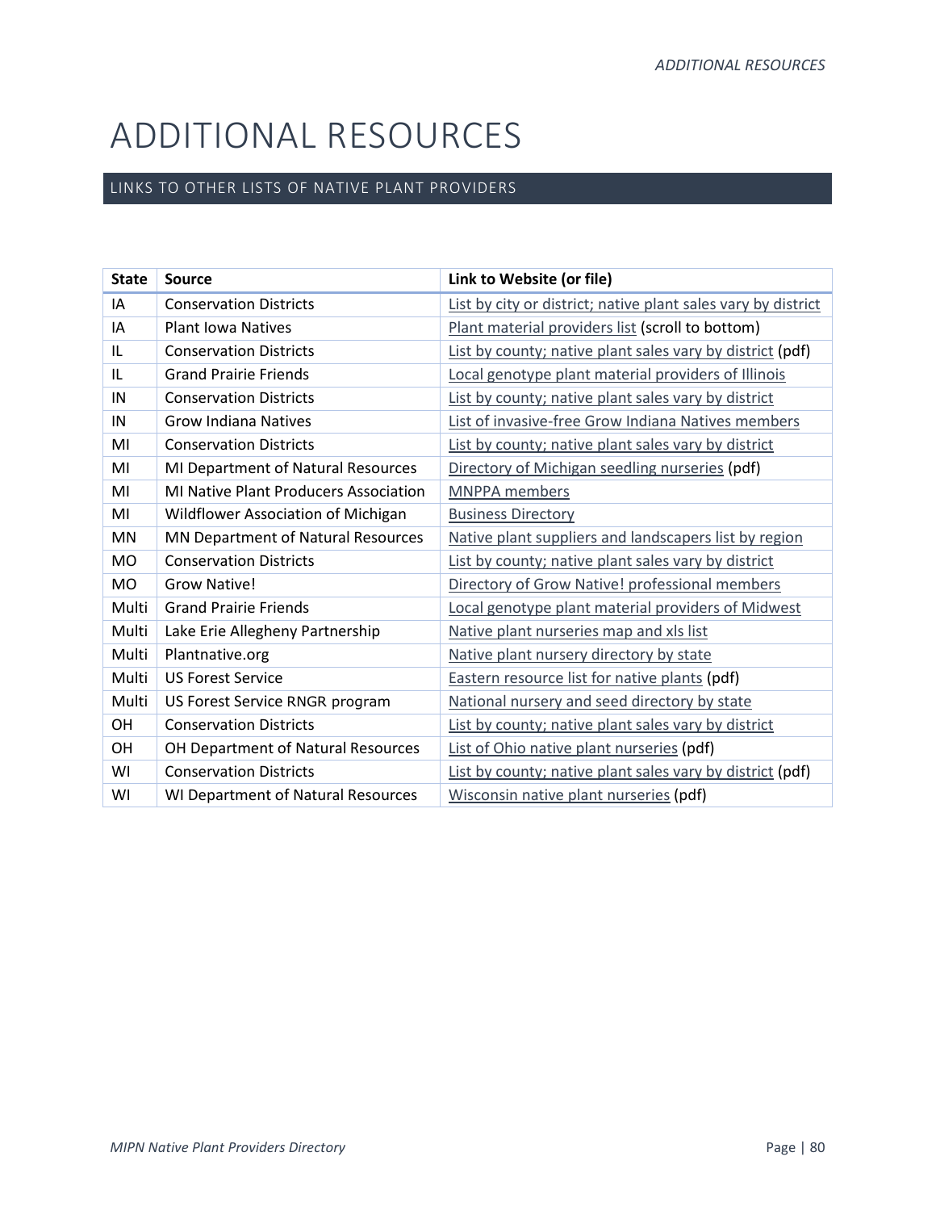# ADDITIONAL RESOURCES

## LINKS TO OTHER LISTS OF NATIVE PLANT PROVIDERS

| State | Source | Link to Website (or file) |
|---|---|---|
| IA | Conservation Districts | List by city or district; native plant sales vary by district |
| IA | Plant Iowa Natives | Plant material providers list (scroll to bottom) |
| IL | Conservation Districts | List by county; native plant sales vary by district (pdf) |
| IL | Grand Prairie Friends | Local genotype plant material providers of Illinois |
| IN | Conservation Districts | List by county; native plant sales vary by district |
| IN | Grow Indiana Natives | List of invasive-free Grow Indiana Natives members |
| MI | Conservation Districts | List by county; native plant sales vary by district |
| MI | MI Department of Natural Resources | Directory of Michigan seedling nurseries (pdf) |
| MI | MI Native Plant Producers Association | MNPPA members |
| MI | Wildflower Association of Michigan | Business Directory |
| MN | MN Department of Natural Resources | Native plant suppliers and landscapers list by region |
| MO | Conservation Districts | List by county; native plant sales vary by district |
| MO | Grow Native! | Directory of Grow Native! professional members |
| Multi | Grand Prairie Friends | Local genotype plant material providers of Midwest |
| Multi | Lake Erie Allegheny Partnership | Native plant nurseries map and xls list |
| Multi | Plantnative.org | Native plant nursery directory by state |
| Multi | US Forest Service | Eastern resource list for native plants (pdf) |
| Multi | US Forest Service RNGR program | National nursery and seed directory by state |
| OH | Conservation Districts | List by county; native plant sales vary by district |
| OH | OH Department of Natural Resources | List of Ohio native plant nurseries (pdf) |
| WI | Conservation Districts | List by county; native plant sales vary by district (pdf) |
| WI | WI Department of Natural Resources | Wisconsin native plant nurseries (pdf) |